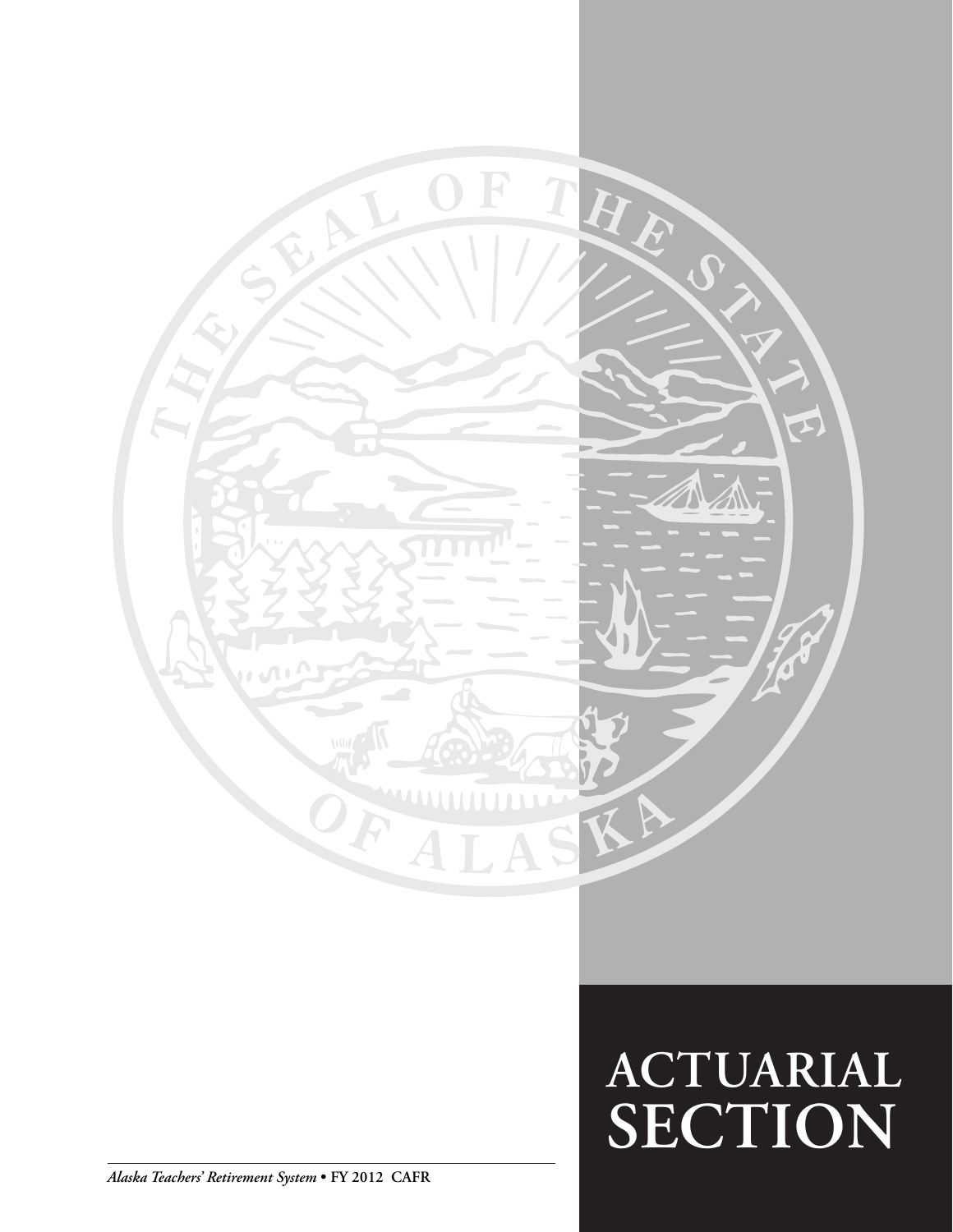# ACTUARIAL SECTION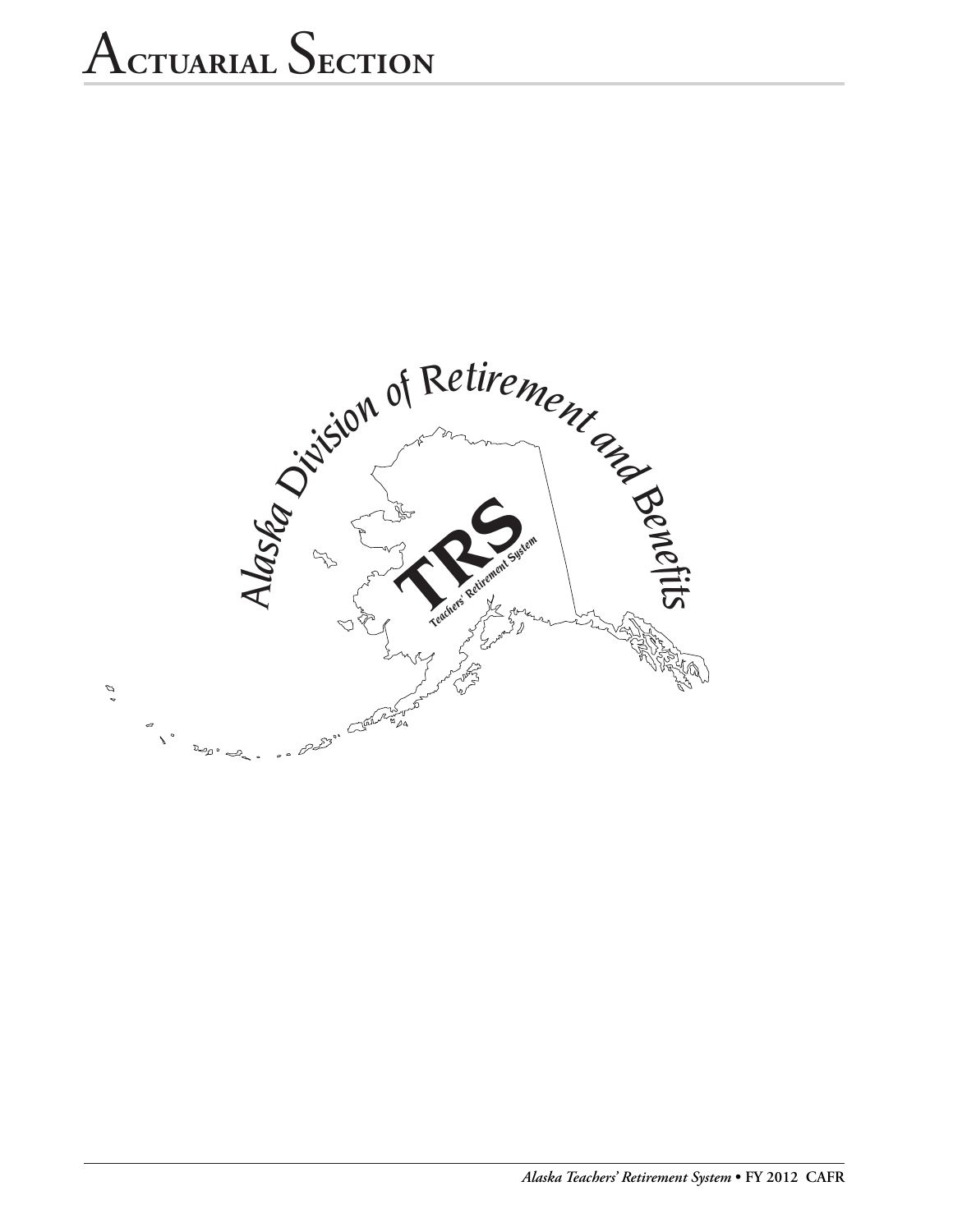# Actuarial Section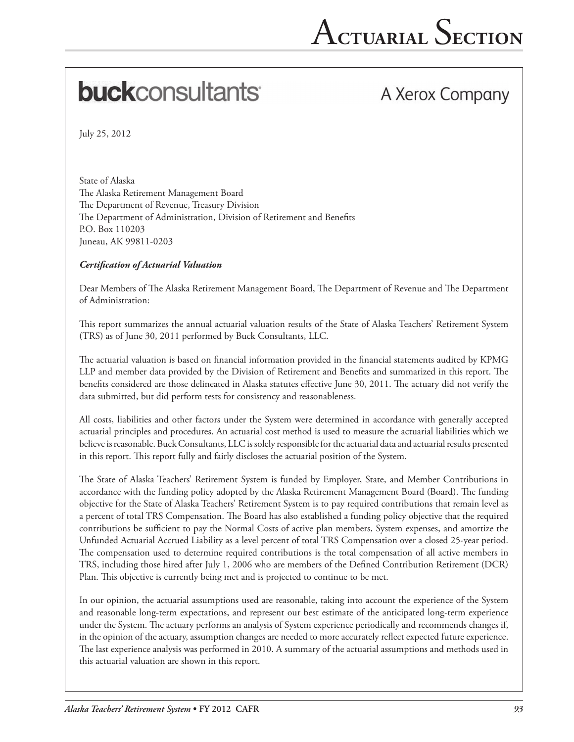**buck**consultants A Xerox Company

July 25, 2012

State of Alaska
The Alaska Retirement Management Board
The Department of Revenue, Treasury Division
The Department of Administration, Division of Retirement and Benefits
P.O. Box 110203
Juneau, AK 99811-0203

***Certification of Actuarial Valuation***

Dear Members of The Alaska Retirement Management Board, The Department of Revenue and The Department of Administration:

This report summarizes the annual actuarial valuation results of the State of Alaska Teachers' Retirement System (TRS) as of June 30, 2011 performed by Buck Consultants, LLC.

The actuarial valuation is based on financial information provided in the financial statements audited by KPMG LLP and member data provided by the Division of Retirement and Benefits and summarized in this report. The benefits considered are those delineated in Alaska statutes effective June 30, 2011. The actuary did not verify the data submitted, but did perform tests for consistency and reasonableness.

All costs, liabilities and other factors under the System were determined in accordance with generally accepted actuarial principles and procedures. An actuarial cost method is used to measure the actuarial liabilities which we believe is reasonable. Buck Consultants, LLC is solely responsible for the actuarial data and actuarial results presented in this report. This report fully and fairly discloses the actuarial position of the System.

The State of Alaska Teachers' Retirement System is funded by Employer, State, and Member Contributions in accordance with the funding policy adopted by the Alaska Retirement Management Board (Board). The funding objective for the State of Alaska Teachers' Retirement System is to pay required contributions that remain level as a percent of total TRS Compensation. The Board has also established a funding policy objective that the required contributions be sufficient to pay the Normal Costs of active plan members, System expenses, and amortize the Unfunded Actuarial Accrued Liability as a level percent of total TRS Compensation over a closed 25-year period. The compensation used to determine required contributions is the total compensation of all active members in TRS, including those hired after July 1, 2006 who are members of the Defined Contribution Retirement (DCR) Plan. This objective is currently being met and is projected to continue to be met.

In our opinion, the actuarial assumptions used are reasonable, taking into account the experience of the System and reasonable long-term expectations, and represent our best estimate of the anticipated long-term experience under the System. The actuary performs an analysis of System experience periodically and recommends changes if, in the opinion of the actuary, assumption changes are needed to more accurately reflect expected future experience. The last experience analysis was performed in 2010. A summary of the actuarial assumptions and methods used in this actuarial valuation are shown in this report.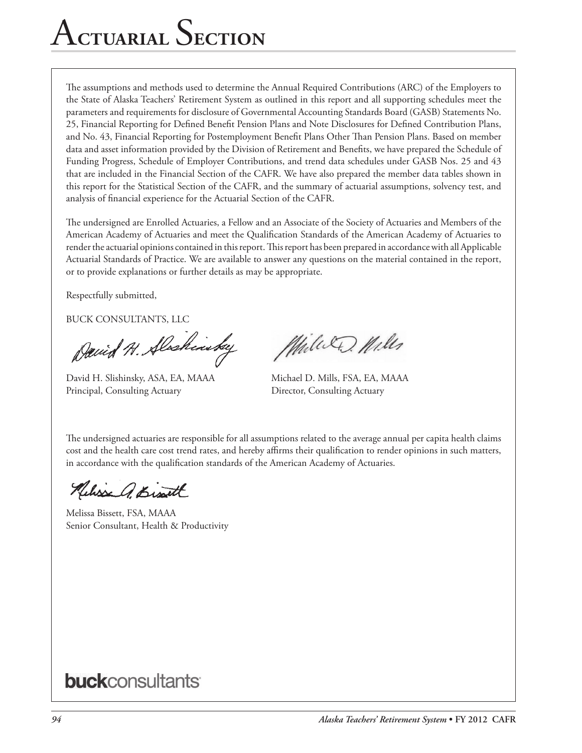# Actuarial Section

The assumptions and methods used to determine the Annual Required Contributions (ARC) of the Employers to the State of Alaska Teachers' Retirement System as outlined in this report and all supporting schedules meet the parameters and requirements for disclosure of Governmental Accounting Standards Board (GASB) Statements No. 25, Financial Reporting for Defined Benefit Pension Plans and Note Disclosures for Defined Contribution Plans, and No. 43, Financial Reporting for Postemployment Benefit Plans Other Than Pension Plans. Based on member data and asset information provided by the Division of Retirement and Benefits, we have prepared the Schedule of Funding Progress, Schedule of Employer Contributions, and trend data schedules under GASB Nos. 25 and 43 that are included in the Financial Section of the CAFR. We have also prepared the member data tables shown in this report for the Statistical Section of the CAFR, and the summary of actuarial assumptions, solvency test, and analysis of financial experience for the Actuarial Section of the CAFR.

The undersigned are Enrolled Actuaries, a Fellow and an Associate of the Society of Actuaries and Members of the American Academy of Actuaries and meet the Qualification Standards of the American Academy of Actuaries to render the actuarial opinions contained in this report. This report has been prepared in accordance with all Applicable Actuarial Standards of Practice. We are available to answer any questions on the material contained in the report, or to provide explanations or further details as may be appropriate.

Respectfully submitted,

BUCK CONSULTANTS, LLC

David H. Slishinsky, ASA, EA, MAAA
Principal, Consulting Actuary

Michael D. Mills, FSA, EA, MAAA
Director, Consulting Actuary

The undersigned actuaries are responsible for all assumptions related to the average annual per capita health claims cost and the health care cost trend rates, and hereby affirms their qualification to render opinions in such matters, in accordance with the qualification standards of the American Academy of Actuaries.

Melissa Bissett, FSA, MAAA
Senior Consultant, Health & Productivity

**buck**consultants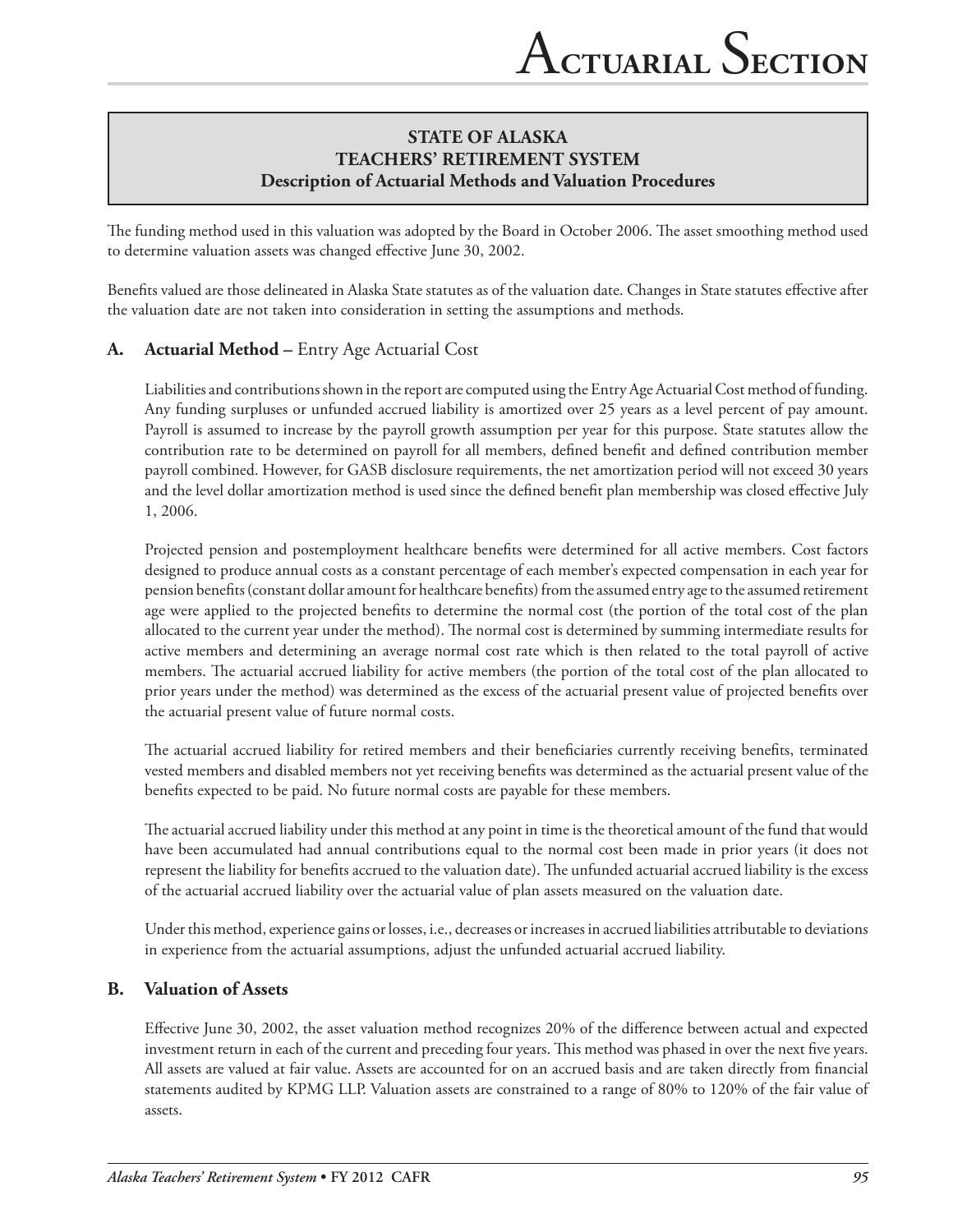## STATE OF ALASKA
## TEACHERS' RETIREMENT SYSTEM
## Description of Actuarial Methods and Valuation Procedures

The funding method used in this valuation was adopted by the Board in October 2006. The asset smoothing method used to determine valuation assets was changed effective June 30, 2002.

Benefits valued are those delineated in Alaska State statutes as of the valuation date. Changes in State statutes effective after the valuation date are not taken into consideration in setting the assumptions and methods.

### A. Actuarial Method – Entry Age Actuarial Cost

Liabilities and contributions shown in the report are computed using the Entry Age Actuarial Cost method of funding. Any funding surpluses or unfunded accrued liability is amortized over 25 years as a level percent of pay amount. Payroll is assumed to increase by the payroll growth assumption per year for this purpose. State statutes allow the contribution rate to be determined on payroll for all members, defined benefit and defined contribution member payroll combined. However, for GASB disclosure requirements, the net amortization period will not exceed 30 years and the level dollar amortization method is used since the defined benefit plan membership was closed effective July 1, 2006.

Projected pension and postemployment healthcare benefits were determined for all active members. Cost factors designed to produce annual costs as a constant percentage of each member's expected compensation in each year for pension benefits (constant dollar amount for healthcare benefits) from the assumed entry age to the assumed retirement age were applied to the projected benefits to determine the normal cost (the portion of the total cost of the plan allocated to the current year under the method). The normal cost is determined by summing intermediate results for active members and determining an average normal cost rate which is then related to the total payroll of active members. The actuarial accrued liability for active members (the portion of the total cost of the plan allocated to prior years under the method) was determined as the excess of the actuarial present value of projected benefits over the actuarial present value of future normal costs.

The actuarial accrued liability for retired members and their beneficiaries currently receiving benefits, terminated vested members and disabled members not yet receiving benefits was determined as the actuarial present value of the benefits expected to be paid. No future normal costs are payable for these members.

The actuarial accrued liability under this method at any point in time is the theoretical amount of the fund that would have been accumulated had annual contributions equal to the normal cost been made in prior years (it does not represent the liability for benefits accrued to the valuation date). The unfunded actuarial accrued liability is the excess of the actuarial accrued liability over the actuarial value of plan assets measured on the valuation date.

Under this method, experience gains or losses, i.e., decreases or increases in accrued liabilities attributable to deviations in experience from the actuarial assumptions, adjust the unfunded actuarial accrued liability.

### B. Valuation of Assets

Effective June 30, 2002, the asset valuation method recognizes 20% of the difference between actual and expected investment return in each of the current and preceding four years. This method was phased in over the next five years. All assets are valued at fair value. Assets are accounted for on an accrued basis and are taken directly from financial statements audited by KPMG LLP. Valuation assets are constrained to a range of 80% to 120% of the fair value of assets.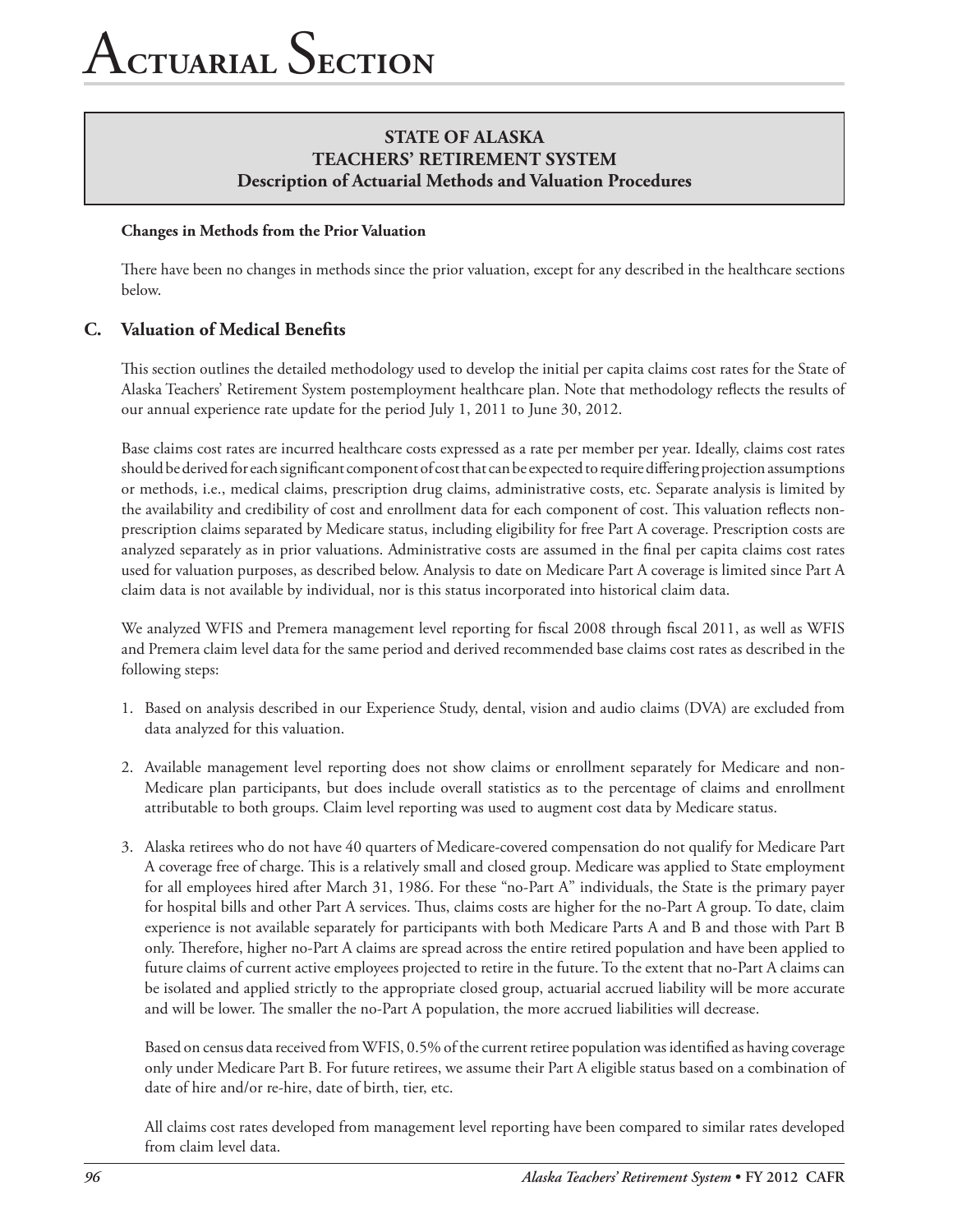# Actuarial Section

## STATE OF ALASKA
## TEACHERS' RETIREMENT SYSTEM
## Description of Actuarial Methods and Valuation Procedures

**Changes in Methods from the Prior Valuation**

There have been no changes in methods since the prior valuation, except for any described in the healthcare sections below.

### C. Valuation of Medical Benefits

This section outlines the detailed methodology used to develop the initial per capita claims cost rates for the State of Alaska Teachers' Retirement System postemployment healthcare plan. Note that methodology reflects the results of our annual experience rate update for the period July 1, 2011 to June 30, 2012.

Base claims cost rates are incurred healthcare costs expressed as a rate per member per year. Ideally, claims cost rates should be derived for each significant component of cost that can be expected to require differing projection assumptions or methods, i.e., medical claims, prescription drug claims, administrative costs, etc. Separate analysis is limited by the availability and credibility of cost and enrollment data for each component of cost. This valuation reflects non-prescription claims separated by Medicare status, including eligibility for free Part A coverage. Prescription costs are analyzed separately as in prior valuations. Administrative costs are assumed in the final per capita claims cost rates used for valuation purposes, as described below. Analysis to date on Medicare Part A coverage is limited since Part A claim data is not available by individual, nor is this status incorporated into historical claim data.

We analyzed WFIS and Premera management level reporting for fiscal 2008 through fiscal 2011, as well as WFIS and Premera claim level data for the same period and derived recommended base claims cost rates as described in the following steps:

1. Based on analysis described in our Experience Study, dental, vision and audio claims (DVA) are excluded from data analyzed for this valuation.

2. Available management level reporting does not show claims or enrollment separately for Medicare and non-Medicare plan participants, but does include overall statistics as to the percentage of claims and enrollment attributable to both groups. Claim level reporting was used to augment cost data by Medicare status.

3. Alaska retirees who do not have 40 quarters of Medicare-covered compensation do not qualify for Medicare Part A coverage free of charge. This is a relatively small and closed group. Medicare was applied to State employment for all employees hired after March 31, 1986. For these "no-Part A" individuals, the State is the primary payer for hospital bills and other Part A services. Thus, claims costs are higher for the no-Part A group. To date, claim experience is not available separately for participants with both Medicare Parts A and B and those with Part B only. Therefore, higher no-Part A claims are spread across the entire retired population and have been applied to future claims of current active employees projected to retire in the future. To the extent that no-Part A claims can be isolated and applied strictly to the appropriate closed group, actuarial accrued liability will be more accurate and will be lower. The smaller the no-Part A population, the more accrued liabilities will decrease.

   Based on census data received from WFIS, 0.5% of the current retiree population was identified as having coverage only under Medicare Part B. For future retirees, we assume their Part A eligible status based on a combination of date of hire and/or re-hire, date of birth, tier, etc.

   All claims cost rates developed from management level reporting have been compared to similar rates developed from claim level data.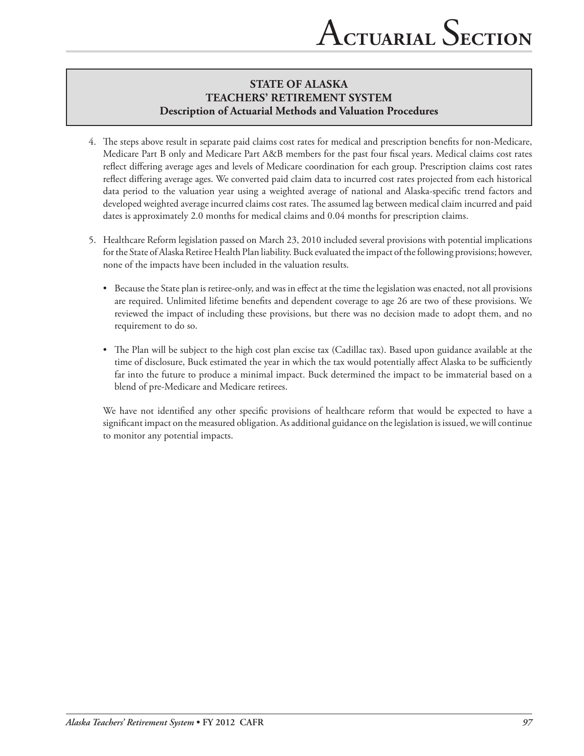## STATE OF ALASKA
## TEACHERS' RETIREMENT SYSTEM
## Description of Actuarial Methods and Valuation Procedures

4. The steps above result in separate paid claims cost rates for medical and prescription benefits for non-Medicare, Medicare Part B only and Medicare Part A&B members for the past four fiscal years. Medical claims cost rates reflect differing average ages and levels of Medicare coordination for each group. Prescription claims cost rates reflect differing average ages. We converted paid claim data to incurred cost rates projected from each historical data period to the valuation year using a weighted average of national and Alaska-specific trend factors and developed weighted average incurred claims cost rates. The assumed lag between medical claim incurred and paid dates is approximately 2.0 months for medical claims and 0.04 months for prescription claims.

5. Healthcare Reform legislation passed on March 23, 2010 included several provisions with potential implications for the State of Alaska Retiree Health Plan liability. Buck evaluated the impact of the following provisions; however, none of the impacts have been included in the valuation results.

   - Because the State plan is retiree-only, and was in effect at the time the legislation was enacted, not all provisions are required. Unlimited lifetime benefits and dependent coverage to age 26 are two of these provisions. We reviewed the impact of including these provisions, but there was no decision made to adopt them, and no requirement to do so.

   - The Plan will be subject to the high cost plan excise tax (Cadillac tax). Based upon guidance available at the time of disclosure, Buck estimated the year in which the tax would potentially affect Alaska to be sufficiently far into the future to produce a minimal impact. Buck determined the impact to be immaterial based on a blend of pre-Medicare and Medicare retirees.

   We have not identified any other specific provisions of healthcare reform that would be expected to have a significant impact on the measured obligation. As additional guidance on the legislation is issued, we will continue to monitor any potential impacts.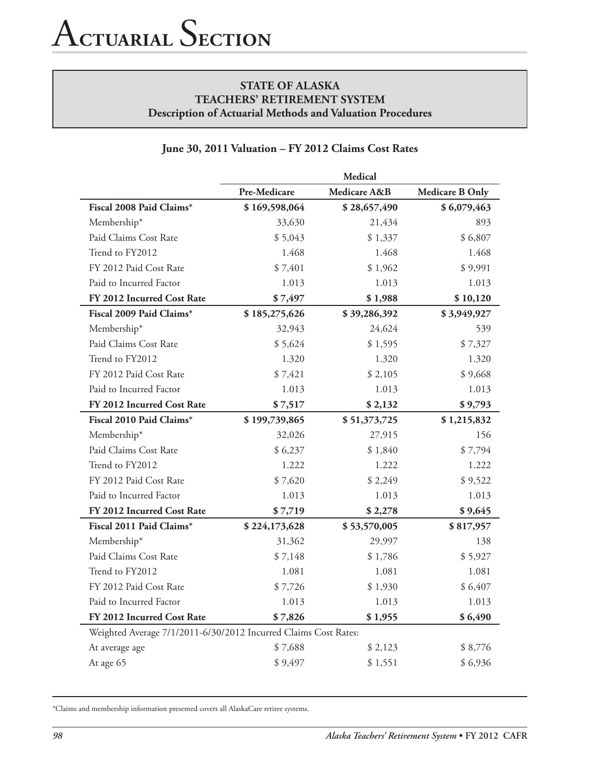# Actuarial Section

## STATE OF ALASKA
## TEACHERS' RETIREMENT SYSTEM
## Description of Actuarial Methods and Valuation Procedures

### June 30, 2011 Valuation – FY 2012 Claims Cost Rates

| | Medical | | |
|---|---|---|---|
| | **Pre-Medicare** | **Medicare A&B** | **Medicare B Only** |
| **Fiscal 2008 Paid Claims*** | **$ 169,598,064** | **$ 28,657,490** | **$ 6,079,463** |
| Membership* | 33,630 | 21,434 | 893 |
| Paid Claims Cost Rate | $ 5,043 | $ 1,337 | $ 6,807 |
| Trend to FY2012 | 1.468 | 1.468 | 1.468 |
| FY 2012 Paid Cost Rate | $ 7,401 | $ 1,962 | $ 9,991 |
| Paid to Incurred Factor | 1.013 | 1.013 | 1.013 |
| **FY 2012 Incurred Cost Rate** | **$ 7,497** | **$ 1,988** | **$ 10,120** |
| **Fiscal 2009 Paid Claims*** | **$ 185,275,626** | **$ 39,286,392** | **$ 3,949,927** |
| Membership* | 32,943 | 24,624 | 539 |
| Paid Claims Cost Rate | $ 5,624 | $ 1,595 | $ 7,327 |
| Trend to FY2012 | 1.320 | 1.320 | 1.320 |
| FY 2012 Paid Cost Rate | $ 7,421 | $ 2,105 | $ 9,668 |
| Paid to Incurred Factor | 1.013 | 1.013 | 1.013 |
| **FY 2012 Incurred Cost Rate** | **$ 7,517** | **$ 2,132** | **$ 9,793** |
| **Fiscal 2010 Paid Claims*** | **$ 199,739,865** | **$ 51,373,725** | **$ 1,215,832** |
| Membership* | 32,026 | 27,915 | 156 |
| Paid Claims Cost Rate | $ 6,237 | $ 1,840 | $ 7,794 |
| Trend to FY2012 | 1.222 | 1.222 | 1.222 |
| FY 2012 Paid Cost Rate | $ 7,620 | $ 2,249 | $ 9,522 |
| Paid to Incurred Factor | 1.013 | 1.013 | 1.013 |
| **FY 2012 Incurred Cost Rate** | **$ 7,719** | **$ 2,278** | **$ 9,645** |
| **Fiscal 2011 Paid Claims*** | **$ 224,173,628** | **$ 53,570,005** | **$ 817,957** |
| Membership* | 31,362 | 29,997 | 138 |
| Paid Claims Cost Rate | $ 7,148 | $ 1,786 | $ 5,927 |
| Trend to FY2012 | 1.081 | 1.081 | 1.081 |
| FY 2012 Paid Cost Rate | $ 7,726 | $ 1,930 | $ 6,407 |
| Paid to Incurred Factor | 1.013 | 1.013 | 1.013 |
| **FY 2012 Incurred Cost Rate** | **$ 7,826** | **$ 1,955** | **$ 6,490** |
| Weighted Average 7/1/2011-6/30/2012 Incurred Claims Cost Rates: | | | |
| At average age | $ 7,688 | $ 2,123 | $ 8,776 |
| At age 65 | $ 9,497 | $ 1,551 | $ 6,936 |

*Claims and membership information presented covers all AlaskaCare retiree systems.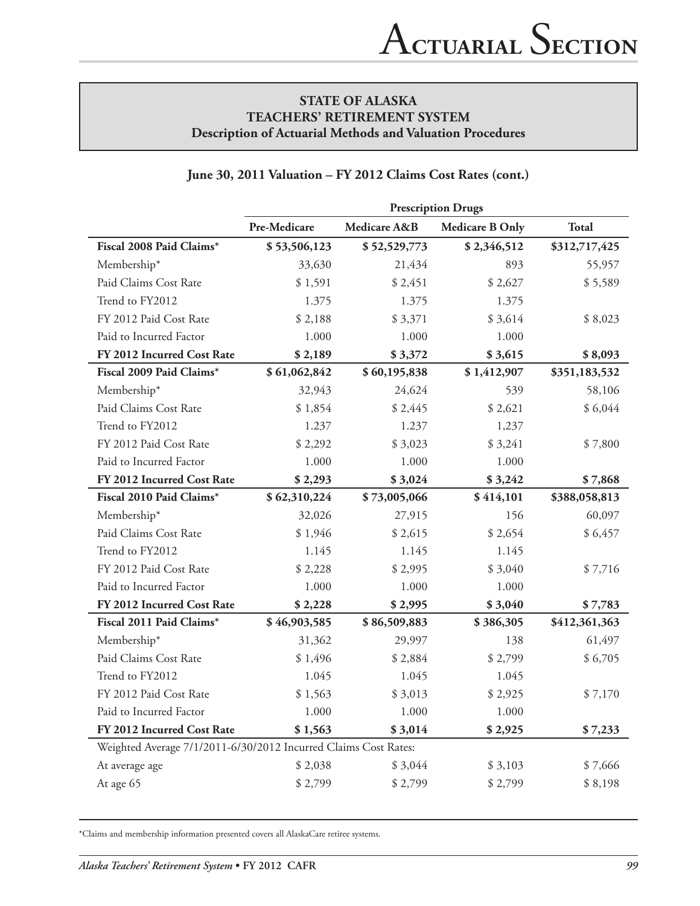## STATE OF ALASKA
## TEACHERS' RETIREMENT SYSTEM
## Description of Actuarial Methods and Valuation Procedures

### June 30, 2011 Valuation – FY 2012 Claims Cost Rates (cont.)

| | Prescription Drugs | | | |
|---|---|---|---|---|
| | Pre-Medicare | Medicare A&B | Medicare B Only | Total |
| **Fiscal 2008 Paid Claims*** | **$ 53,506,123** | **$ 52,529,773** | **$ 2,346,512** | **$312,717,425** |
| Membership* | 33,630 | 21,434 | 893 | 55,957 |
| Paid Claims Cost Rate | $ 1,591 | $ 2,451 | $ 2,627 | $ 5,589 |
| Trend to FY2012 | 1.375 | 1.375 | 1.375 | |
| FY 2012 Paid Cost Rate | $ 2,188 | $ 3,371 | $ 3,614 | $ 8,023 |
| Paid to Incurred Factor | 1.000 | 1.000 | 1.000 | |
| **FY 2012 Incurred Cost Rate** | **$ 2,189** | **$ 3,372** | **$ 3,615** | **$ 8,093** |
| **Fiscal 2009 Paid Claims*** | **$ 61,062,842** | **$ 60,195,838** | **$ 1,412,907** | **$351,183,532** |
| Membership* | 32,943 | 24,624 | 539 | 58,106 |
| Paid Claims Cost Rate | $ 1,854 | $ 2,445 | $ 2,621 | $ 6,044 |
| Trend to FY2012 | 1.237 | 1.237 | 1,237 | |
| FY 2012 Paid Cost Rate | $ 2,292 | $ 3,023 | $ 3,241 | $ 7,800 |
| Paid to Incurred Factor | 1.000 | 1.000 | 1.000 | |
| **FY 2012 Incurred Cost Rate** | **$ 2,293** | **$ 3,024** | **$ 3,242** | **$ 7,868** |
| **Fiscal 2010 Paid Claims*** | **$ 62,310,224** | **$ 73,005,066** | **$ 414,101** | **$388,058,813** |
| Membership* | 32,026 | 27,915 | 156 | 60,097 |
| Paid Claims Cost Rate | $ 1,946 | $ 2,615 | $ 2,654 | $ 6,457 |
| Trend to FY2012 | 1.145 | 1.145 | 1.145 | |
| FY 2012 Paid Cost Rate | $ 2,228 | $ 2,995 | $ 3,040 | $ 7,716 |
| Paid to Incurred Factor | 1.000 | 1.000 | 1.000 | |
| **FY 2012 Incurred Cost Rate** | **$ 2,228** | **$ 2,995** | **$ 3,040** | **$ 7,783** |
| **Fiscal 2011 Paid Claims*** | **$ 46,903,585** | **$ 86,509,883** | **$ 386,305** | **$412,361,363** |
| Membership* | 31,362 | 29,997 | 138 | 61,497 |
| Paid Claims Cost Rate | $ 1,496 | $ 2,884 | $ 2,799 | $ 6,705 |
| Trend to FY2012 | 1.045 | 1.045 | 1.045 | |
| FY 2012 Paid Cost Rate | $ 1,563 | $ 3,013 | $ 2,925 | $ 7,170 |
| Paid to Incurred Factor | 1.000 | 1.000 | 1.000 | |
| **FY 2012 Incurred Cost Rate** | **$ 1,563** | **$ 3,014** | **$ 2,925** | **$ 7,233** |
| Weighted Average 7/1/2011-6/30/2012 Incurred Claims Cost Rates: | | | | |
| At average age | $ 2,038 | $ 3,044 | $ 3,103 | $ 7,666 |
| At age 65 | $ 2,799 | $ 2,799 | $ 2,799 | $ 8,198 |

*Claims and membership information presented covers all AlaskaCare retiree systems.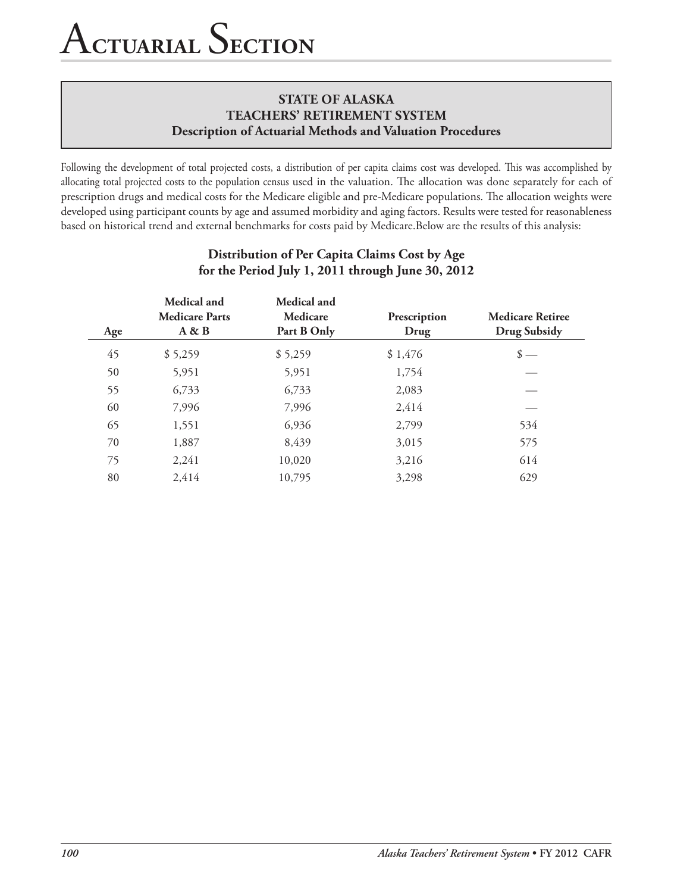# Actuarial Section

## STATE OF ALASKA
## TEACHERS' RETIREMENT SYSTEM
### Description of Actuarial Methods and Valuation Procedures

Following the development of total projected costs, a distribution of per capita claims cost was developed. This was accomplished by allocating total projected costs to the population census used in the valuation. The allocation was done separately for each of prescription drugs and medical costs for the Medicare eligible and pre-Medicare populations. The allocation weights were developed using participant counts by age and assumed morbidity and aging factors. Results were tested for reasonableness based on historical trend and external benchmarks for costs paid by Medicare.Below are the results of this analysis:

### Distribution of Per Capita Claims Cost by Age for the Period July 1, 2011 through June 30, 2012

| Age | Medical and Medicare Parts A & B | Medical and Medicare Part B Only | Prescription Drug | Medicare Retiree Drug Subsidy |
|---|---|---|---|---|
| 45 | $ 5,259 | $ 5,259 | $ 1,476 | $ — |
| 50 | 5,951 | 5,951 | 1,754 | — |
| 55 | 6,733 | 6,733 | 2,083 | — |
| 60 | 7,996 | 7,996 | 2,414 | — |
| 65 | 1,551 | 6,936 | 2,799 | 534 |
| 70 | 1,887 | 8,439 | 3,015 | 575 |
| 75 | 2,241 | 10,020 | 3,216 | 614 |
| 80 | 2,414 | 10,795 | 3,298 | 629 |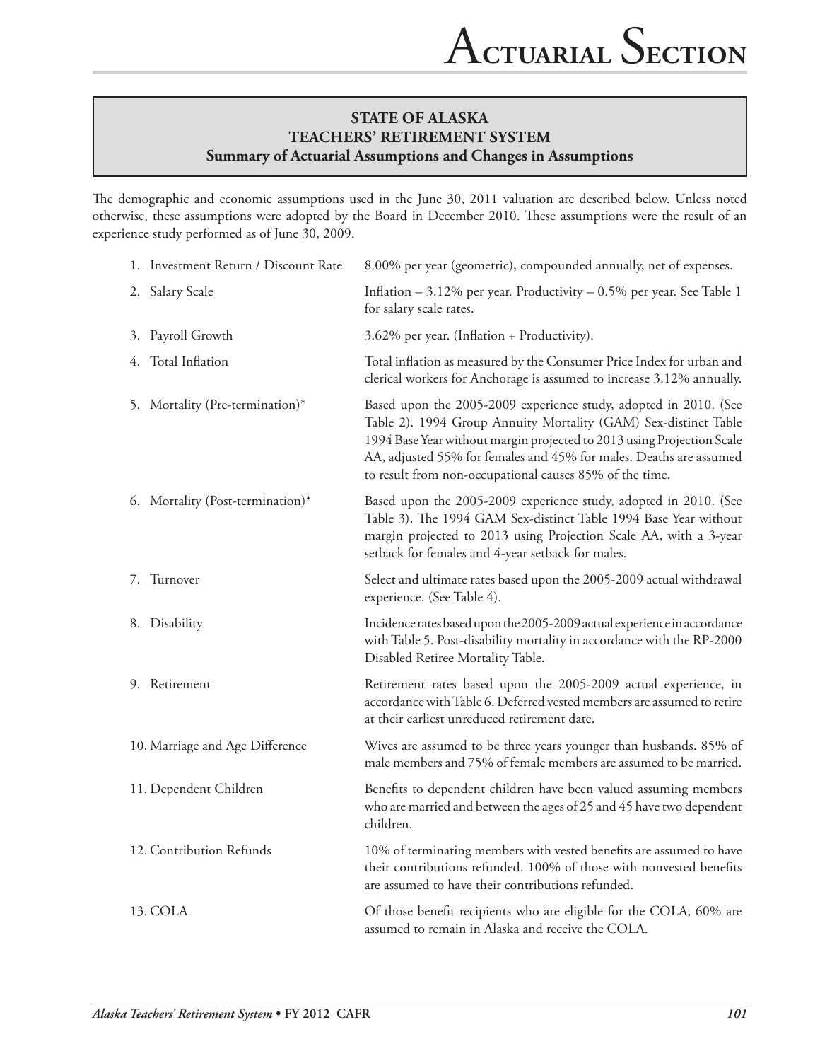## STATE OF ALASKA
## TEACHERS' RETIREMENT SYSTEM
### Summary of Actuarial Assumptions and Changes in Assumptions

The demographic and economic assumptions used in the June 30, 2011 valuation are described below. Unless noted otherwise, these assumptions were adopted by the Board in December 2010. These assumptions were the result of an experience study performed as of June 30, 2009.

1. **Investment Return / Discount Rate** — 8.00% per year (geometric), compounded annually, net of expenses.
2. **Salary Scale** — Inflation – 3.12% per year. Productivity – 0.5% per year. See Table 1 for salary scale rates.
3. **Payroll Growth** — 3.62% per year. (Inflation + Productivity).
4. **Total Inflation** — Total inflation as measured by the Consumer Price Index for urban and clerical workers for Anchorage is assumed to increase 3.12% annually.
5. **Mortality (Pre-termination)*** — Based upon the 2005-2009 experience study, adopted in 2010. (See Table 2). 1994 Group Annuity Mortality (GAM) Sex-distinct Table 1994 Base Year without margin projected to 2013 using Projection Scale AA, adjusted 55% for females and 45% for males. Deaths are assumed to result from non-occupational causes 85% of the time.
6. **Mortality (Post-termination)*** — Based upon the 2005-2009 experience study, adopted in 2010. (See Table 3). The 1994 GAM Sex-distinct Table 1994 Base Year without margin projected to 2013 using Projection Scale AA, with a 3-year setback for females and 4-year setback for males.
7. **Turnover** — Select and ultimate rates based upon the 2005-2009 actual withdrawal experience. (See Table 4).
8. **Disability** — Incidence rates based upon the 2005-2009 actual experience in accordance with Table 5. Post-disability mortality in accordance with the RP-2000 Disabled Retiree Mortality Table.
9. **Retirement** — Retirement rates based upon the 2005-2009 actual experience, in accordance with Table 6. Deferred vested members are assumed to retire at their earliest unreduced retirement date.
10. **Marriage and Age Difference** — Wives are assumed to be three years younger than husbands. 85% of male members and 75% of female members are assumed to be married.
11. **Dependent Children** — Benefits to dependent children have been valued assuming members who are married and between the ages of 25 and 45 have two dependent children.
12. **Contribution Refunds** — 10% of terminating members with vested benefits are assumed to have their contributions refunded. 100% of those with nonvested benefits are assumed to have their contributions refunded.
13. **COLA** — Of those benefit recipients who are eligible for the COLA, 60% are assumed to remain in Alaska and receive the COLA.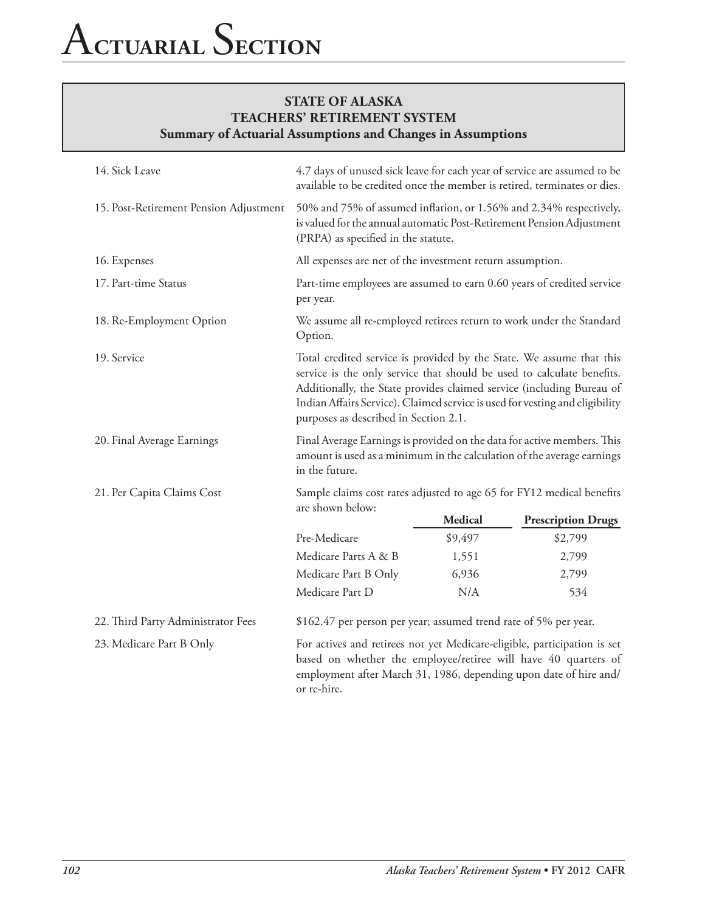**STATE OF ALASKA**
**TEACHERS' RETIREMENT SYSTEM**
**Summary of Actuarial Assumptions and Changes in Assumptions**

14. Sick Leave

4.7 days of unused sick leave for each year of service are assumed to be available to be credited once the member is retired, terminates or dies.

15. Post-Retirement Pension Adjustment

50% and 75% of assumed inflation, or 1.56% and 2.34% respectively, is valued for the annual automatic Post-Retirement Pension Adjustment (PRPA) as specified in the statute.

16. Expenses

All expenses are net of the investment return assumption.

17. Part-time Status

Part-time employees are assumed to earn 0.60 years of credited service per year.

18. Re-Employment Option

We assume all re-employed retirees return to work under the Standard Option.

19. Service

Total credited service is provided by the State. We assume that this service is the only service that should be used to calculate benefits. Additionally, the State provides claimed service (including Bureau of Indian Affairs Service). Claimed service is used for vesting and eligibility purposes as described in Section 2.1.

20. Final Average Earnings

Final Average Earnings is provided on the data for active members. This amount is used as a minimum in the calculation of the average earnings in the future.

21. Per Capita Claims Cost

Sample claims cost rates adjusted to age 65 for FY12 medical benefits are shown below:

| | Medical | Prescription Drugs |
|---|---|---|
| Pre-Medicare | $9,497 | $2,799 |
| Medicare Parts A & B | 1,551 | 2,799 |
| Medicare Part B Only | 6,936 | 2,799 |
| Medicare Part D | N/A | 534 |

22. Third Party Administrator Fees

$162.47 per person per year; assumed trend rate of 5% per year.

23. Medicare Part B Only

For actives and retirees not yet Medicare-eligible, participation is set based on whether the employee/retiree will have 40 quarters of employment after March 31, 1986, depending upon date of hire and/or re-hire.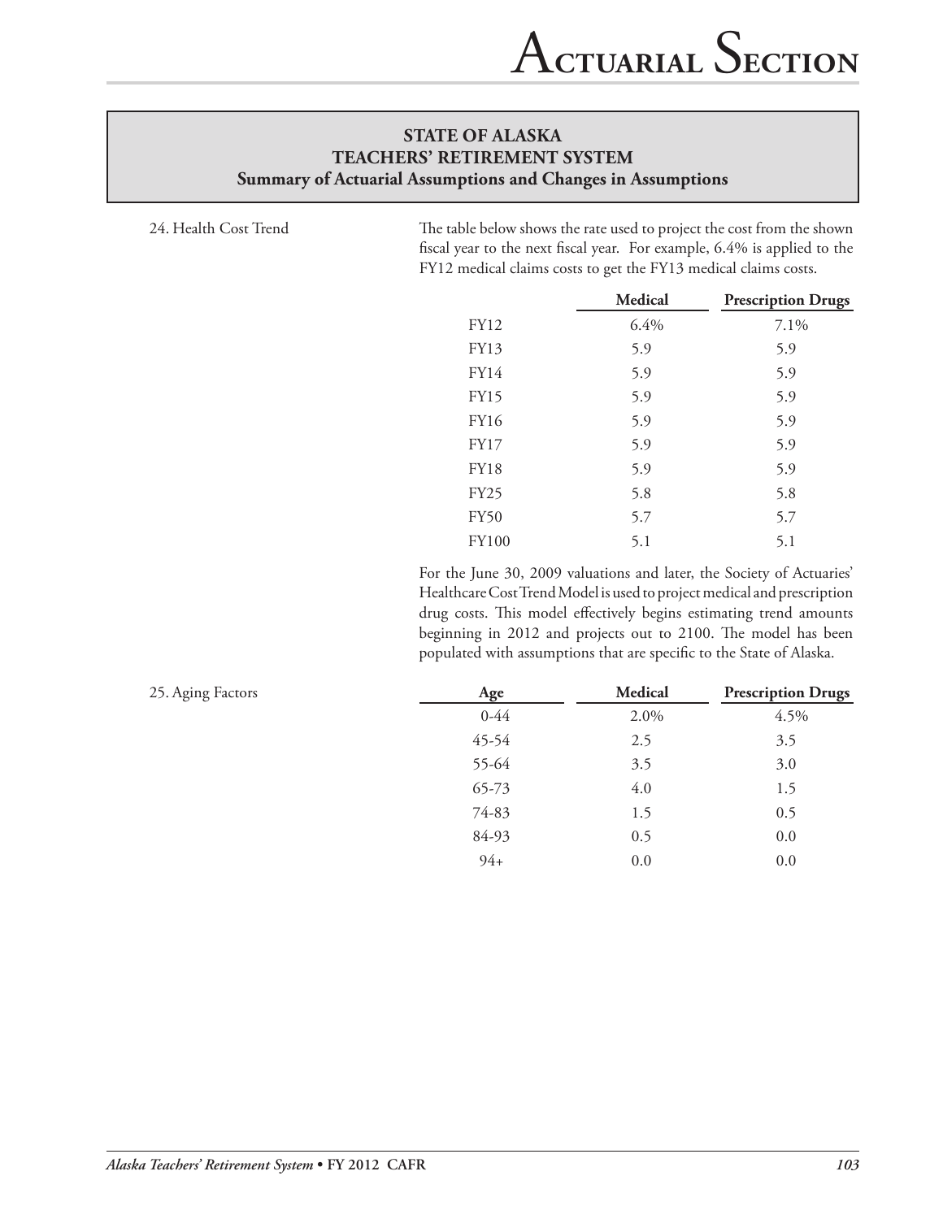## STATE OF ALASKA
## TEACHERS' RETIREMENT SYSTEM
### Summary of Actuarial Assumptions and Changes in Assumptions

24. Health Cost Trend

The table below shows the rate used to project the cost from the shown fiscal year to the next fiscal year. For example, 6.4% is applied to the FY12 medical claims costs to get the FY13 medical claims costs.

| | Medical | Prescription Drugs |
|---|---|---|
| FY12 | 6.4% | 7.1% |
| FY13 | 5.9 | 5.9 |
| FY14 | 5.9 | 5.9 |
| FY15 | 5.9 | 5.9 |
| FY16 | 5.9 | 5.9 |
| FY17 | 5.9 | 5.9 |
| FY18 | 5.9 | 5.9 |
| FY25 | 5.8 | 5.8 |
| FY50 | 5.7 | 5.7 |
| FY100 | 5.1 | 5.1 |

For the June 30, 2009 valuations and later, the Society of Actuaries' Healthcare Cost Trend Model is used to project medical and prescription drug costs. This model effectively begins estimating trend amounts beginning in 2012 and projects out to 2100. The model has been populated with assumptions that are specific to the State of Alaska.

25. Aging Factors

| Age | Medical | Prescription Drugs |
|---|---|---|
| 0-44 | 2.0% | 4.5% |
| 45-54 | 2.5 | 3.5 |
| 55-64 | 3.5 | 3.0 |
| 65-73 | 4.0 | 1.5 |
| 74-83 | 1.5 | 0.5 |
| 84-93 | 0.5 | 0.0 |
| 94+ | 0.0 | 0.0 |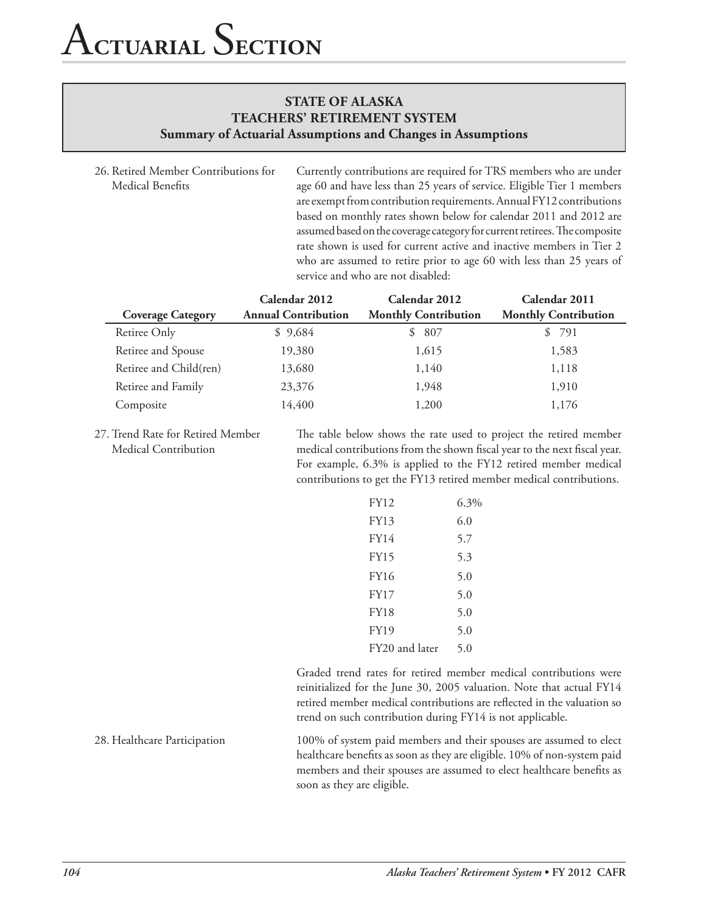## STATE OF ALASKA
## TEACHERS' RETIREMENT SYSTEM
### Summary of Actuarial Assumptions and Changes in Assumptions

26. Retired Member Contributions for Medical Benefits

Currently contributions are required for TRS members who are under age 60 and have less than 25 years of service. Eligible Tier 1 members are exempt from contribution requirements. Annual FY12 contributions based on monthly rates shown below for calendar 2011 and 2012 are assumed based on the coverage category for current retirees. The composite rate shown is used for current active and inactive members in Tier 2 who are assumed to retire prior to age 60 with less than 25 years of service and who are not disabled:

| Coverage Category | Calendar 2012 Annual Contribution | Calendar 2012 Monthly Contribution | Calendar 2011 Monthly Contribution |
|---|---|---|---|
| Retiree Only | $ 9,684 | $ 807 | $ 791 |
| Retiree and Spouse | 19,380 | 1,615 | 1,583 |
| Retiree and Child(ren) | 13,680 | 1,140 | 1,118 |
| Retiree and Family | 23,376 | 1,948 | 1,910 |
| Composite | 14,400 | 1,200 | 1,176 |

27. Trend Rate for Retired Member Medical Contribution

The table below shows the rate used to project the retired member medical contributions from the shown fiscal year to the next fiscal year. For example, 6.3% is applied to the FY12 retired member medical contributions to get the FY13 retired member medical contributions.

| | |
|---|---|
| FY12 | 6.3% |
| FY13 | 6.0 |
| FY14 | 5.7 |
| FY15 | 5.3 |
| FY16 | 5.0 |
| FY17 | 5.0 |
| FY18 | 5.0 |
| FY19 | 5.0 |
| FY20 and later | 5.0 |

Graded trend rates for retired member medical contributions were reinitialized for the June 30, 2005 valuation. Note that actual FY14 retired member medical contributions are reflected in the valuation so trend on such contribution during FY14 is not applicable.

28. Healthcare Participation

100% of system paid members and their spouses are assumed to elect healthcare benefits as soon as they are eligible. 10% of non-system paid members and their spouses are assumed to elect healthcare benefits as soon as they are eligible.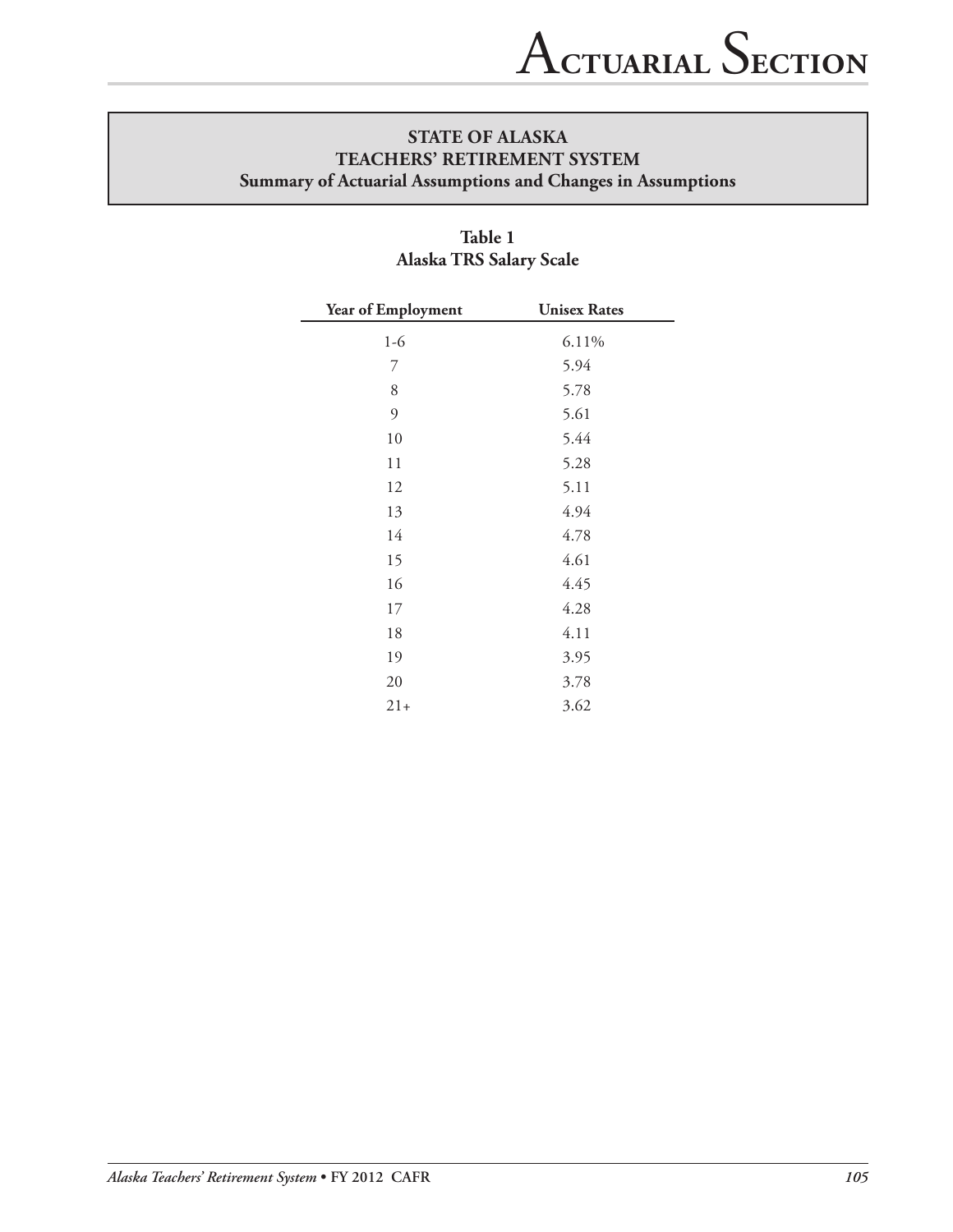## STATE OF ALASKA
## TEACHERS' RETIREMENT SYSTEM
### Summary of Actuarial Assumptions and Changes in Assumptions

**Table 1**
**Alaska TRS Salary Scale**

| Year of Employment | Unisex Rates |
|---|---|
| 1-6 | 6.11% |
| 7 | 5.94 |
| 8 | 5.78 |
| 9 | 5.61 |
| 10 | 5.44 |
| 11 | 5.28 |
| 12 | 5.11 |
| 13 | 4.94 |
| 14 | 4.78 |
| 15 | 4.61 |
| 16 | 4.45 |
| 17 | 4.28 |
| 18 | 4.11 |
| 19 | 3.95 |
| 20 | 3.78 |
| 21+ | 3.62 |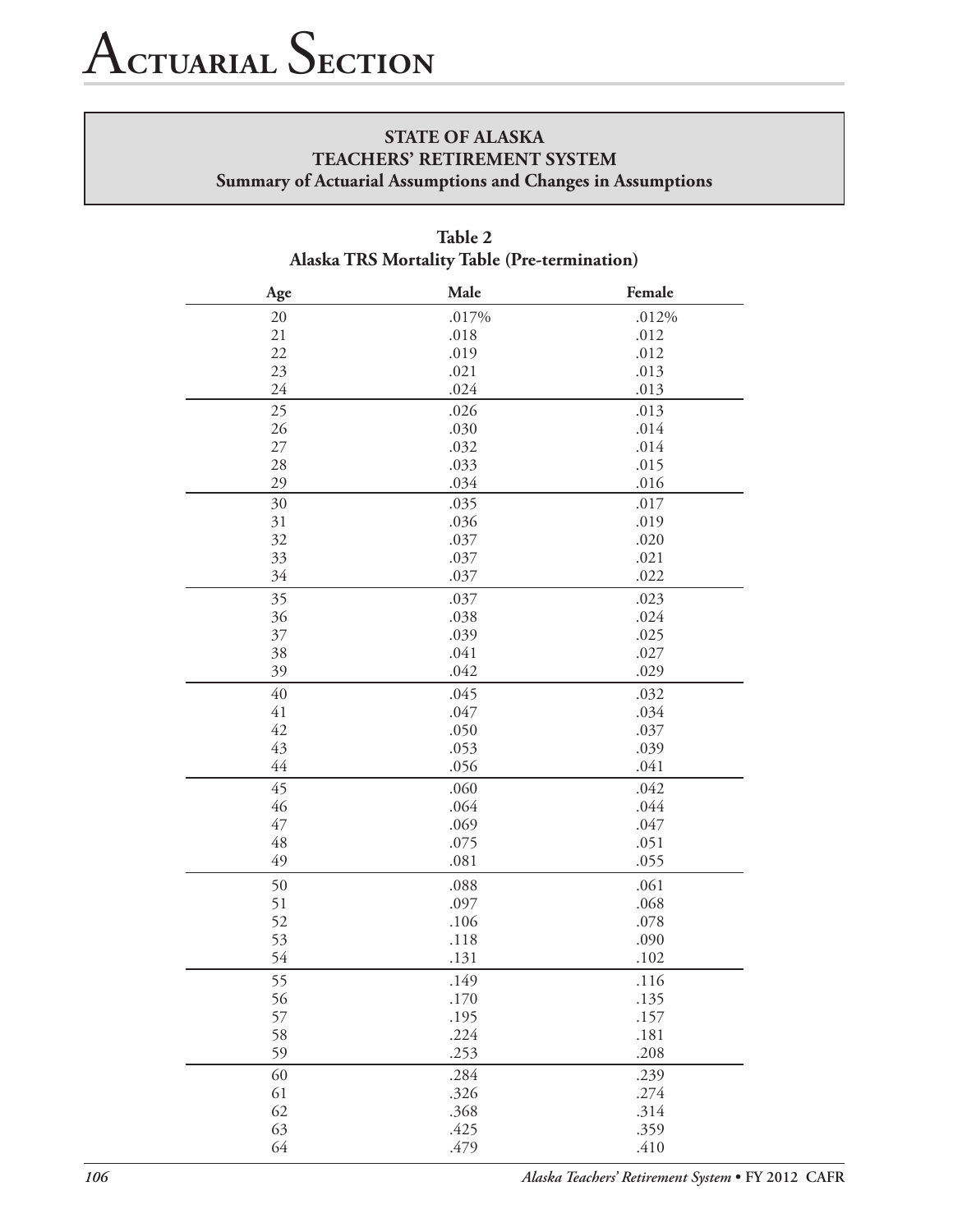# Actuarial Section

**STATE OF ALASKA**
**TEACHERS' RETIREMENT SYSTEM**
**Summary of Actuarial Assumptions and Changes in Assumptions**

**Table 2**
**Alaska TRS Mortality Table (Pre-termination)**

| Age | Male | Female |
|---|---|---|
| 20 | .017% | .012% |
| 21 | .018 | .012 |
| 22 | .019 | .012 |
| 23 | .021 | .013 |
| 24 | .024 | .013 |
| 25 | .026 | .013 |
| 26 | .030 | .014 |
| 27 | .032 | .014 |
| 28 | .033 | .015 |
| 29 | .034 | .016 |
| 30 | .035 | .017 |
| 31 | .036 | .019 |
| 32 | .037 | .020 |
| 33 | .037 | .021 |
| 34 | .037 | .022 |
| 35 | .037 | .023 |
| 36 | .038 | .024 |
| 37 | .039 | .025 |
| 38 | .041 | .027 |
| 39 | .042 | .029 |
| 40 | .045 | .032 |
| 41 | .047 | .034 |
| 42 | .050 | .037 |
| 43 | .053 | .039 |
| 44 | .056 | .041 |
| 45 | .060 | .042 |
| 46 | .064 | .044 |
| 47 | .069 | .047 |
| 48 | .075 | .051 |
| 49 | .081 | .055 |
| 50 | .088 | .061 |
| 51 | .097 | .068 |
| 52 | .106 | .078 |
| 53 | .118 | .090 |
| 54 | .131 | .102 |
| 55 | .149 | .116 |
| 56 | .170 | .135 |
| 57 | .195 | .157 |
| 58 | .224 | .181 |
| 59 | .253 | .208 |
| 60 | .284 | .239 |
| 61 | .326 | .274 |
| 62 | .368 | .314 |
| 63 | .425 | .359 |
| 64 | .479 | .410 |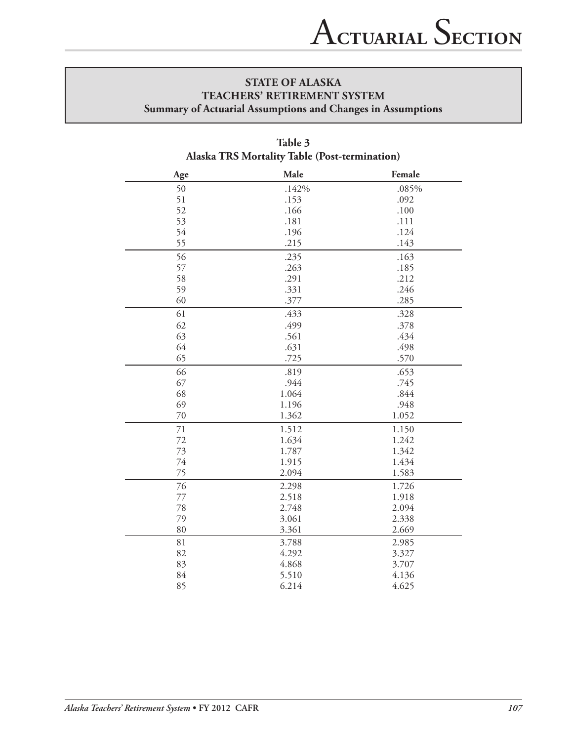## STATE OF ALASKA
## TEACHERS' RETIREMENT SYSTEM
### Summary of Actuarial Assumptions and Changes in Assumptions

**Table 3**
**Alaska TRS Mortality Table (Post-termination)**

| Age | Male | Female |
|---|---|---|
| 50 | .142% | .085% |
| 51 | .153 | .092 |
| 52 | .166 | .100 |
| 53 | .181 | .111 |
| 54 | .196 | .124 |
| 55 | .215 | .143 |
| 56 | .235 | .163 |
| 57 | .263 | .185 |
| 58 | .291 | .212 |
| 59 | .331 | .246 |
| 60 | .377 | .285 |
| 61 | .433 | .328 |
| 62 | .499 | .378 |
| 63 | .561 | .434 |
| 64 | .631 | .498 |
| 65 | .725 | .570 |
| 66 | .819 | .653 |
| 67 | .944 | .745 |
| 68 | 1.064 | .844 |
| 69 | 1.196 | .948 |
| 70 | 1.362 | 1.052 |
| 71 | 1.512 | 1.150 |
| 72 | 1.634 | 1.242 |
| 73 | 1.787 | 1.342 |
| 74 | 1.915 | 1.434 |
| 75 | 2.094 | 1.583 |
| 76 | 2.298 | 1.726 |
| 77 | 2.518 | 1.918 |
| 78 | 2.748 | 2.094 |
| 79 | 3.061 | 2.338 |
| 80 | 3.361 | 2.669 |
| 81 | 3.788 | 2.985 |
| 82 | 4.292 | 3.327 |
| 83 | 4.868 | 3.707 |
| 84 | 5.510 | 4.136 |
| 85 | 6.214 | 4.625 |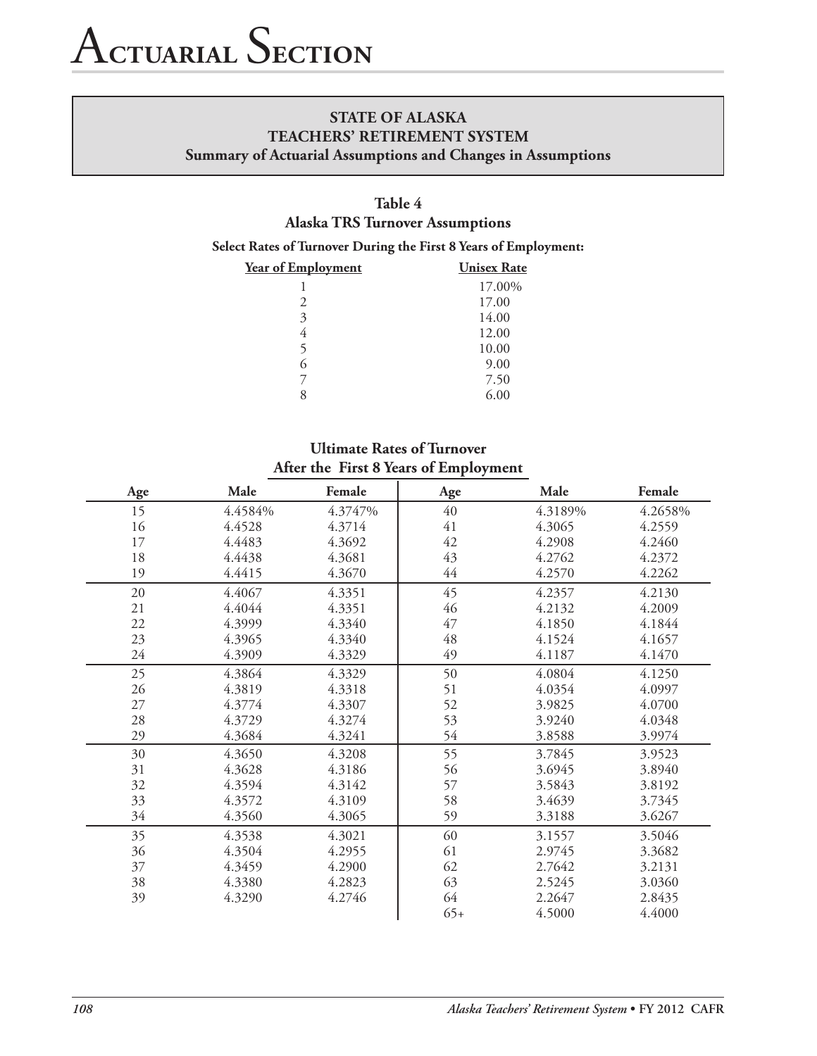# Actuarial Section

## STATE OF ALASKA
## TEACHERS' RETIREMENT SYSTEM
## Summary of Actuarial Assumptions and Changes in Assumptions

### Table 4
### Alaska TRS Turnover Assumptions

**Select Rates of Turnover During the First 8 Years of Employment:**

| Year of Employment | Unisex Rate |
|---|---|
| 1 | 17.00% |
| 2 | 17.00 |
| 3 | 14.00 |
| 4 | 12.00 |
| 5 | 10.00 |
| 6 | 9.00 |
| 7 | 7.50 |
| 8 | 6.00 |

**Ultimate Rates of Turnover After the First 8 Years of Employment**

| Age | Male | Female | Age | Male | Female |
|---|---|---|---|---|---|
| 15 | 4.4584% | 4.3747% | 40 | 4.3189% | 4.2658% |
| 16 | 4.4528 | 4.3714 | 41 | 4.3065 | 4.2559 |
| 17 | 4.4483 | 4.3692 | 42 | 4.2908 | 4.2460 |
| 18 | 4.4438 | 4.3681 | 43 | 4.2762 | 4.2372 |
| 19 | 4.4415 | 4.3670 | 44 | 4.2570 | 4.2262 |
| 20 | 4.4067 | 4.3351 | 45 | 4.2357 | 4.2130 |
| 21 | 4.4044 | 4.3351 | 46 | 4.2132 | 4.2009 |
| 22 | 4.3999 | 4.3340 | 47 | 4.1850 | 4.1844 |
| 23 | 4.3965 | 4.3340 | 48 | 4.1524 | 4.1657 |
| 24 | 4.3909 | 4.3329 | 49 | 4.1187 | 4.1470 |
| 25 | 4.3864 | 4.3329 | 50 | 4.0804 | 4.1250 |
| 26 | 4.3819 | 4.3318 | 51 | 4.0354 | 4.0997 |
| 27 | 4.3774 | 4.3307 | 52 | 3.9825 | 4.0700 |
| 28 | 4.3729 | 4.3274 | 53 | 3.9240 | 4.0348 |
| 29 | 4.3684 | 4.3241 | 54 | 3.8588 | 3.9974 |
| 30 | 4.3650 | 4.3208 | 55 | 3.7845 | 3.9523 |
| 31 | 4.3628 | 4.3186 | 56 | 3.6945 | 3.8940 |
| 32 | 4.3594 | 4.3142 | 57 | 3.5843 | 3.8192 |
| 33 | 4.3572 | 4.3109 | 58 | 3.4639 | 3.7345 |
| 34 | 4.3560 | 4.3065 | 59 | 3.3188 | 3.6267 |
| 35 | 4.3538 | 4.3021 | 60 | 3.1557 | 3.5046 |
| 36 | 4.3504 | 4.2955 | 61 | 2.9745 | 3.3682 |
| 37 | 4.3459 | 4.2900 | 62 | 2.7642 | 3.2131 |
| 38 | 4.3380 | 4.2823 | 63 | 2.5245 | 3.0360 |
| 39 | 4.3290 | 4.2746 | 64 | 2.2647 | 2.8435 |
| | | | 65+ | 4.5000 | 4.4000 |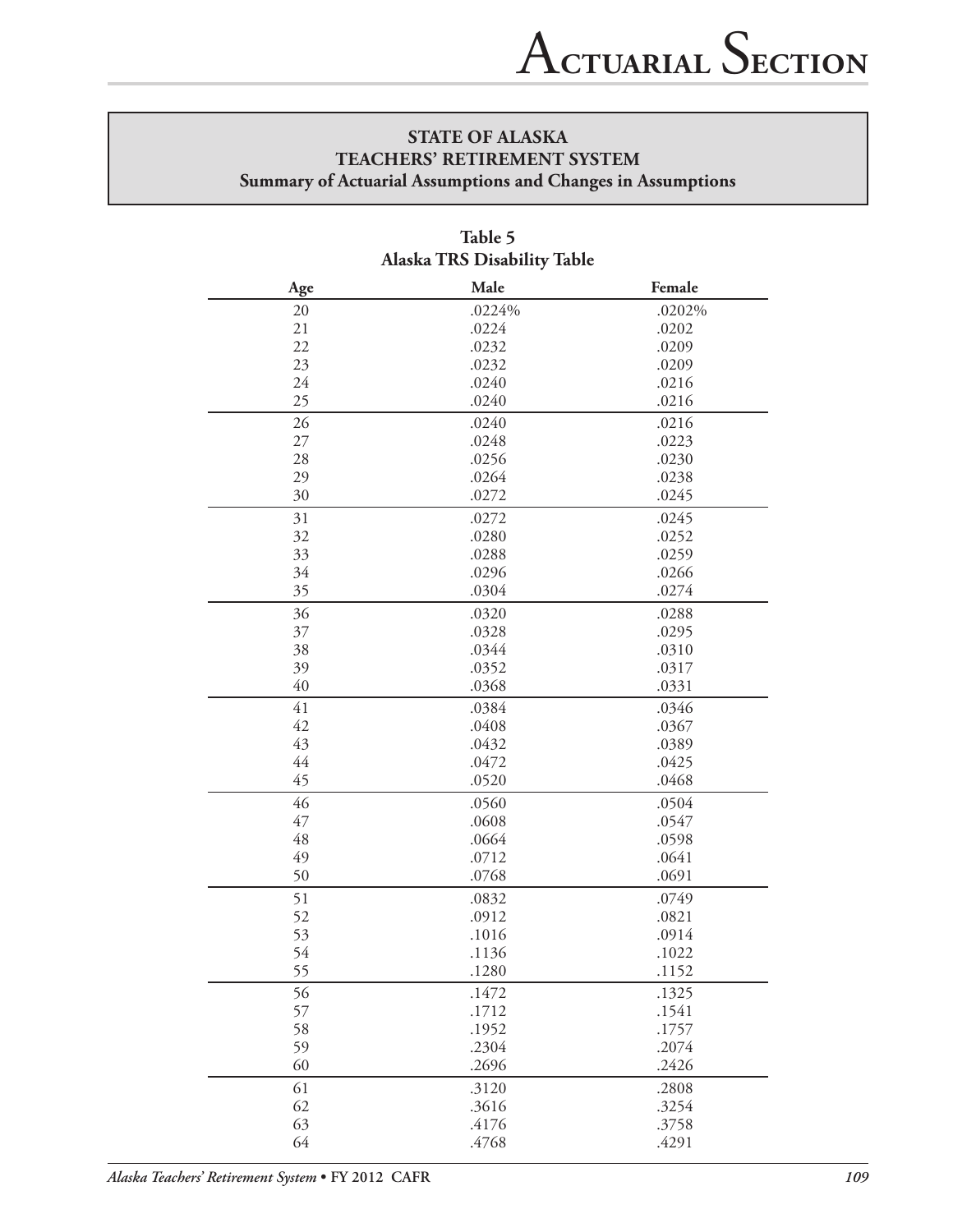## STATE OF ALASKA
## TEACHERS' RETIREMENT SYSTEM
### Summary of Actuarial Assumptions and Changes in Assumptions

**Table 5**
**Alaska TRS Disability Table**

| Age | Male | Female |
|---|---|---|
| 20 | .0224% | .0202% |
| 21 | .0224 | .0202 |
| 22 | .0232 | .0209 |
| 23 | .0232 | .0209 |
| 24 | .0240 | .0216 |
| 25 | .0240 | .0216 |
| 26 | .0240 | .0216 |
| 27 | .0248 | .0223 |
| 28 | .0256 | .0230 |
| 29 | .0264 | .0238 |
| 30 | .0272 | .0245 |
| 31 | .0272 | .0245 |
| 32 | .0280 | .0252 |
| 33 | .0288 | .0259 |
| 34 | .0296 | .0266 |
| 35 | .0304 | .0274 |
| 36 | .0320 | .0288 |
| 37 | .0328 | .0295 |
| 38 | .0344 | .0310 |
| 39 | .0352 | .0317 |
| 40 | .0368 | .0331 |
| 41 | .0384 | .0346 |
| 42 | .0408 | .0367 |
| 43 | .0432 | .0389 |
| 44 | .0472 | .0425 |
| 45 | .0520 | .0468 |
| 46 | .0560 | .0504 |
| 47 | .0608 | .0547 |
| 48 | .0664 | .0598 |
| 49 | .0712 | .0641 |
| 50 | .0768 | .0691 |
| 51 | .0832 | .0749 |
| 52 | .0912 | .0821 |
| 53 | .1016 | .0914 |
| 54 | .1136 | .1022 |
| 55 | .1280 | .1152 |
| 56 | .1472 | .1325 |
| 57 | .1712 | .1541 |
| 58 | .1952 | .1757 |
| 59 | .2304 | .2074 |
| 60 | .2696 | .2426 |
| 61 | .3120 | .2808 |
| 62 | .3616 | .3254 |
| 63 | .4176 | .3758 |
| 64 | .4768 | .4291 |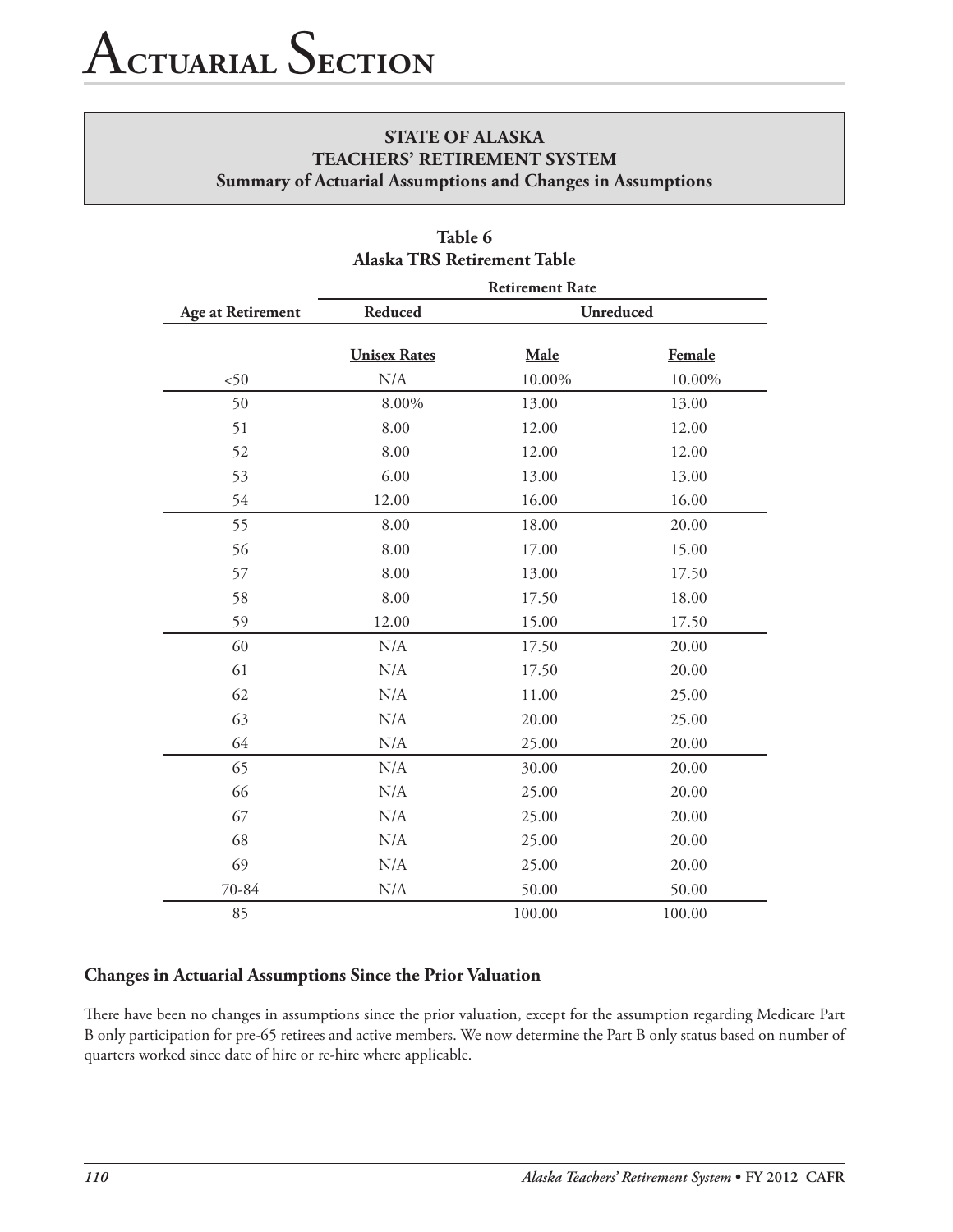# Actuarial Section

**STATE OF ALASKA**
**TEACHERS' RETIREMENT SYSTEM**
**Summary of Actuarial Assumptions and Changes in Assumptions**

**Table 6**
**Alaska TRS Retirement Table**

| Age at Retirement | Retirement Rate | | |
|---|---|---|---|
| | Reduced | Unreduced | |
| | Unisex Rates | Male | Female |
| <50 | N/A | 10.00% | 10.00% |
| 50 | 8.00% | 13.00 | 13.00 |
| 51 | 8.00 | 12.00 | 12.00 |
| 52 | 8.00 | 12.00 | 12.00 |
| 53 | 6.00 | 13.00 | 13.00 |
| 54 | 12.00 | 16.00 | 16.00 |
| 55 | 8.00 | 18.00 | 20.00 |
| 56 | 8.00 | 17.00 | 15.00 |
| 57 | 8.00 | 13.00 | 17.50 |
| 58 | 8.00 | 17.50 | 18.00 |
| 59 | 12.00 | 15.00 | 17.50 |
| 60 | N/A | 17.50 | 20.00 |
| 61 | N/A | 17.50 | 20.00 |
| 62 | N/A | 11.00 | 25.00 |
| 63 | N/A | 20.00 | 25.00 |
| 64 | N/A | 25.00 | 20.00 |
| 65 | N/A | 30.00 | 20.00 |
| 66 | N/A | 25.00 | 20.00 |
| 67 | N/A | 25.00 | 20.00 |
| 68 | N/A | 25.00 | 20.00 |
| 69 | N/A | 25.00 | 20.00 |
| 70-84 | N/A | 50.00 | 50.00 |
| 85 | | 100.00 | 100.00 |

### Changes in Actuarial Assumptions Since the Prior Valuation

There have been no changes in assumptions since the prior valuation, except for the assumption regarding Medicare Part B only participation for pre-65 retirees and active members. We now determine the Part B only status based on number of quarters worked since date of hire or re-hire where applicable.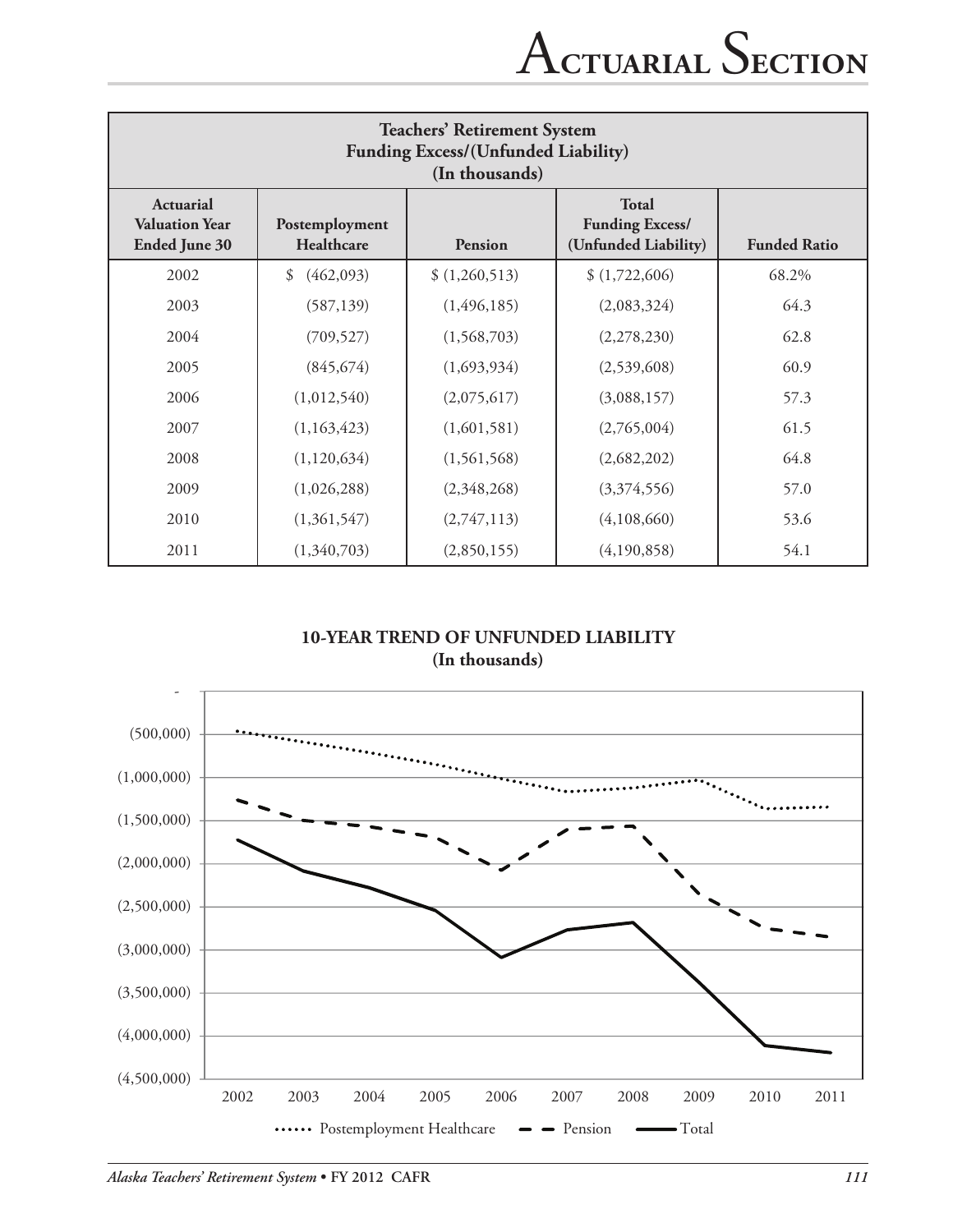| Teachers' Retirement System Funding Excess/(Unfunded Liability) (In thousands) | | | | |
|---|---|---|---|---|
| **Actuarial Valuation Year Ended June 30** | **Postemployment Healthcare** | **Pension** | **Total Funding Excess/ (Unfunded Liability)** | **Funded Ratio** |
| 2002 | $ (462,093) | $ (1,260,513) | $ (1,722,606) | 68.2% |
| 2003 | (587,139) | (1,496,185) | (2,083,324) | 64.3 |
| 2004 | (709,527) | (1,568,703) | (2,278,230) | 62.8 |
| 2005 | (845,674) | (1,693,934) | (2,539,608) | 60.9 |
| 2006 | (1,012,540) | (2,075,617) | (3,088,157) | 57.3 |
| 2007 | (1,163,423) | (1,601,581) | (2,765,004) | 61.5 |
| 2008 | (1,120,634) | (1,561,568) | (2,682,202) | 64.8 |
| 2009 | (1,026,288) | (2,348,268) | (3,374,556) | 57.0 |
| 2010 | (1,361,547) | (2,747,113) | (4,108,660) | 53.6 |
| 2011 | (1,340,703) | (2,850,155) | (4,190,858) | 54.1 |

**10-YEAR TREND OF UNFUNDED LIABILITY**
**(In thousands)**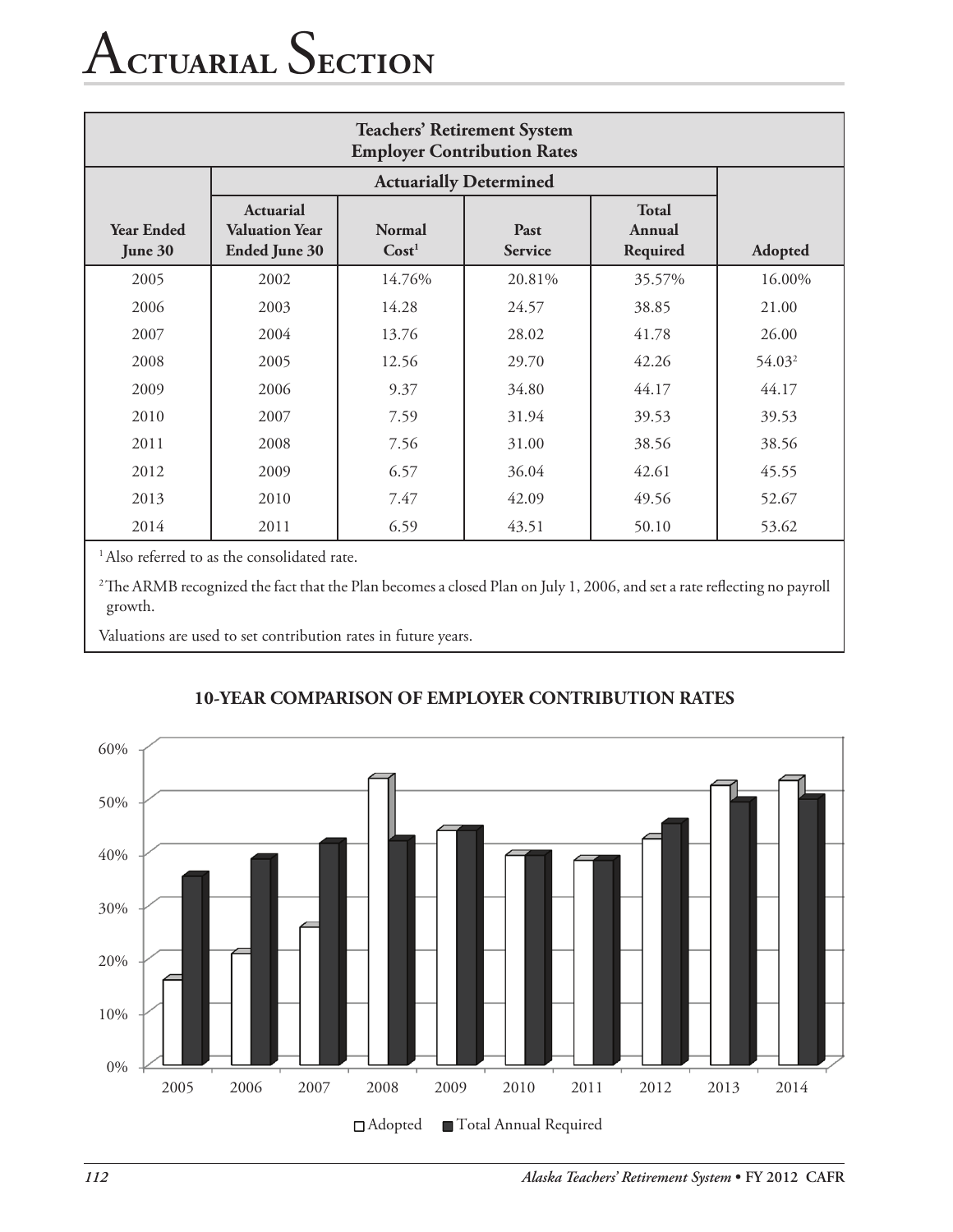# Actuarial Section

| Teachers' Retirement System Employer Contribution Rates | | | | | |
|---|---|---|---|---|---|
| | Actuarially Determined | | | | |
| Year Ended June 30 | Actuarial Valuation Year Ended June 30 | Normal Cost[1] | Past Service | Total Annual Required | Adopted |
| 2005 | 2002 | 14.76% | 20.81% | 35.57% | 16.00% |
| 2006 | 2003 | 14.28 | 24.57 | 38.85 | 21.00 |
| 2007 | 2004 | 13.76 | 28.02 | 41.78 | 26.00 |
| 2008 | 2005 | 12.56 | 29.70 | 42.26 | 54.03[2] |
| 2009 | 2006 | 9.37 | 34.80 | 44.17 | 44.17 |
| 2010 | 2007 | 7.59 | 31.94 | 39.53 | 39.53 |
| 2011 | 2008 | 7.56 | 31.00 | 38.56 | 38.56 |
| 2012 | 2009 | 6.57 | 36.04 | 42.61 | 45.55 |
| 2013 | 2010 | 7.47 | 42.09 | 49.56 | 52.67 |
| 2014 | 2011 | 6.59 | 43.51 | 50.10 | 53.62 |

[1] Also referred to as the consolidated rate.

[2] The ARMB recognized the fact that the Plan becomes a closed Plan on July 1, 2006, and set a rate reflecting no payroll growth.

Valuations are used to set contribution rates in future years.

**10-YEAR COMPARISON OF EMPLOYER CONTRIBUTION RATES**

□ Adopted ■ Total Annual Required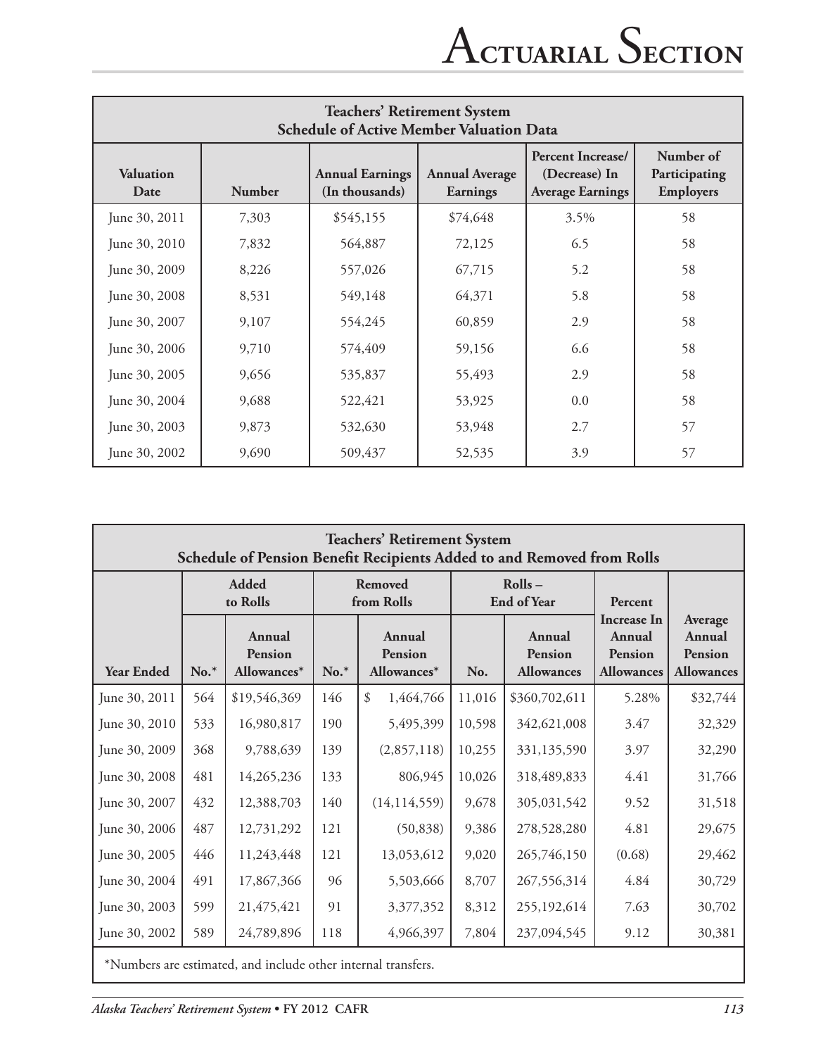## Teachers' Retirement System
### Schedule of Active Member Valuation Data

| Valuation Date | Number | Annual Earnings (In thousands) | Annual Average Earnings | Percent Increase/ (Decrease) In Average Earnings | Number of Participating Employers |
|---|---|---|---|---|---|
| June 30, 2011 | 7,303 | $545,155 | $74,648 | 3.5% | 58 |
| June 30, 2010 | 7,832 | 564,887 | 72,125 | 6.5 | 58 |
| June 30, 2009 | 8,226 | 557,026 | 67,715 | 5.2 | 58 |
| June 30, 2008 | 8,531 | 549,148 | 64,371 | 5.8 | 58 |
| June 30, 2007 | 9,107 | 554,245 | 60,859 | 2.9 | 58 |
| June 30, 2006 | 9,710 | 574,409 | 59,156 | 6.6 | 58 |
| June 30, 2005 | 9,656 | 535,837 | 55,493 | 2.9 | 58 |
| June 30, 2004 | 9,688 | 522,421 | 53,925 | 0.0 | 58 |
| June 30, 2003 | 9,873 | 532,630 | 53,948 | 2.7 | 57 |
| June 30, 2002 | 9,690 | 509,437 | 52,535 | 3.9 | 57 |

## Teachers' Retirement System
### Schedule of Pension Benefit Recipients Added to and Removed from Rolls

| | Added to Rolls | | Removed from Rolls | | Rolls – End of Year | | Percent | |
|---|---|---|---|---|---|---|---|---|
| Year Ended | No.* | Annual Pension Allowances* | No.* | Annual Pension Allowances* | No. | Annual Pension Allowances | Increase In Annual Pension Allowances | Average Annual Pension Allowances |
| June 30, 2011 | 564 | $19,546,369 | 146 | $ 1,464,766 | 11,016 | $360,702,611 | 5.28% | $32,744 |
| June 30, 2010 | 533 | 16,980,817 | 190 | 5,495,399 | 10,598 | 342,621,008 | 3.47 | 32,329 |
| June 30, 2009 | 368 | 9,788,639 | 139 | (2,857,118) | 10,255 | 331,135,590 | 3.97 | 32,290 |
| June 30, 2008 | 481 | 14,265,236 | 133 | 806,945 | 10,026 | 318,489,833 | 4.41 | 31,766 |
| June 30, 2007 | 432 | 12,388,703 | 140 | (14,114,559) | 9,678 | 305,031,542 | 9.52 | 31,518 |
| June 30, 2006 | 487 | 12,731,292 | 121 | (50,838) | 9,386 | 278,528,280 | 4.81 | 29,675 |
| June 30, 2005 | 446 | 11,243,448 | 121 | 13,053,612 | 9,020 | 265,746,150 | (0.68) | 29,462 |
| June 30, 2004 | 491 | 17,867,366 | 96 | 5,503,666 | 8,707 | 267,556,314 | 4.84 | 30,729 |
| June 30, 2003 | 599 | 21,475,421 | 91 | 3,377,352 | 8,312 | 255,192,614 | 7.63 | 30,702 |
| June 30, 2002 | 589 | 24,789,896 | 118 | 4,966,397 | 7,804 | 237,094,545 | 9.12 | 30,381 |

*Numbers are estimated, and include other internal transfers.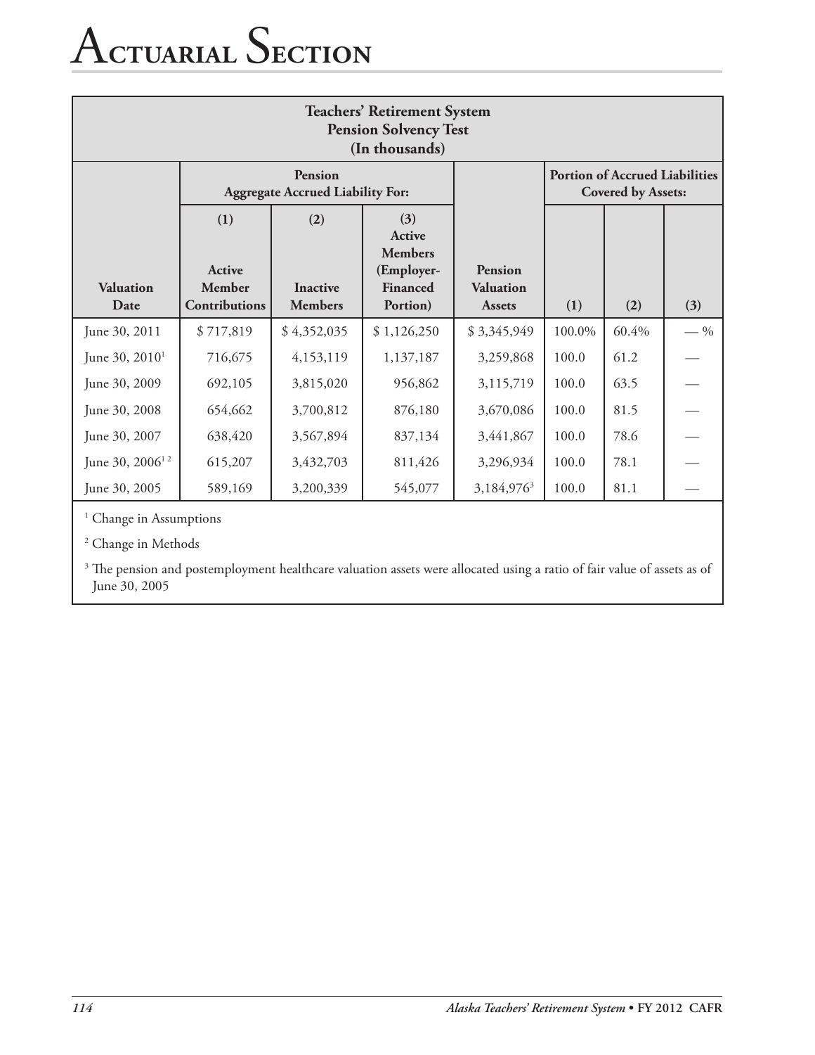# Actuarial Section

| Teachers' Retirement System Pension Solvency Test (In thousands) | | | | | | | |
|---|---|---|---|---|---|---|---|
| | Pension Aggregate Accrued Liability For: | | | | Portion of Accrued Liabilities Covered by Assets: | | |
| Valuation Date | (1) Active Member Contributions | (2) Inactive Members | (3) Active Members (Employer-Financed Portion) | Pension Valuation Assets | (1) | (2) | (3) |
| June 30, 2011 | $ 717,819 | $ 4,352,035 | $ 1,126,250 | $ 3,345,949 | 100.0% | 60.4% | — % |
| June 30, 2010[1] | 716,675 | 4,153,119 | 1,137,187 | 3,259,868 | 100.0 | 61.2 | — |
| June 30, 2009 | 692,105 | 3,815,020 | 956,862 | 3,115,719 | 100.0 | 63.5 | — |
| June 30, 2008 | 654,662 | 3,700,812 | 876,180 | 3,670,086 | 100.0 | 81.5 | — |
| June 30, 2007 | 638,420 | 3,567,894 | 837,134 | 3,441,867 | 100.0 | 78.6 | — |
| June 30, 2006[1 2] | 615,207 | 3,432,703 | 811,426 | 3,296,934 | 100.0 | 78.1 | — |
| June 30, 2005 | 589,169 | 3,200,339 | 545,077 | 3,184,976[3] | 100.0 | 81.1 | — |

[1] Change in Assumptions

[2] Change in Methods

[3] The pension and postemployment healthcare valuation assets were allocated using a ratio of fair value of assets as of June 30, 2005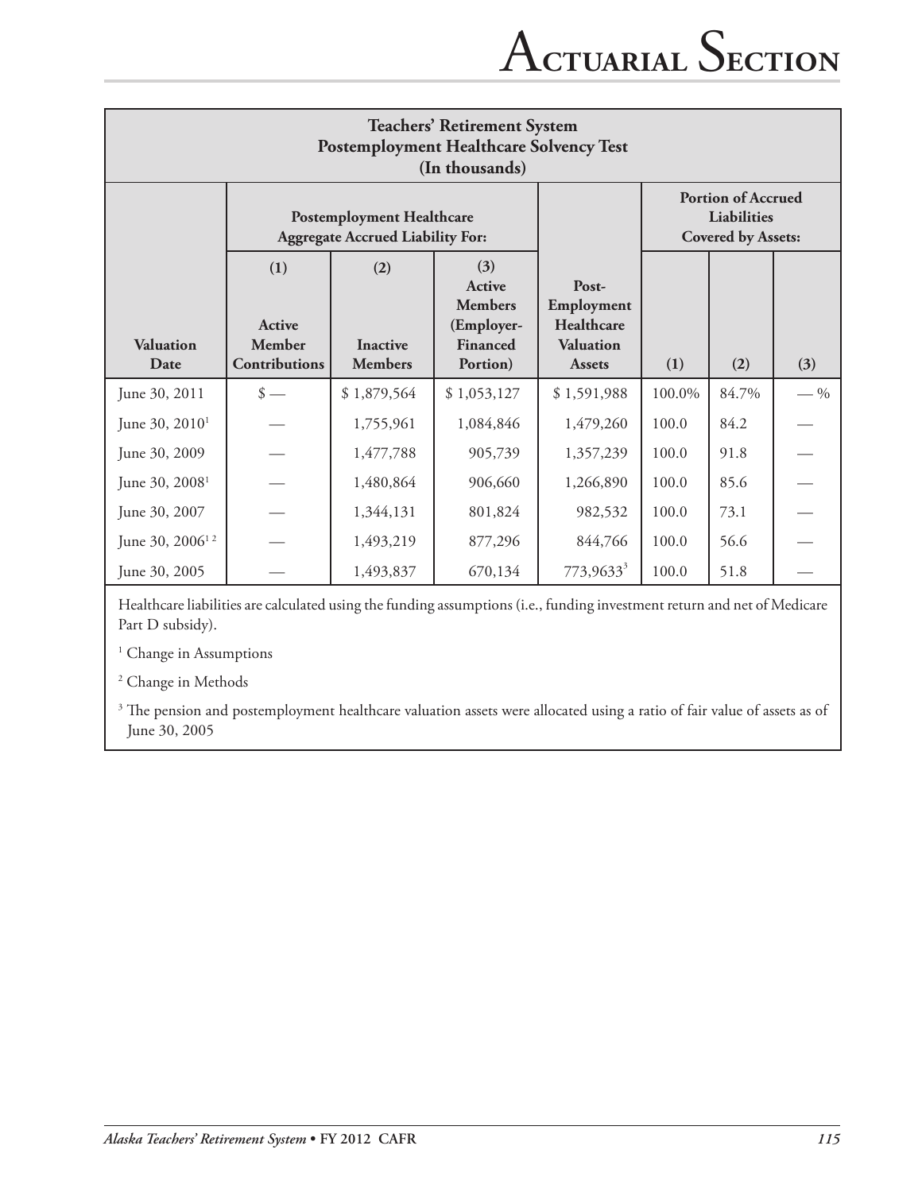| Teachers' Retirement System Postemployment Healthcare Solvency Test (In thousands) | | | | | | | |
|---|---|---|---|---|---|---|---|
| | Postemployment Healthcare Aggregate Accrued Liability For: | | | | Portion of Accrued Liabilities Covered by Assets: | | |
| Valuation Date | (1) Active Member Contributions | (2) Inactive Members | (3) Active Members (Employer-Financed Portion) | Post-Employment Healthcare Valuation Assets | (1) | (2) | (3) |
| June 30, 2011 | $ — | $ 1,879,564 | $ 1,053,127 | $ 1,591,988 | 100.0% | 84.7% | — % |
| June 30, 2010[1] | — | 1,755,961 | 1,084,846 | 1,479,260 | 100.0 | 84.2 | — |
| June 30, 2009 | — | 1,477,788 | 905,739 | 1,357,239 | 100.0 | 91.8 | — |
| June 30, 2008[1] | — | 1,480,864 | 906,660 | 1,266,890 | 100.0 | 85.6 | — |
| June 30, 2007 | — | 1,344,131 | 801,824 | 982,532 | 100.0 | 73.1 | — |
| June 30, 2006[1 2] | — | 1,493,219 | 877,296 | 844,766 | 100.0 | 56.6 | — |
| June 30, 2005 | — | 1,493,837 | 670,134 | 773,963[3] | 100.0 | 51.8 | — |

Healthcare liabilities are calculated using the funding assumptions (i.e., funding investment return and net of Medicare Part D subsidy).

[1] Change in Assumptions

[2] Change in Methods

[3] The pension and postemployment healthcare valuation assets were allocated using a ratio of fair value of assets as of June 30, 2005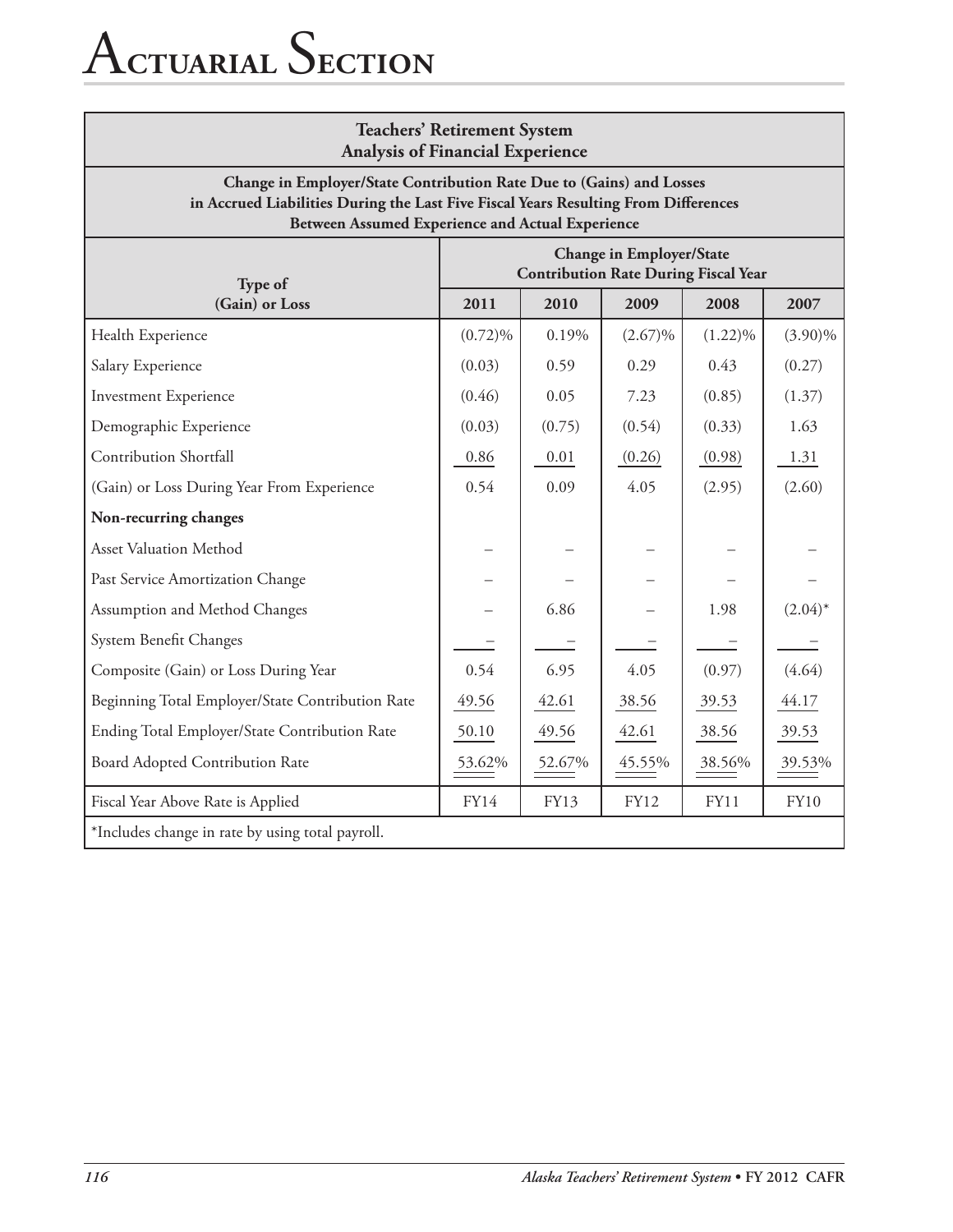## Teachers' Retirement System
### Analysis of Financial Experience

**Change in Employer/State Contribution Rate Due to (Gains) and Losses in Accrued Liabilities During the Last Five Fiscal Years Resulting From Differences Between Assumed Experience and Actual Experience**

| Type of (Gain) or Loss | Change in Employer/State Contribution Rate During Fiscal Year | | | | |
|---|---|---|---|---|---|
| | 2011 | 2010 | 2009 | 2008 | 2007 |
| Health Experience | (0.72)% | 0.19% | (2.67)% | (1.22)% | (3.90)% |
| Salary Experience | (0.03) | 0.59 | 0.29 | 0.43 | (0.27) |
| Investment Experience | (0.46) | 0.05 | 7.23 | (0.85) | (1.37) |
| Demographic Experience | (0.03) | (0.75) | (0.54) | (0.33) | 1.63 |
| Contribution Shortfall | 0.86 | 0.01 | (0.26) | (0.98) | 1.31 |
| (Gain) or Loss During Year From Experience | 0.54 | 0.09 | 4.05 | (2.95) | (2.60) |
| **Non-recurring changes** | | | | | |
| Asset Valuation Method | – | – | – | – | – |
| Past Service Amortization Change | – | – | – | – | – |
| Assumption and Method Changes | – | 6.86 | – | 1.98 | (2.04)* |
| System Benefit Changes | – | – | – | – | – |
| Composite (Gain) or Loss During Year | 0.54 | 6.95 | 4.05 | (0.97) | (4.64) |
| Beginning Total Employer/State Contribution Rate | 49.56 | 42.61 | 38.56 | 39.53 | 44.17 |
| Ending Total Employer/State Contribution Rate | 50.10 | 49.56 | 42.61 | 38.56 | 39.53 |
| Board Adopted Contribution Rate | 53.62% | 52.67% | 45.55% | 38.56% | 39.53% |
| Fiscal Year Above Rate is Applied | FY14 | FY13 | FY12 | FY11 | FY10 |

*Includes change in rate by using total payroll.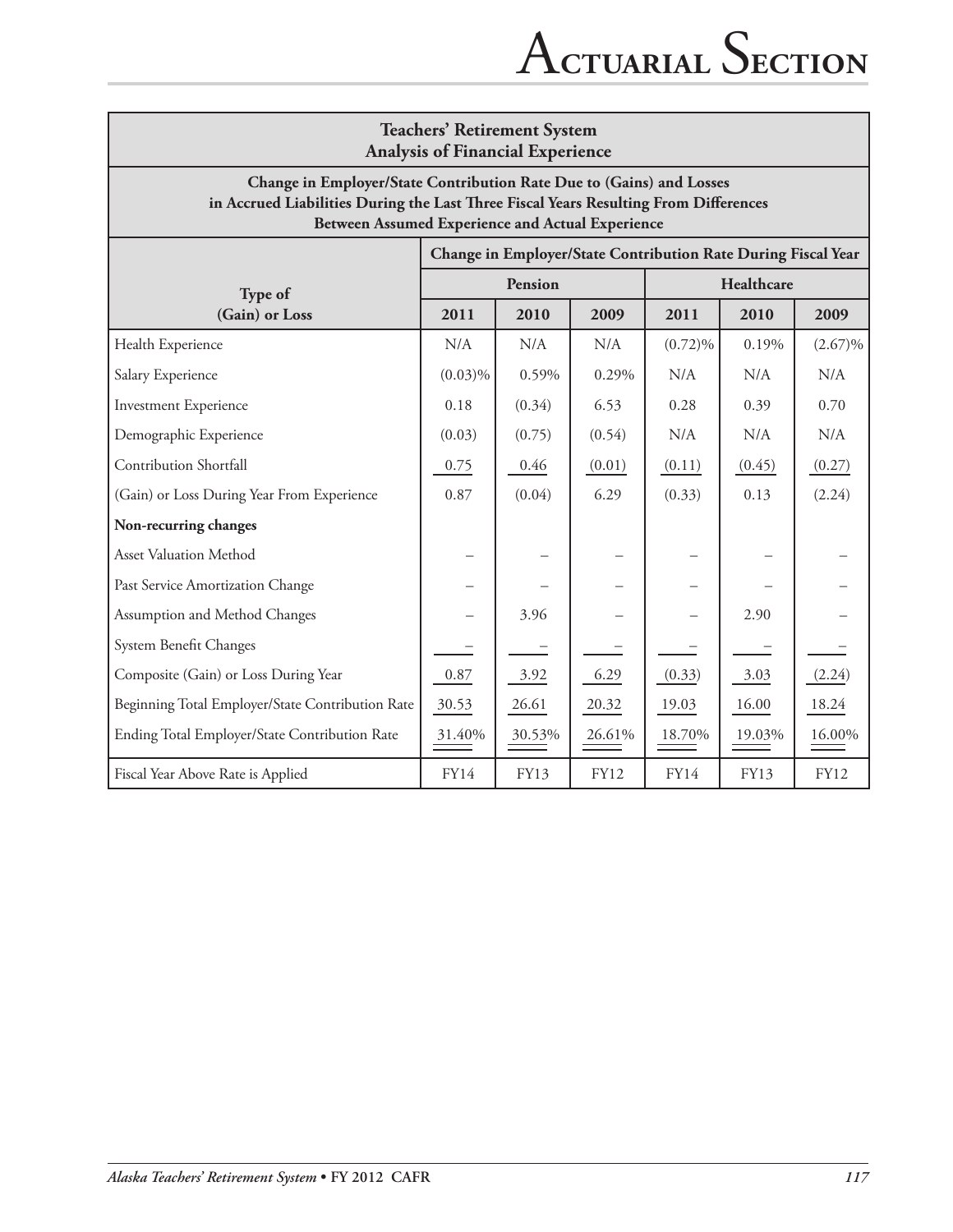| Teachers' Retirement System Analysis of Financial Experience | | | | | | |
|---|---|---|---|---|---|---|
| **Change in Employer/State Contribution Rate Due to (Gains) and Losses in Accrued Liabilities During the Last Three Fiscal Years Resulting From Differences Between Assumed Experience and Actual Experience** | | | | | | |
| | **Change in Employer/State Contribution Rate During Fiscal Year** | | | | | |
| **Type of (Gain) or Loss** | **Pension** | | | **Healthcare** | | |
| | **2011** | **2010** | **2009** | **2011** | **2010** | **2009** |
| Health Experience | N/A | N/A | N/A | (0.72)% | 0.19% | (2.67)% |
| Salary Experience | (0.03)% | 0.59% | 0.29% | N/A | N/A | N/A |
| Investment Experience | 0.18 | (0.34) | 6.53 | 0.28 | 0.39 | 0.70 |
| Demographic Experience | (0.03) | (0.75) | (0.54) | N/A | N/A | N/A |
| Contribution Shortfall | 0.75 | 0.46 | (0.01) | (0.11) | (0.45) | (0.27) |
| (Gain) or Loss During Year From Experience | 0.87 | (0.04) | 6.29 | (0.33) | 0.13 | (2.24) |
| **Non-recurring changes** | | | | | | |
| Asset Valuation Method | – | – | – | – | – | – |
| Past Service Amortization Change | – | – | – | – | – | – |
| Assumption and Method Changes | – | 3.96 | – | – | 2.90 | – |
| System Benefit Changes | – | – | – | – | – | – |
| Composite (Gain) or Loss During Year | 0.87 | 3.92 | 6.29 | (0.33) | 3.03 | (2.24) |
| Beginning Total Employer/State Contribution Rate | 30.53 | 26.61 | 20.32 | 19.03 | 16.00 | 18.24 |
| Ending Total Employer/State Contribution Rate | 31.40% | 30.53% | 26.61% | 18.70% | 19.03% | 16.00% |
| Fiscal Year Above Rate is Applied | FY14 | FY13 | FY12 | FY14 | FY13 | FY12 |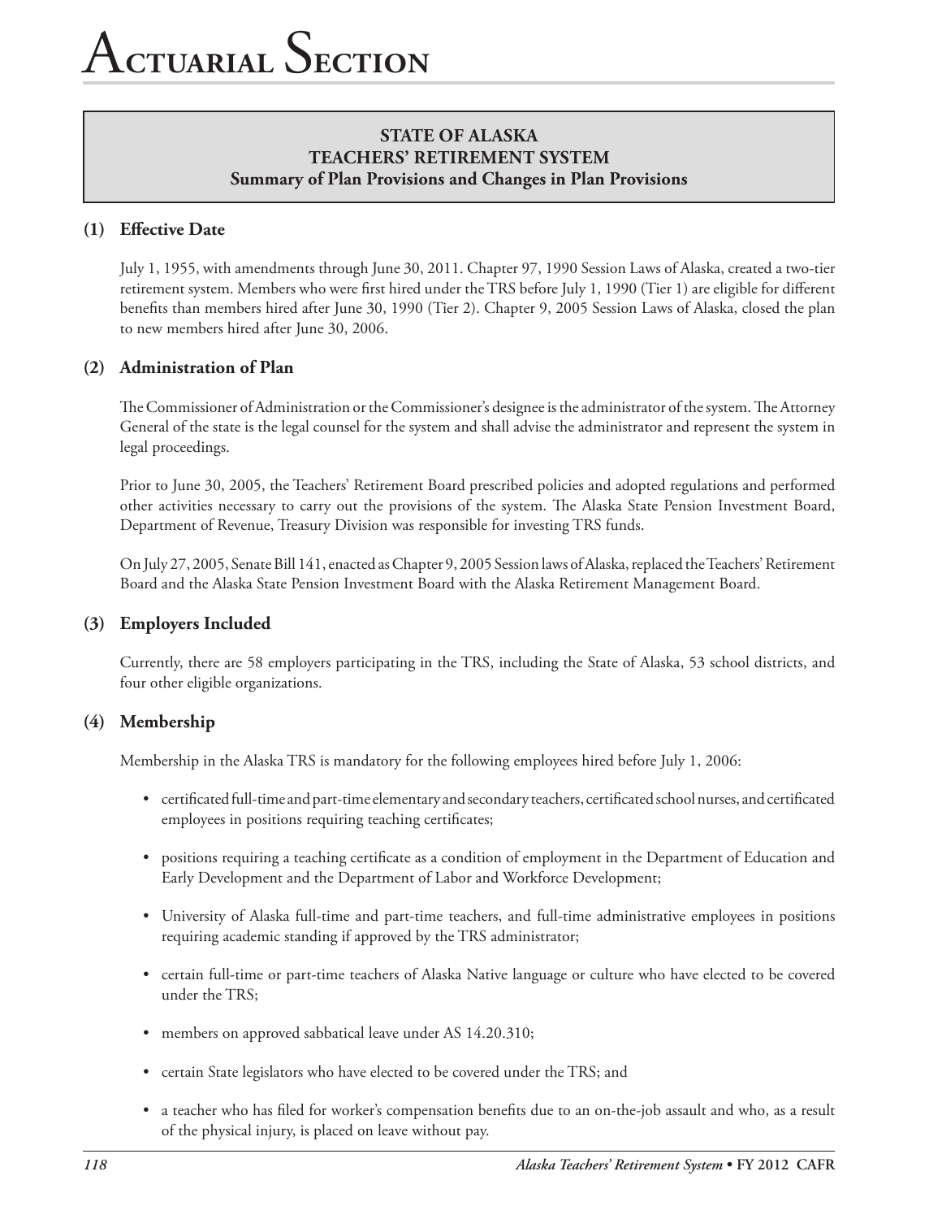# Actuarial Section

## STATE OF ALASKA
## TEACHERS' RETIREMENT SYSTEM
### Summary of Plan Provisions and Changes in Plan Provisions

### (1) Effective Date

July 1, 1955, with amendments through June 30, 2011. Chapter 97, 1990 Session Laws of Alaska, created a two-tier retirement system. Members who were first hired under the TRS before July 1, 1990 (Tier 1) are eligible for different benefits than members hired after June 30, 1990 (Tier 2). Chapter 9, 2005 Session Laws of Alaska, closed the plan to new members hired after June 30, 2006.

### (2) Administration of Plan

The Commissioner of Administration or the Commissioner's designee is the administrator of the system. The Attorney General of the state is the legal counsel for the system and shall advise the administrator and represent the system in legal proceedings.

Prior to June 30, 2005, the Teachers' Retirement Board prescribed policies and adopted regulations and performed other activities necessary to carry out the provisions of the system. The Alaska State Pension Investment Board, Department of Revenue, Treasury Division was responsible for investing TRS funds.

On July 27, 2005, Senate Bill 141, enacted as Chapter 9, 2005 Session laws of Alaska, replaced the Teachers' Retirement Board and the Alaska State Pension Investment Board with the Alaska Retirement Management Board.

### (3) Employers Included

Currently, there are 58 employers participating in the TRS, including the State of Alaska, 53 school districts, and four other eligible organizations.

### (4) Membership

Membership in the Alaska TRS is mandatory for the following employees hired before July 1, 2006:

- certificated full-time and part-time elementary and secondary teachers, certificated school nurses, and certificated employees in positions requiring teaching certificates;
- positions requiring a teaching certificate as a condition of employment in the Department of Education and Early Development and the Department of Labor and Workforce Development;
- University of Alaska full-time and part-time teachers, and full-time administrative employees in positions requiring academic standing if approved by the TRS administrator;
- certain full-time or part-time teachers of Alaska Native language or culture who have elected to be covered under the TRS;
- members on approved sabbatical leave under AS 14.20.310;
- certain State legislators who have elected to be covered under the TRS; and
- a teacher who has filed for worker's compensation benefits due to an on-the-job assault and who, as a result of the physical injury, is placed on leave without pay.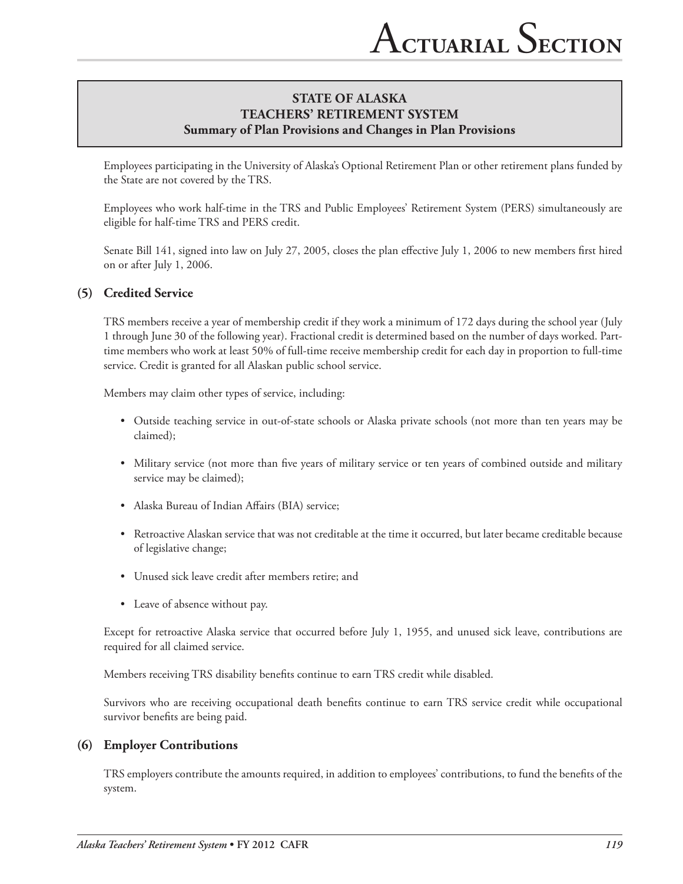**STATE OF ALASKA**
**TEACHERS' RETIREMENT SYSTEM**
**Summary of Plan Provisions and Changes in Plan Provisions**

Employees participating in the University of Alaska's Optional Retirement Plan or other retirement plans funded by the State are not covered by the TRS.

Employees who work half-time in the TRS and Public Employees' Retirement System (PERS) simultaneously are eligible for half-time TRS and PERS credit.

Senate Bill 141, signed into law on July 27, 2005, closes the plan effective July 1, 2006 to new members first hired on or after July 1, 2006.

## (5) Credited Service

TRS members receive a year of membership credit if they work a minimum of 172 days during the school year (July 1 through June 30 of the following year). Fractional credit is determined based on the number of days worked. Part-time members who work at least 50% of full-time receive membership credit for each day in proportion to full-time service. Credit is granted for all Alaskan public school service.

Members may claim other types of service, including:

- Outside teaching service in out-of-state schools or Alaska private schools (not more than ten years may be claimed);
- Military service (not more than five years of military service or ten years of combined outside and military service may be claimed);
- Alaska Bureau of Indian Affairs (BIA) service;
- Retroactive Alaskan service that was not creditable at the time it occurred, but later became creditable because of legislative change;
- Unused sick leave credit after members retire; and
- Leave of absence without pay.

Except for retroactive Alaska service that occurred before July 1, 1955, and unused sick leave, contributions are required for all claimed service.

Members receiving TRS disability benefits continue to earn TRS credit while disabled.

Survivors who are receiving occupational death benefits continue to earn TRS service credit while occupational survivor benefits are being paid.

## (6) Employer Contributions

TRS employers contribute the amounts required, in addition to employees' contributions, to fund the benefits of the system.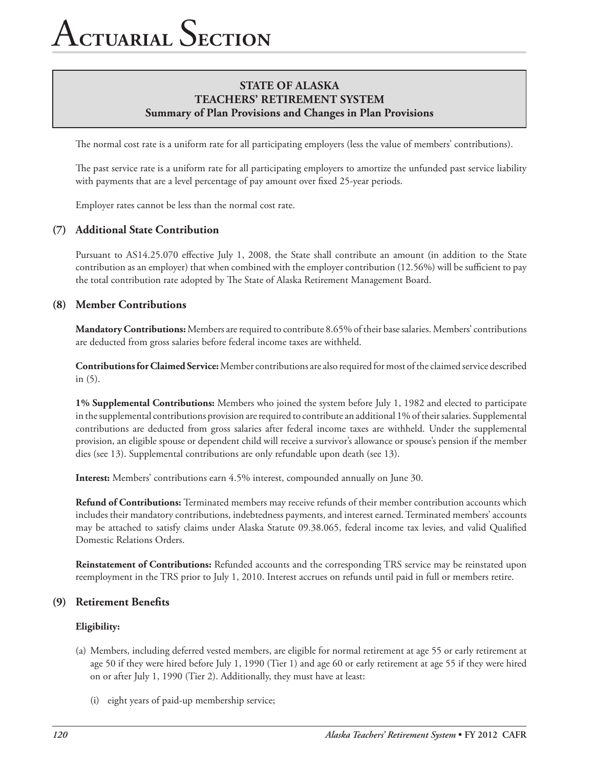# Actuarial Section

## STATE OF ALASKA
## TEACHERS' RETIREMENT SYSTEM
## Summary of Plan Provisions and Changes in Plan Provisions

The normal cost rate is a uniform rate for all participating employers (less the value of members' contributions).

The past service rate is a uniform rate for all participating employers to amortize the unfunded past service liability with payments that are a level percentage of pay amount over fixed 25-year periods.

Employer rates cannot be less than the normal cost rate.

### (7) Additional State Contribution

Pursuant to AS14.25.070 effective July 1, 2008, the State shall contribute an amount (in addition to the State contribution as an employer) that when combined with the employer contribution (12.56%) will be sufficient to pay the total contribution rate adopted by The State of Alaska Retirement Management Board.

### (8) Member Contributions

**Mandatory Contributions:** Members are required to contribute 8.65% of their base salaries. Members' contributions are deducted from gross salaries before federal income taxes are withheld.

**Contributions for Claimed Service:** Member contributions are also required for most of the claimed service described in (5).

**1% Supplemental Contributions:** Members who joined the system before July 1, 1982 and elected to participate in the supplemental contributions provision are required to contribute an additional 1% of their salaries. Supplemental contributions are deducted from gross salaries after federal income taxes are withheld. Under the supplemental provision, an eligible spouse or dependent child will receive a survivor's allowance or spouse's pension if the member dies (see 13). Supplemental contributions are only refundable upon death (see 13).

**Interest:** Members' contributions earn 4.5% interest, compounded annually on June 30.

**Refund of Contributions:** Terminated members may receive refunds of their member contribution accounts which includes their mandatory contributions, indebtedness payments, and interest earned. Terminated members' accounts may be attached to satisfy claims under Alaska Statute 09.38.065, federal income tax levies, and valid Qualified Domestic Relations Orders.

**Reinstatement of Contributions:** Refunded accounts and the corresponding TRS service may be reinstated upon reemployment in the TRS prior to July 1, 2010. Interest accrues on refunds until paid in full or members retire.

### (9) Retirement Benefits

**Eligibility:**

(a) Members, including deferred vested members, are eligible for normal retirement at age 55 or early retirement at age 50 if they were hired before July 1, 1990 (Tier 1) and age 60 or early retirement at age 55 if they were hired on or after July 1, 1990 (Tier 2). Additionally, they must have at least:

(i) eight years of paid-up membership service;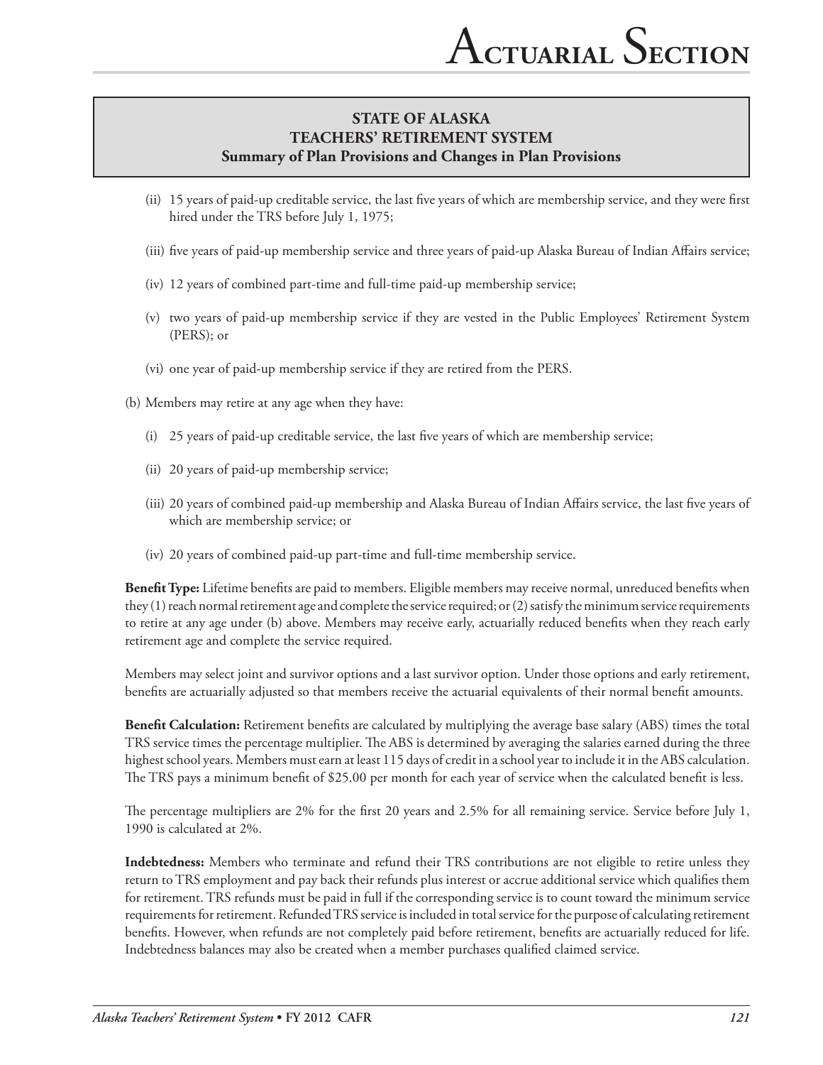**STATE OF ALASKA**
**TEACHERS' RETIREMENT SYSTEM**
**Summary of Plan Provisions and Changes in Plan Provisions**

(ii) 15 years of paid-up creditable service, the last five years of which are membership service, and they were first hired under the TRS before July 1, 1975;

(iii) five years of paid-up membership service and three years of paid-up Alaska Bureau of Indian Affairs service;

(iv) 12 years of combined part-time and full-time paid-up membership service;

(v) two years of paid-up membership service if they are vested in the Public Employees' Retirement System (PERS); or

(vi) one year of paid-up membership service if they are retired from the PERS.

(b) Members may retire at any age when they have:

(i) 25 years of paid-up creditable service, the last five years of which are membership service;

(ii) 20 years of paid-up membership service;

(iii) 20 years of combined paid-up membership and Alaska Bureau of Indian Affairs service, the last five years of which are membership service; or

(iv) 20 years of combined paid-up part-time and full-time membership service.

**Benefit Type:** Lifetime benefits are paid to members. Eligible members may receive normal, unreduced benefits when they (1) reach normal retirement age and complete the service required; or (2) satisfy the minimum service requirements to retire at any age under (b) above. Members may receive early, actuarially reduced benefits when they reach early retirement age and complete the service required.

Members may select joint and survivor options and a last survivor option. Under those options and early retirement, benefits are actuarially adjusted so that members receive the actuarial equivalents of their normal benefit amounts.

**Benefit Calculation:** Retirement benefits are calculated by multiplying the average base salary (ABS) times the total TRS service times the percentage multiplier. The ABS is determined by averaging the salaries earned during the three highest school years. Members must earn at least 115 days of credit in a school year to include it in the ABS calculation. The TRS pays a minimum benefit of $25.00 per month for each year of service when the calculated benefit is less.

The percentage multipliers are 2% for the first 20 years and 2.5% for all remaining service. Service before July 1, 1990 is calculated at 2%.

**Indebtedness:** Members who terminate and refund their TRS contributions are not eligible to retire unless they return to TRS employment and pay back their refunds plus interest or accrue additional service which qualifies them for retirement. TRS refunds must be paid in full if the corresponding service is to count toward the minimum service requirements for retirement. Refunded TRS service is included in total service for the purpose of calculating retirement benefits. However, when refunds are not completely paid before retirement, benefits are actuarially reduced for life. Indebtedness balances may also be created when a member purchases qualified claimed service.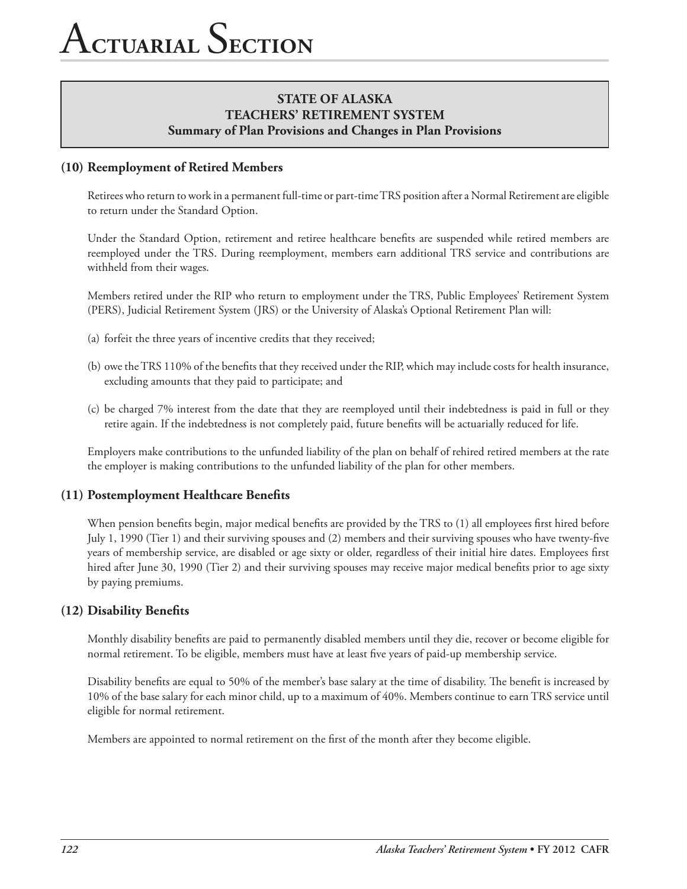# Actuarial Section

**STATE OF ALASKA**
**TEACHERS' RETIREMENT SYSTEM**
**Summary of Plan Provisions and Changes in Plan Provisions**

## (10) Reemployment of Retired Members

Retirees who return to work in a permanent full-time or part-time TRS position after a Normal Retirement are eligible to return under the Standard Option.

Under the Standard Option, retirement and retiree healthcare benefits are suspended while retired members are reemployed under the TRS. During reemployment, members earn additional TRS service and contributions are withheld from their wages.

Members retired under the RIP who return to employment under the TRS, Public Employees' Retirement System (PERS), Judicial Retirement System (JRS) or the University of Alaska's Optional Retirement Plan will:

(a) forfeit the three years of incentive credits that they received;

(b) owe the TRS 110% of the benefits that they received under the RIP, which may include costs for health insurance, excluding amounts that they paid to participate; and

(c) be charged 7% interest from the date that they are reemployed until their indebtedness is paid in full or they retire again. If the indebtedness is not completely paid, future benefits will be actuarially reduced for life.

Employers make contributions to the unfunded liability of the plan on behalf of rehired retired members at the rate the employer is making contributions to the unfunded liability of the plan for other members.

## (11) Postemployment Healthcare Benefits

When pension benefits begin, major medical benefits are provided by the TRS to (1) all employees first hired before July 1, 1990 (Tier 1) and their surviving spouses and (2) members and their surviving spouses who have twenty-five years of membership service, are disabled or age sixty or older, regardless of their initial hire dates. Employees first hired after June 30, 1990 (Tier 2) and their surviving spouses may receive major medical benefits prior to age sixty by paying premiums.

## (12) Disability Benefits

Monthly disability benefits are paid to permanently disabled members until they die, recover or become eligible for normal retirement. To be eligible, members must have at least five years of paid-up membership service.

Disability benefits are equal to 50% of the member's base salary at the time of disability. The benefit is increased by 10% of the base salary for each minor child, up to a maximum of 40%. Members continue to earn TRS service until eligible for normal retirement.

Members are appointed to normal retirement on the first of the month after they become eligible.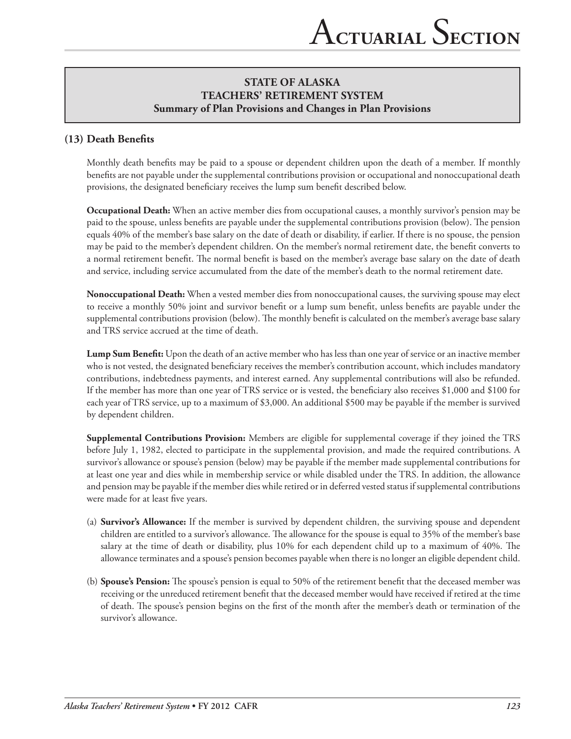**STATE OF ALASKA**
**TEACHERS' RETIREMENT SYSTEM**
**Summary of Plan Provisions and Changes in Plan Provisions**

## (13) Death Benefits

Monthly death benefits may be paid to a spouse or dependent children upon the death of a member. If monthly benefits are not payable under the supplemental contributions provision or occupational and nonoccupational death provisions, the designated beneficiary receives the lump sum benefit described below.

**Occupational Death:** When an active member dies from occupational causes, a monthly survivor's pension may be paid to the spouse, unless benefits are payable under the supplemental contributions provision (below). The pension equals 40% of the member's base salary on the date of death or disability, if earlier. If there is no spouse, the pension may be paid to the member's dependent children. On the member's normal retirement date, the benefit converts to a normal retirement benefit. The normal benefit is based on the member's average base salary on the date of death and service, including service accumulated from the date of the member's death to the normal retirement date.

**Nonoccupational Death:** When a vested member dies from nonoccupational causes, the surviving spouse may elect to receive a monthly 50% joint and survivor benefit or a lump sum benefit, unless benefits are payable under the supplemental contributions provision (below). The monthly benefit is calculated on the member's average base salary and TRS service accrued at the time of death.

**Lump Sum Benefit:** Upon the death of an active member who has less than one year of service or an inactive member who is not vested, the designated beneficiary receives the member's contribution account, which includes mandatory contributions, indebtedness payments, and interest earned. Any supplemental contributions will also be refunded. If the member has more than one year of TRS service or is vested, the beneficiary also receives $1,000 and $100 for each year of TRS service, up to a maximum of $3,000. An additional $500 may be payable if the member is survived by dependent children.

**Supplemental Contributions Provision:** Members are eligible for supplemental coverage if they joined the TRS before July 1, 1982, elected to participate in the supplemental provision, and made the required contributions. A survivor's allowance or spouse's pension (below) may be payable if the member made supplemental contributions for at least one year and dies while in membership service or while disabled under the TRS. In addition, the allowance and pension may be payable if the member dies while retired or in deferred vested status if supplemental contributions were made for at least five years.

(a) **Survivor's Allowance:** If the member is survived by dependent children, the surviving spouse and dependent children are entitled to a survivor's allowance. The allowance for the spouse is equal to 35% of the member's base salary at the time of death or disability, plus 10% for each dependent child up to a maximum of 40%. The allowance terminates and a spouse's pension becomes payable when there is no longer an eligible dependent child.

(b) **Spouse's Pension:** The spouse's pension is equal to 50% of the retirement benefit that the deceased member was receiving or the unreduced retirement benefit that the deceased member would have received if retired at the time of death. The spouse's pension begins on the first of the month after the member's death or termination of the survivor's allowance.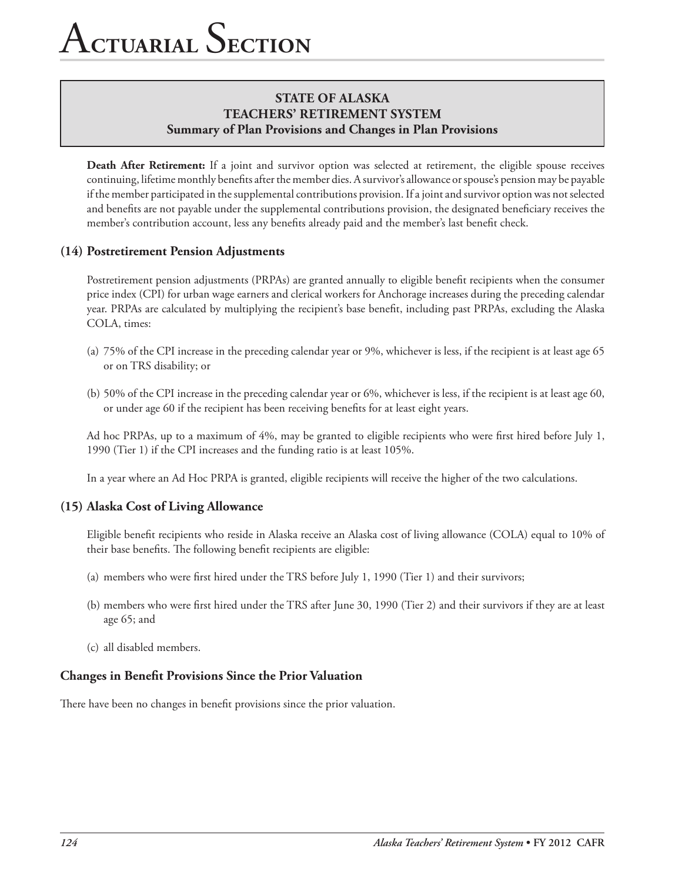## STATE OF ALASKA
## TEACHERS' RETIREMENT SYSTEM
### Summary of Plan Provisions and Changes in Plan Provisions

**Death After Retirement:** If a joint and survivor option was selected at retirement, the eligible spouse receives continuing, lifetime monthly benefits after the member dies. A survivor's allowance or spouse's pension may be payable if the member participated in the supplemental contributions provision. If a joint and survivor option was not selected and benefits are not payable under the supplemental contributions provision, the designated beneficiary receives the member's contribution account, less any benefits already paid and the member's last benefit check.

### (14) Postretirement Pension Adjustments

Postretirement pension adjustments (PRPAs) are granted annually to eligible benefit recipients when the consumer price index (CPI) for urban wage earners and clerical workers for Anchorage increases during the preceding calendar year. PRPAs are calculated by multiplying the recipient's base benefit, including past PRPAs, excluding the Alaska COLA, times:

(a) 75% of the CPI increase in the preceding calendar year or 9%, whichever is less, if the recipient is at least age 65 or on TRS disability; or

(b) 50% of the CPI increase in the preceding calendar year or 6%, whichever is less, if the recipient is at least age 60, or under age 60 if the recipient has been receiving benefits for at least eight years.

Ad hoc PRPAs, up to a maximum of 4%, may be granted to eligible recipients who were first hired before July 1, 1990 (Tier 1) if the CPI increases and the funding ratio is at least 105%.

In a year where an Ad Hoc PRPA is granted, eligible recipients will receive the higher of the two calculations.

### (15) Alaska Cost of Living Allowance

Eligible benefit recipients who reside in Alaska receive an Alaska cost of living allowance (COLA) equal to 10% of their base benefits. The following benefit recipients are eligible:

(a) members who were first hired under the TRS before July 1, 1990 (Tier 1) and their survivors;

(b) members who were first hired under the TRS after June 30, 1990 (Tier 2) and their survivors if they are at least age 65; and

(c) all disabled members.

### Changes in Benefit Provisions Since the Prior Valuation

There have been no changes in benefit provisions since the prior valuation.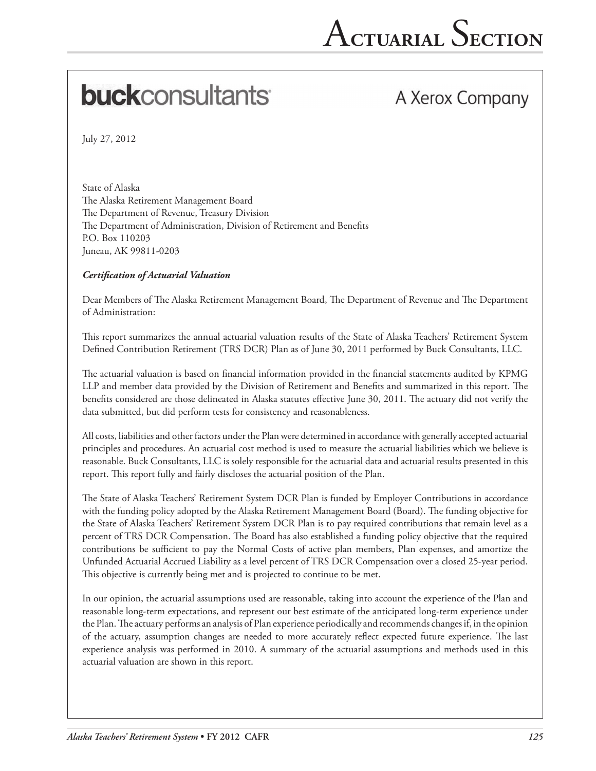# Actuarial Section

**buck**consultants A Xerox Company

July 27, 2012

State of Alaska
The Alaska Retirement Management Board
The Department of Revenue, Treasury Division
The Department of Administration, Division of Retirement and Benefits
P.O. Box 110203
Juneau, AK 99811-0203

***Certification of Actuarial Valuation***

Dear Members of The Alaska Retirement Management Board, The Department of Revenue and The Department of Administration:

This report summarizes the annual actuarial valuation results of the State of Alaska Teachers' Retirement System Defined Contribution Retirement (TRS DCR) Plan as of June 30, 2011 performed by Buck Consultants, LLC.

The actuarial valuation is based on financial information provided in the financial statements audited by KPMG LLP and member data provided by the Division of Retirement and Benefits and summarized in this report. The benefits considered are those delineated in Alaska statutes effective June 30, 2011. The actuary did not verify the data submitted, but did perform tests for consistency and reasonableness.

All costs, liabilities and other factors under the Plan were determined in accordance with generally accepted actuarial principles and procedures. An actuarial cost method is used to measure the actuarial liabilities which we believe is reasonable. Buck Consultants, LLC is solely responsible for the actuarial data and actuarial results presented in this report. This report fully and fairly discloses the actuarial position of the Plan.

The State of Alaska Teachers' Retirement System DCR Plan is funded by Employer Contributions in accordance with the funding policy adopted by the Alaska Retirement Management Board (Board). The funding objective for the State of Alaska Teachers' Retirement System DCR Plan is to pay required contributions that remain level as a percent of TRS DCR Compensation. The Board has also established a funding policy objective that the required contributions be sufficient to pay the Normal Costs of active plan members, Plan expenses, and amortize the Unfunded Actuarial Accrued Liability as a level percent of TRS DCR Compensation over a closed 25-year period. This objective is currently being met and is projected to continue to be met.

In our opinion, the actuarial assumptions used are reasonable, taking into account the experience of the Plan and reasonable long-term expectations, and represent our best estimate of the anticipated long-term experience under the Plan. The actuary performs an analysis of Plan experience periodically and recommends changes if, in the opinion of the actuary, assumption changes are needed to more accurately reflect expected future experience. The last experience analysis was performed in 2010. A summary of the actuarial assumptions and methods used in this actuarial valuation are shown in this report.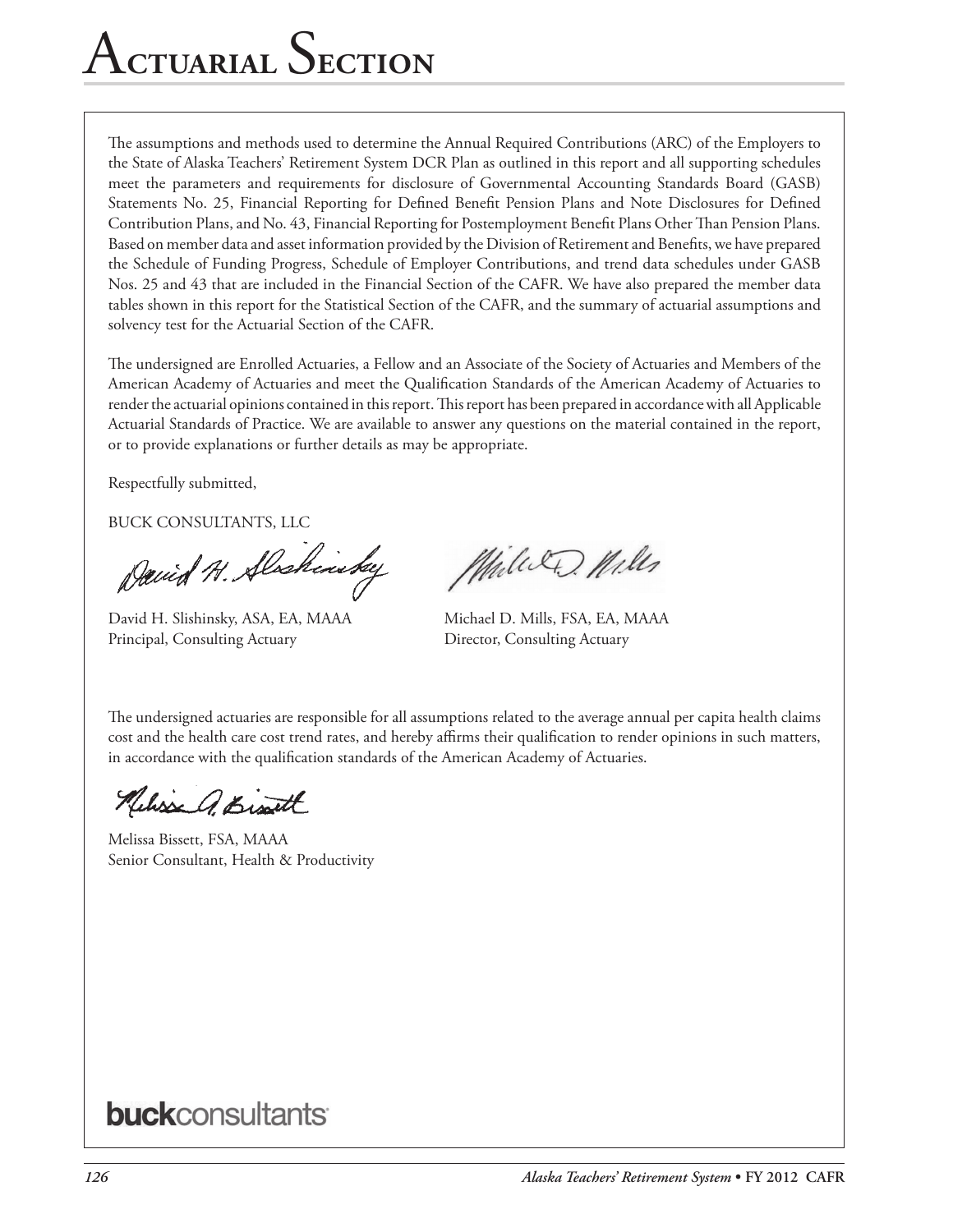# Actuarial Section

The assumptions and methods used to determine the Annual Required Contributions (ARC) of the Employers to the State of Alaska Teachers' Retirement System DCR Plan as outlined in this report and all supporting schedules meet the parameters and requirements for disclosure of Governmental Accounting Standards Board (GASB) Statements No. 25, Financial Reporting for Defined Benefit Pension Plans and Note Disclosures for Defined Contribution Plans, and No. 43, Financial Reporting for Postemployment Benefit Plans Other Than Pension Plans. Based on member data and asset information provided by the Division of Retirement and Benefits, we have prepared the Schedule of Funding Progress, Schedule of Employer Contributions, and trend data schedules under GASB Nos. 25 and 43 that are included in the Financial Section of the CAFR. We have also prepared the member data tables shown in this report for the Statistical Section of the CAFR, and the summary of actuarial assumptions and solvency test for the Actuarial Section of the CAFR.

The undersigned are Enrolled Actuaries, a Fellow and an Associate of the Society of Actuaries and Members of the American Academy of Actuaries and meet the Qualification Standards of the American Academy of Actuaries to render the actuarial opinions contained in this report. This report has been prepared in accordance with all Applicable Actuarial Standards of Practice. We are available to answer any questions on the material contained in the report, or to provide explanations or further details as may be appropriate.

Respectfully submitted,

BUCK CONSULTANTS, LLC

David H. Slishinsky, ASA, EA, MAAA
Principal, Consulting Actuary

Michael D. Mills, FSA, EA, MAAA
Director, Consulting Actuary

The undersigned actuaries are responsible for all assumptions related to the average annual per capita health claims cost and the health care cost trend rates, and hereby affirms their qualification to render opinions in such matters, in accordance with the qualification standards of the American Academy of Actuaries.

Melissa Bissett, FSA, MAAA
Senior Consultant, Health & Productivity

**buck**consultants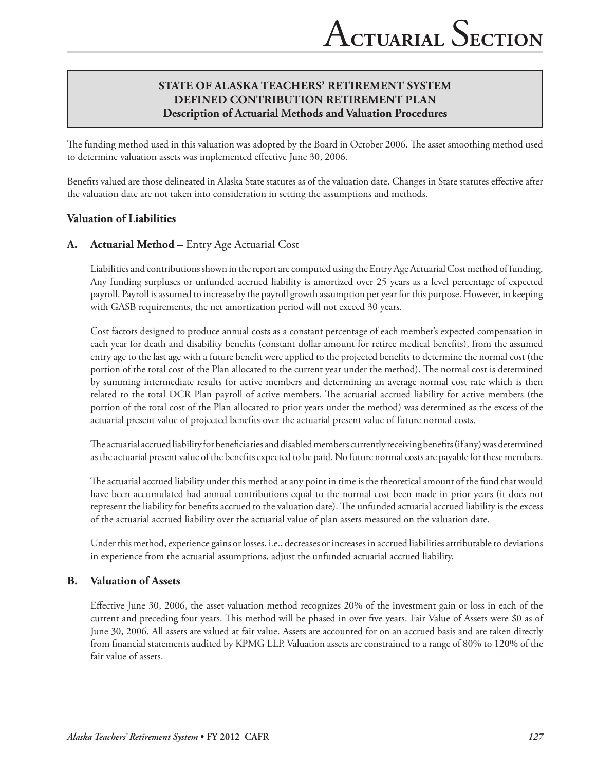## STATE OF ALASKA TEACHERS' RETIREMENT SYSTEM
## DEFINED CONTRIBUTION RETIREMENT PLAN
### Description of Actuarial Methods and Valuation Procedures

The funding method used in this valuation was adopted by the Board in October 2006. The asset smoothing method used to determine valuation assets was implemented effective June 30, 2006.

Benefits valued are those delineated in Alaska State statutes as of the valuation date. Changes in State statutes effective after the valuation date are not taken into consideration in setting the assumptions and methods.

### Valuation of Liabilities

**A. Actuarial Method –** Entry Age Actuarial Cost

Liabilities and contributions shown in the report are computed using the Entry Age Actuarial Cost method of funding. Any funding surpluses or unfunded accrued liability is amortized over 25 years as a level percentage of expected payroll. Payroll is assumed to increase by the payroll growth assumption per year for this purpose. However, in keeping with GASB requirements, the net amortization period will not exceed 30 years.

Cost factors designed to produce annual costs as a constant percentage of each member's expected compensation in each year for death and disability benefits (constant dollar amount for retiree medical benefits), from the assumed entry age to the last age with a future benefit were applied to the projected benefits to determine the normal cost (the portion of the total cost of the Plan allocated to the current year under the method). The normal cost is determined by summing intermediate results for active members and determining an average normal cost rate which is then related to the total DCR Plan payroll of active members. The actuarial accrued liability for active members (the portion of the total cost of the Plan allocated to prior years under the method) was determined as the excess of the actuarial present value of projected benefits over the actuarial present value of future normal costs.

The actuarial accrued liability for beneficiaries and disabled members currently receiving benefits (if any) was determined as the actuarial present value of the benefits expected to be paid. No future normal costs are payable for these members.

The actuarial accrued liability under this method at any point in time is the theoretical amount of the fund that would have been accumulated had annual contributions equal to the normal cost been made in prior years (it does not represent the liability for benefits accrued to the valuation date). The unfunded actuarial accrued liability is the excess of the actuarial accrued liability over the actuarial value of plan assets measured on the valuation date.

Under this method, experience gains or losses, i.e., decreases or increases in accrued liabilities attributable to deviations in experience from the actuarial assumptions, adjust the unfunded actuarial accrued liability.

**B. Valuation of Assets**

Effective June 30, 2006, the asset valuation method recognizes 20% of the investment gain or loss in each of the current and preceding four years. This method will be phased in over five years. Fair Value of Assets were $0 as of June 30, 2006. All assets are valued at fair value. Assets are accounted for on an accrued basis and are taken directly from financial statements audited by KPMG LLP. Valuation assets are constrained to a range of 80% to 120% of the fair value of assets.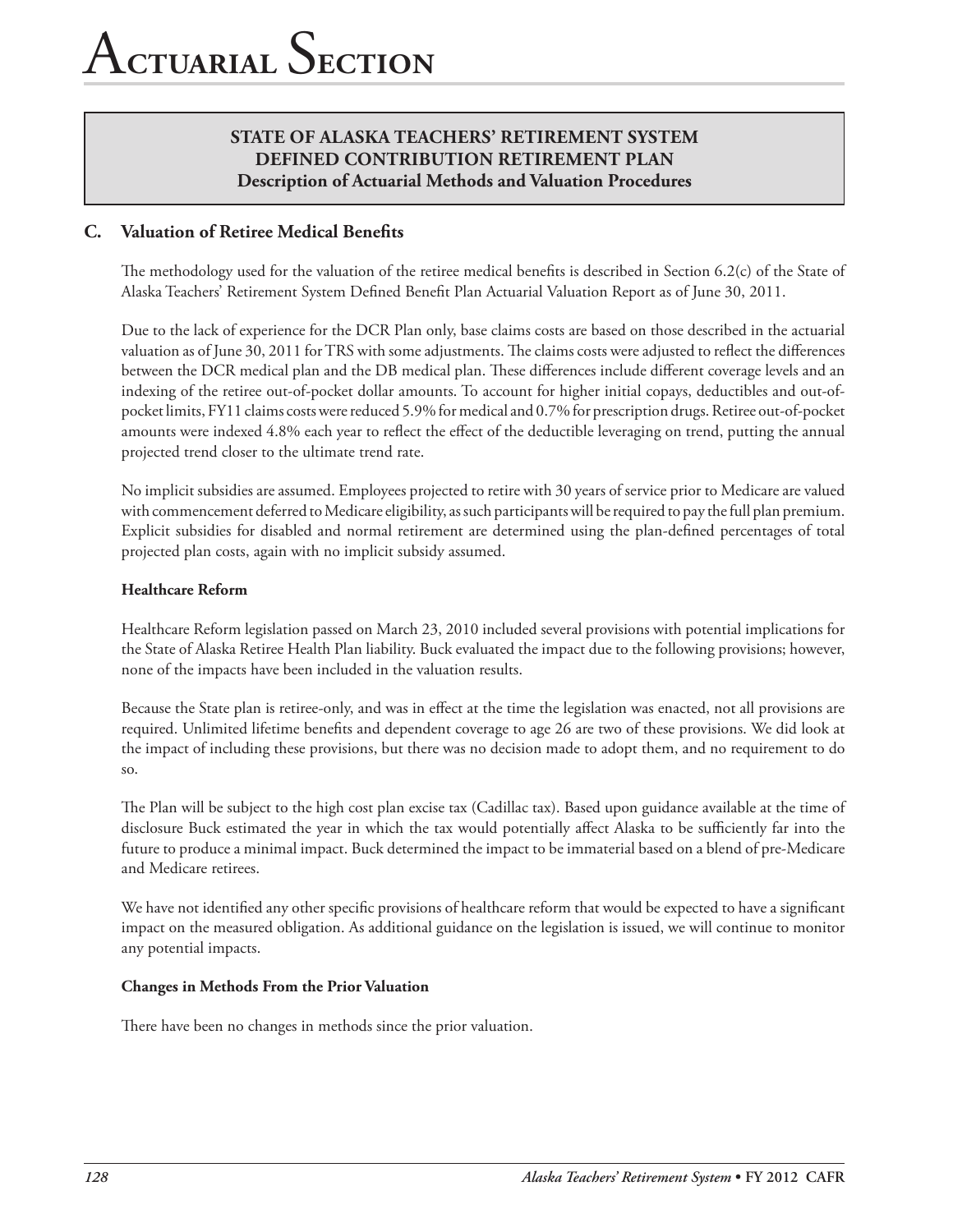# Actuarial Section

**STATE OF ALASKA TEACHERS' RETIREMENT SYSTEM**
**DEFINED CONTRIBUTION RETIREMENT PLAN**
**Description of Actuarial Methods and Valuation Procedures**

## C. Valuation of Retiree Medical Benefits

The methodology used for the valuation of the retiree medical benefits is described in Section 6.2(c) of the State of Alaska Teachers' Retirement System Defined Benefit Plan Actuarial Valuation Report as of June 30, 2011.

Due to the lack of experience for the DCR Plan only, base claims costs are based on those described in the actuarial valuation as of June 30, 2011 for TRS with some adjustments. The claims costs were adjusted to reflect the differences between the DCR medical plan and the DB medical plan. These differences include different coverage levels and an indexing of the retiree out-of-pocket dollar amounts. To account for higher initial copays, deductibles and out-of-pocket limits, FY11 claims costs were reduced 5.9% for medical and 0.7% for prescription drugs. Retiree out-of-pocket amounts were indexed 4.8% each year to reflect the effect of the deductible leveraging on trend, putting the annual projected trend closer to the ultimate trend rate.

No implicit subsidies are assumed. Employees projected to retire with 30 years of service prior to Medicare are valued with commencement deferred to Medicare eligibility, as such participants will be required to pay the full plan premium. Explicit subsidies for disabled and normal retirement are determined using the plan-defined percentages of total projected plan costs, again with no implicit subsidy assumed.

### Healthcare Reform

Healthcare Reform legislation passed on March 23, 2010 included several provisions with potential implications for the State of Alaska Retiree Health Plan liability. Buck evaluated the impact due to the following provisions; however, none of the impacts have been included in the valuation results.

Because the State plan is retiree-only, and was in effect at the time the legislation was enacted, not all provisions are required. Unlimited lifetime benefits and dependent coverage to age 26 are two of these provisions. We did look at the impact of including these provisions, but there was no decision made to adopt them, and no requirement to do so.

The Plan will be subject to the high cost plan excise tax (Cadillac tax). Based upon guidance available at the time of disclosure Buck estimated the year in which the tax would potentially affect Alaska to be sufficiently far into the future to produce a minimal impact. Buck determined the impact to be immaterial based on a blend of pre-Medicare and Medicare retirees.

We have not identified any other specific provisions of healthcare reform that would be expected to have a significant impact on the measured obligation. As additional guidance on the legislation is issued, we will continue to monitor any potential impacts.

### Changes in Methods From the Prior Valuation

There have been no changes in methods since the prior valuation.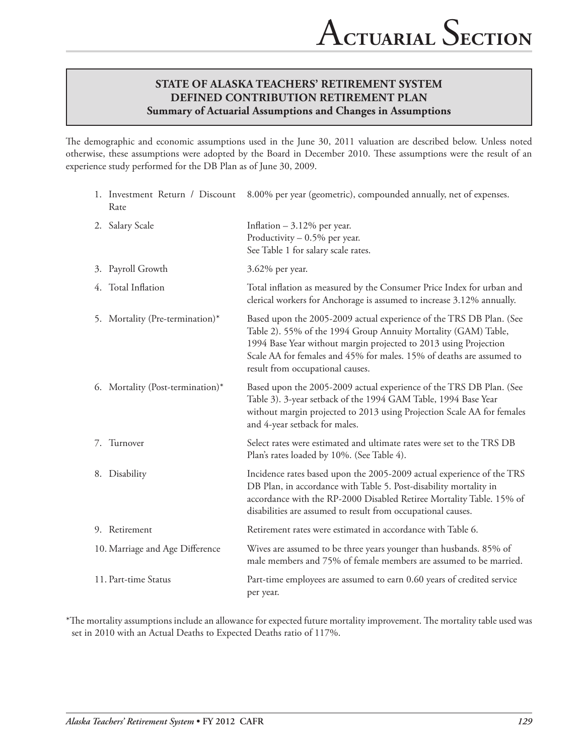## STATE OF ALASKA TEACHERS' RETIREMENT SYSTEM DEFINED CONTRIBUTION RETIREMENT PLAN

### Summary of Actuarial Assumptions and Changes in Assumptions

The demographic and economic assumptions used in the June 30, 2011 valuation are described below. Unless noted otherwise, these assumptions were adopted by the Board in December 2010. These assumptions were the result of an experience study performed for the DB Plan as of June 30, 2009.

| | |
|---|---|
| 1. Investment Return / Discount Rate | 8.00% per year (geometric), compounded annually, net of expenses. |
| 2. Salary Scale | Inflation – 3.12% per year.<br>Productivity – 0.5% per year.<br>See Table 1 for salary scale rates. |
| 3. Payroll Growth | 3.62% per year. |
| 4. Total Inflation | Total inflation as measured by the Consumer Price Index for urban and clerical workers for Anchorage is assumed to increase 3.12% annually. |
| 5. Mortality (Pre-termination)* | Based upon the 2005-2009 actual experience of the TRS DB Plan. (See Table 2). 55% of the 1994 Group Annuity Mortality (GAM) Table, 1994 Base Year without margin projected to 2013 using Projection Scale AA for females and 45% for males. 15% of deaths are assumed to result from occupational causes. |
| 6. Mortality (Post-termination)* | Based upon the 2005-2009 actual experience of the TRS DB Plan. (See Table 3). 3-year setback of the 1994 GAM Table, 1994 Base Year without margin projected to 2013 using Projection Scale AA for females and 4-year setback for males. |
| 7. Turnover | Select rates were estimated and ultimate rates were set to the TRS DB Plan's rates loaded by 10%. (See Table 4). |
| 8. Disability | Incidence rates based upon the 2005-2009 actual experience of the TRS DB Plan, in accordance with Table 5. Post-disability mortality in accordance with the RP-2000 Disabled Retiree Mortality Table. 15% of disabilities are assumed to result from occupational causes. |
| 9. Retirement | Retirement rates were estimated in accordance with Table 6. |
| 10. Marriage and Age Difference | Wives are assumed to be three years younger than husbands. 85% of male members and 75% of female members are assumed to be married. |
| 11. Part-time Status | Part-time employees are assumed to earn 0.60 years of credited service per year. |

*The mortality assumptions include an allowance for expected future mortality improvement. The mortality table used was set in 2010 with an Actual Deaths to Expected Deaths ratio of 117%.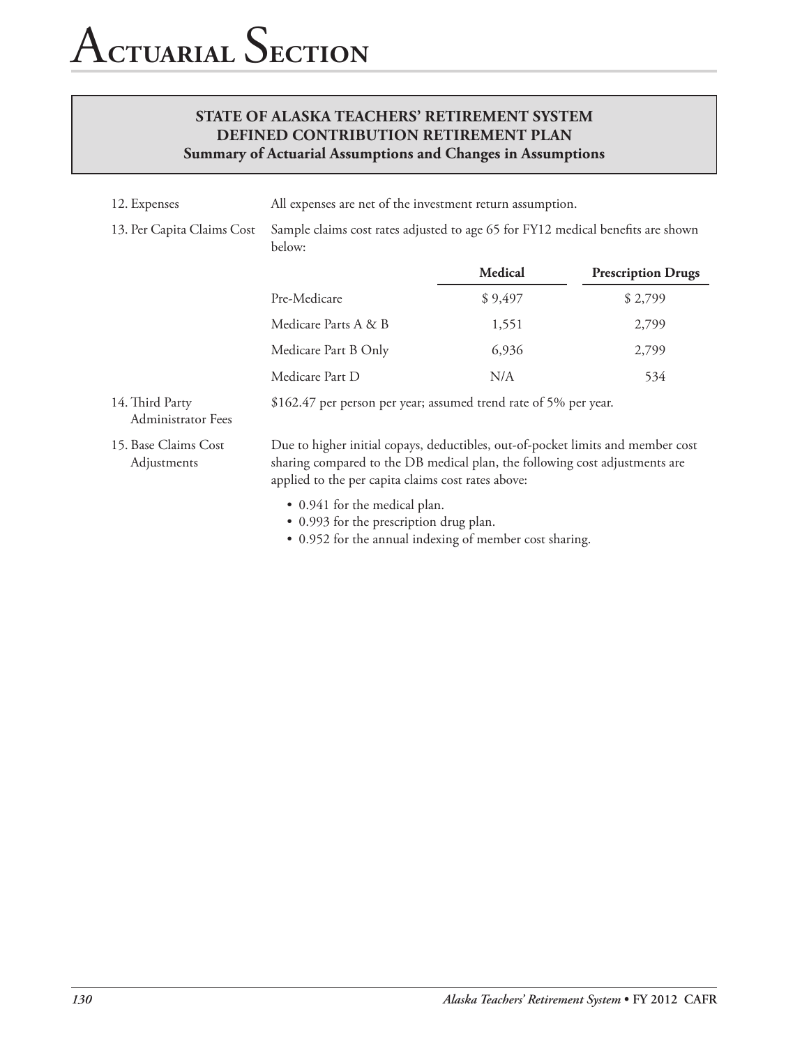# Actuarial Section

## STATE OF ALASKA TEACHERS' RETIREMENT SYSTEM DEFINED CONTRIBUTION RETIREMENT PLAN
### Summary of Actuarial Assumptions and Changes in Assumptions

12. Expenses — All expenses are net of the investment return assumption.

13. Per Capita Claims Cost — Sample claims cost rates adjusted to age 65 for FY12 medical benefits are shown below:

| | Medical | Prescription Drugs |
|---|---|---|
| Pre-Medicare | $ 9,497 | $ 2,799 |
| Medicare Parts A & B | 1,551 | 2,799 |
| Medicare Part B Only | 6,936 | 2,799 |
| Medicare Part D | N/A | 534 |

14. Third Party Administrator Fees — $162.47 per person per year; assumed trend rate of 5% per year.

15. Base Claims Cost Adjustments — Due to higher initial copays, deductibles, out-of-pocket limits and member cost sharing compared to the DB medical plan, the following cost adjustments are applied to the per capita claims cost rates above:

- 0.941 for the medical plan.
- 0.993 for the prescription drug plan.
- 0.952 for the annual indexing of member cost sharing.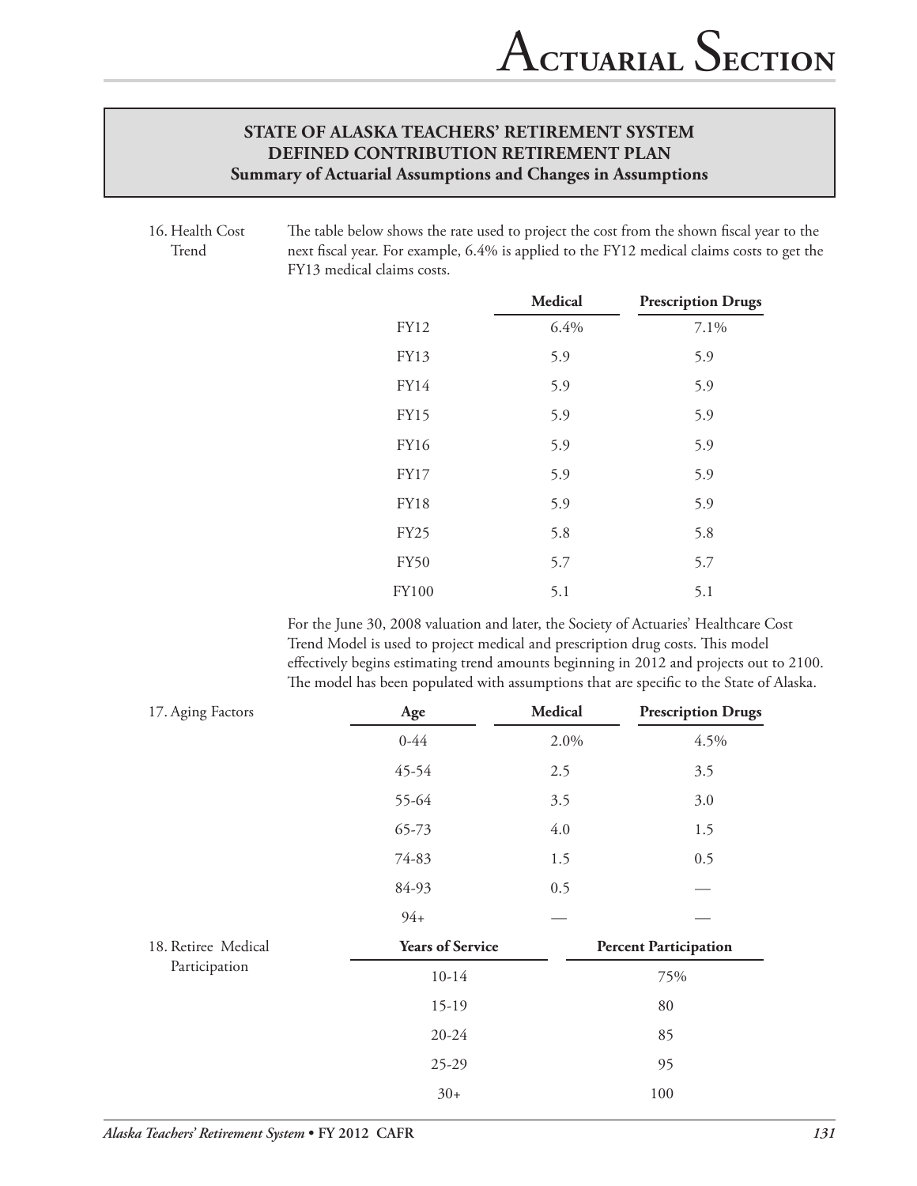## STATE OF ALASKA TEACHERS' RETIREMENT SYSTEM
## DEFINED CONTRIBUTION RETIREMENT PLAN
### Summary of Actuarial Assumptions and Changes in Assumptions

16. Health Cost Trend

The table below shows the rate used to project the cost from the shown fiscal year to the next fiscal year. For example, 6.4% is applied to the FY12 medical claims costs to get the FY13 medical claims costs.

| | Medical | Prescription Drugs |
|---|---|---|
| FY12 | 6.4% | 7.1% |
| FY13 | 5.9 | 5.9 |
| FY14 | 5.9 | 5.9 |
| FY15 | 5.9 | 5.9 |
| FY16 | 5.9 | 5.9 |
| FY17 | 5.9 | 5.9 |
| FY18 | 5.9 | 5.9 |
| FY25 | 5.8 | 5.8 |
| FY50 | 5.7 | 5.7 |
| FY100 | 5.1 | 5.1 |

For the June 30, 2008 valuation and later, the Society of Actuaries' Healthcare Cost Trend Model is used to project medical and prescription drug costs. This model effectively begins estimating trend amounts beginning in 2012 and projects out to 2100. The model has been populated with assumptions that are specific to the State of Alaska.

17. Aging Factors

| Age | Medical | Prescription Drugs |
|---|---|---|
| 0-44 | 2.0% | 4.5% |
| 45-54 | 2.5 | 3.5 |
| 55-64 | 3.5 | 3.0 |
| 65-73 | 4.0 | 1.5 |
| 74-83 | 1.5 | 0.5 |
| 84-93 | 0.5 | — |
| 94+ | — | — |

18. Retiree Medical Participation

| Years of Service | Percent Participation |
|---|---|
| 10-14 | 75% |
| 15-19 | 80 |
| 20-24 | 85 |
| 25-29 | 95 |
| 30+ | 100 |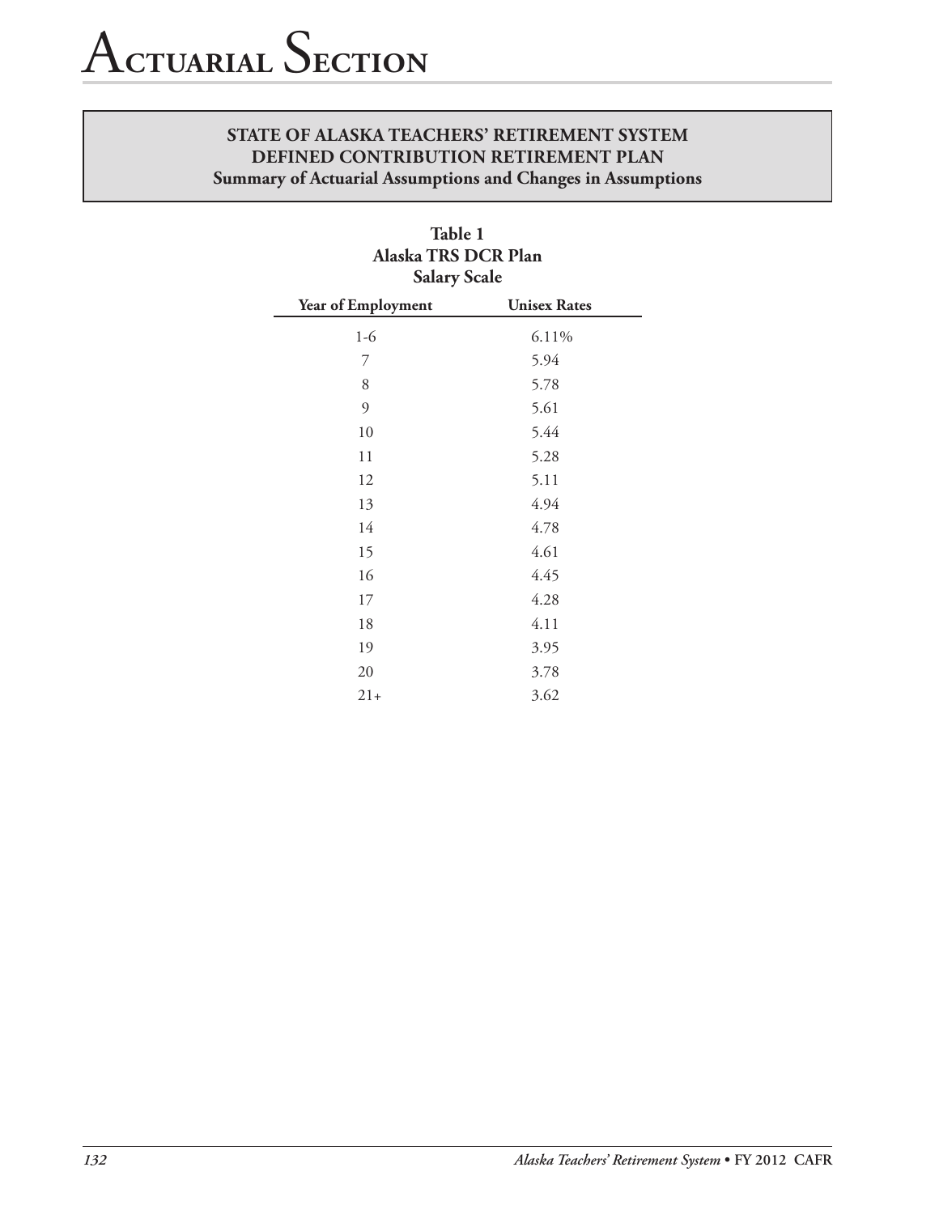# Actuarial Section

**STATE OF ALASKA TEACHERS' RETIREMENT SYSTEM**
**DEFINED CONTRIBUTION RETIREMENT PLAN**
**Summary of Actuarial Assumptions and Changes in Assumptions**

**Table 1**
**Alaska TRS DCR Plan**
**Salary Scale**

| Year of Employment | Unisex Rates |
|---|---|
| 1-6 | 6.11% |
| 7 | 5.94 |
| 8 | 5.78 |
| 9 | 5.61 |
| 10 | 5.44 |
| 11 | 5.28 |
| 12 | 5.11 |
| 13 | 4.94 |
| 14 | 4.78 |
| 15 | 4.61 |
| 16 | 4.45 |
| 17 | 4.28 |
| 18 | 4.11 |
| 19 | 3.95 |
| 20 | 3.78 |
| 21+ | 3.62 |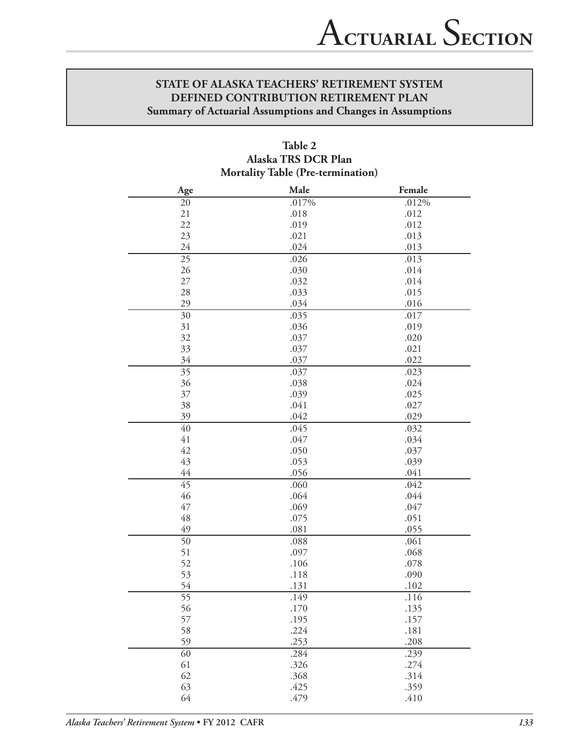# ACTUARIAL SECTION

## STATE OF ALASKA TEACHERS' RETIREMENT SYSTEM
## DEFINED CONTRIBUTION RETIREMENT PLAN
### Summary of Actuarial Assumptions and Changes in Assumptions

**Table 2**
**Alaska TRS DCR Plan**
**Mortality Table (Pre-termination)**

| Age | Male | Female |
|---|---|---|
| 20 | .017% | .012% |
| 21 | .018 | .012 |
| 22 | .019 | .012 |
| 23 | .021 | .013 |
| 24 | .024 | .013 |
| 25 | .026 | .013 |
| 26 | .030 | .014 |
| 27 | .032 | .014 |
| 28 | .033 | .015 |
| 29 | .034 | .016 |
| 30 | .035 | .017 |
| 31 | .036 | .019 |
| 32 | .037 | .020 |
| 33 | .037 | .021 |
| 34 | .037 | .022 |
| 35 | .037 | .023 |
| 36 | .038 | .024 |
| 37 | .039 | .025 |
| 38 | .041 | .027 |
| 39 | .042 | .029 |
| 40 | .045 | .032 |
| 41 | .047 | .034 |
| 42 | .050 | .037 |
| 43 | .053 | .039 |
| 44 | .056 | .041 |
| 45 | .060 | .042 |
| 46 | .064 | .044 |
| 47 | .069 | .047 |
| 48 | .075 | .051 |
| 49 | .081 | .055 |
| 50 | .088 | .061 |
| 51 | .097 | .068 |
| 52 | .106 | .078 |
| 53 | .118 | .090 |
| 54 | .131 | .102 |
| 55 | .149 | .116 |
| 56 | .170 | .135 |
| 57 | .195 | .157 |
| 58 | .224 | .181 |
| 59 | .253 | .208 |
| 60 | .284 | .239 |
| 61 | .326 | .274 |
| 62 | .368 | .314 |
| 63 | .425 | .359 |
| 64 | .479 | .410 |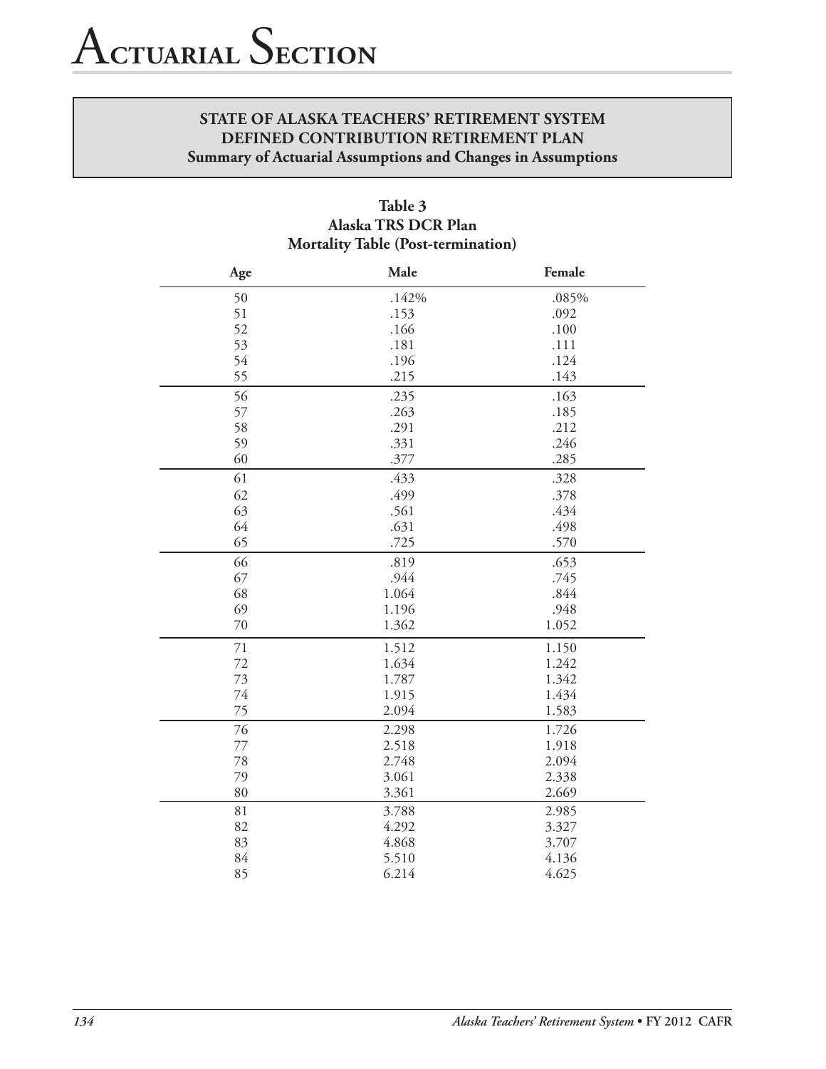### STATE OF ALASKA TEACHERS' RETIREMENT SYSTEM
### DEFINED CONTRIBUTION RETIREMENT PLAN
### Summary of Actuarial Assumptions and Changes in Assumptions

**Table 3**
**Alaska TRS DCR Plan**
**Mortality Table (Post-termination)**

| Age | Male | Female |
|---|---|---|
| 50 | .142% | .085% |
| 51 | .153 | .092 |
| 52 | .166 | .100 |
| 53 | .181 | .111 |
| 54 | .196 | .124 |
| 55 | .215 | .143 |
| 56 | .235 | .163 |
| 57 | .263 | .185 |
| 58 | .291 | .212 |
| 59 | .331 | .246 |
| 60 | .377 | .285 |
| 61 | .433 | .328 |
| 62 | .499 | .378 |
| 63 | .561 | .434 |
| 64 | .631 | .498 |
| 65 | .725 | .570 |
| 66 | .819 | .653 |
| 67 | .944 | .745 |
| 68 | 1.064 | .844 |
| 69 | 1.196 | .948 |
| 70 | 1.362 | 1.052 |
| 71 | 1.512 | 1.150 |
| 72 | 1.634 | 1.242 |
| 73 | 1.787 | 1.342 |
| 74 | 1.915 | 1.434 |
| 75 | 2.094 | 1.583 |
| 76 | 2.298 | 1.726 |
| 77 | 2.518 | 1.918 |
| 78 | 2.748 | 2.094 |
| 79 | 3.061 | 2.338 |
| 80 | 3.361 | 2.669 |
| 81 | 3.788 | 2.985 |
| 82 | 4.292 | 3.327 |
| 83 | 4.868 | 3.707 |
| 84 | 5.510 | 4.136 |
| 85 | 6.214 | 4.625 |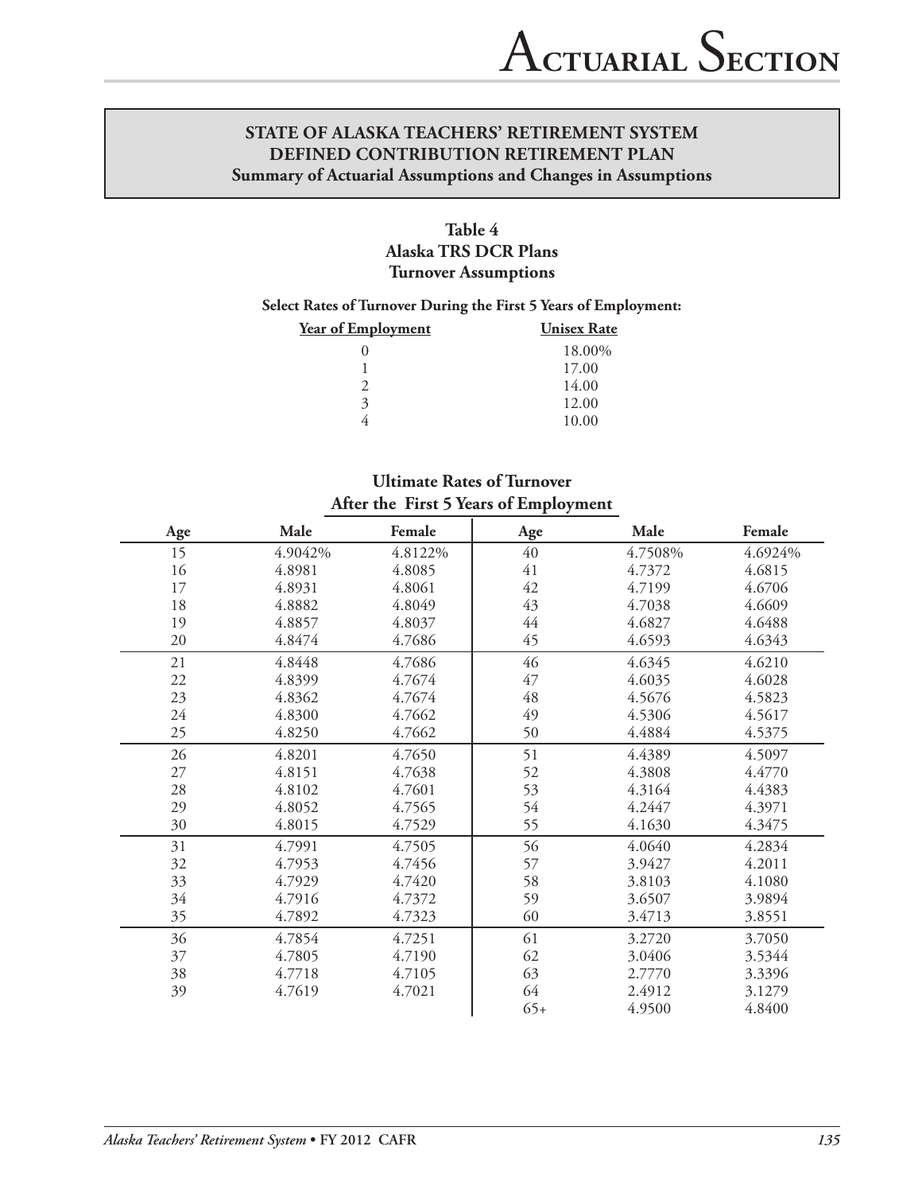## STATE OF ALASKA TEACHERS' RETIREMENT SYSTEM
## DEFINED CONTRIBUTION RETIREMENT PLAN
### Summary of Actuarial Assumptions and Changes in Assumptions

**Table 4**
**Alaska TRS DCR Plans**
**Turnover Assumptions**

**Select Rates of Turnover During the First 5 Years of Employment:**

| Year of Employment | Unisex Rate |
|---|---|
| 0 | 18.00% |
| 1 | 17.00 |
| 2 | 14.00 |
| 3 | 12.00 |
| 4 | 10.00 |

**Ultimate Rates of Turnover**
**After the First 5 Years of Employment**

| Age | Male | Female | Age | Male | Female |
|---|---|---|---|---|---|
| 15 | 4.9042% | 4.8122% | 40 | 4.7508% | 4.6924% |
| 16 | 4.8981 | 4.8085 | 41 | 4.7372 | 4.6815 |
| 17 | 4.8931 | 4.8061 | 42 | 4.7199 | 4.6706 |
| 18 | 4.8882 | 4.8049 | 43 | 4.7038 | 4.6609 |
| 19 | 4.8857 | 4.8037 | 44 | 4.6827 | 4.6488 |
| 20 | 4.8474 | 4.7686 | 45 | 4.6593 | 4.6343 |
| 21 | 4.8448 | 4.7686 | 46 | 4.6345 | 4.6210 |
| 22 | 4.8399 | 4.7674 | 47 | 4.6035 | 4.6028 |
| 23 | 4.8362 | 4.7674 | 48 | 4.5676 | 4.5823 |
| 24 | 4.8300 | 4.7662 | 49 | 4.5306 | 4.5617 |
| 25 | 4.8250 | 4.7662 | 50 | 4.4884 | 4.5375 |
| 26 | 4.8201 | 4.7650 | 51 | 4.4389 | 4.5097 |
| 27 | 4.8151 | 4.7638 | 52 | 4.3808 | 4.4770 |
| 28 | 4.8102 | 4.7601 | 53 | 4.3164 | 4.4383 |
| 29 | 4.8052 | 4.7565 | 54 | 4.2447 | 4.3971 |
| 30 | 4.8015 | 4.7529 | 55 | 4.1630 | 4.3475 |
| 31 | 4.7991 | 4.7505 | 56 | 4.0640 | 4.2834 |
| 32 | 4.7953 | 4.7456 | 57 | 3.9427 | 4.2011 |
| 33 | 4.7929 | 4.7420 | 58 | 3.8103 | 4.1080 |
| 34 | 4.7916 | 4.7372 | 59 | 3.6507 | 3.9894 |
| 35 | 4.7892 | 4.7323 | 60 | 3.4713 | 3.8551 |
| 36 | 4.7854 | 4.7251 | 61 | 3.2720 | 3.7050 |
| 37 | 4.7805 | 4.7190 | 62 | 3.0406 | 3.5344 |
| 38 | 4.7718 | 4.7105 | 63 | 2.7770 | 3.3396 |
| 39 | 4.7619 | 4.7021 | 64 | 2.4912 | 3.1279 |
| | | | 65+ | 4.9500 | 4.8400 |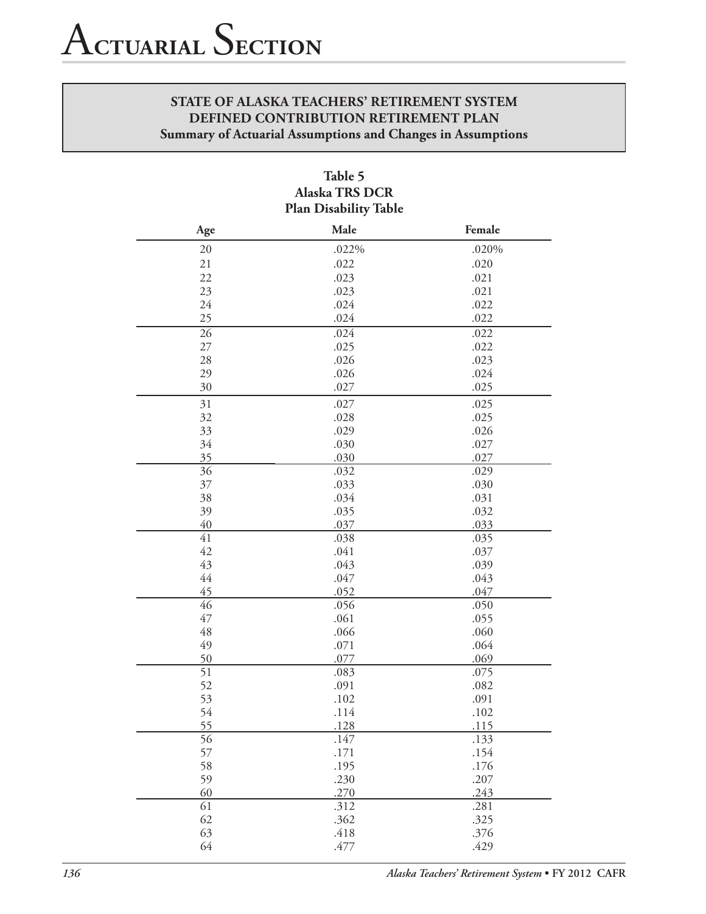# Actuarial Section

**STATE OF ALASKA TEACHERS' RETIREMENT SYSTEM**
**DEFINED CONTRIBUTION RETIREMENT PLAN**
**Summary of Actuarial Assumptions and Changes in Assumptions**

**Table 5**
**Alaska TRS DCR**
**Plan Disability Table**

| Age | Male | Female |
|---|---|---|
| 20 | .022% | .020% |
| 21 | .022 | .020 |
| 22 | .023 | .021 |
| 23 | .023 | .021 |
| 24 | .024 | .022 |
| 25 | .024 | .022 |
| 26 | .024 | .022 |
| 27 | .025 | .022 |
| 28 | .026 | .023 |
| 29 | .026 | .024 |
| 30 | .027 | .025 |
| 31 | .027 | .025 |
| 32 | .028 | .025 |
| 33 | .029 | .026 |
| 34 | .030 | .027 |
| 35 | .030 | .027 |
| 36 | .032 | .029 |
| 37 | .033 | .030 |
| 38 | .034 | .031 |
| 39 | .035 | .032 |
| 40 | .037 | .033 |
| 41 | .038 | .035 |
| 42 | .041 | .037 |
| 43 | .043 | .039 |
| 44 | .047 | .043 |
| 45 | .052 | .047 |
| 46 | .056 | .050 |
| 47 | .061 | .055 |
| 48 | .066 | .060 |
| 49 | .071 | .064 |
| 50 | .077 | .069 |
| 51 | .083 | .075 |
| 52 | .091 | .082 |
| 53 | .102 | .091 |
| 54 | .114 | .102 |
| 55 | .128 | .115 |
| 56 | .147 | .133 |
| 57 | .171 | .154 |
| 58 | .195 | .176 |
| 59 | .230 | .207 |
| 60 | .270 | .243 |
| 61 | .312 | .281 |
| 62 | .362 | .325 |
| 63 | .418 | .376 |
| 64 | .477 | .429 |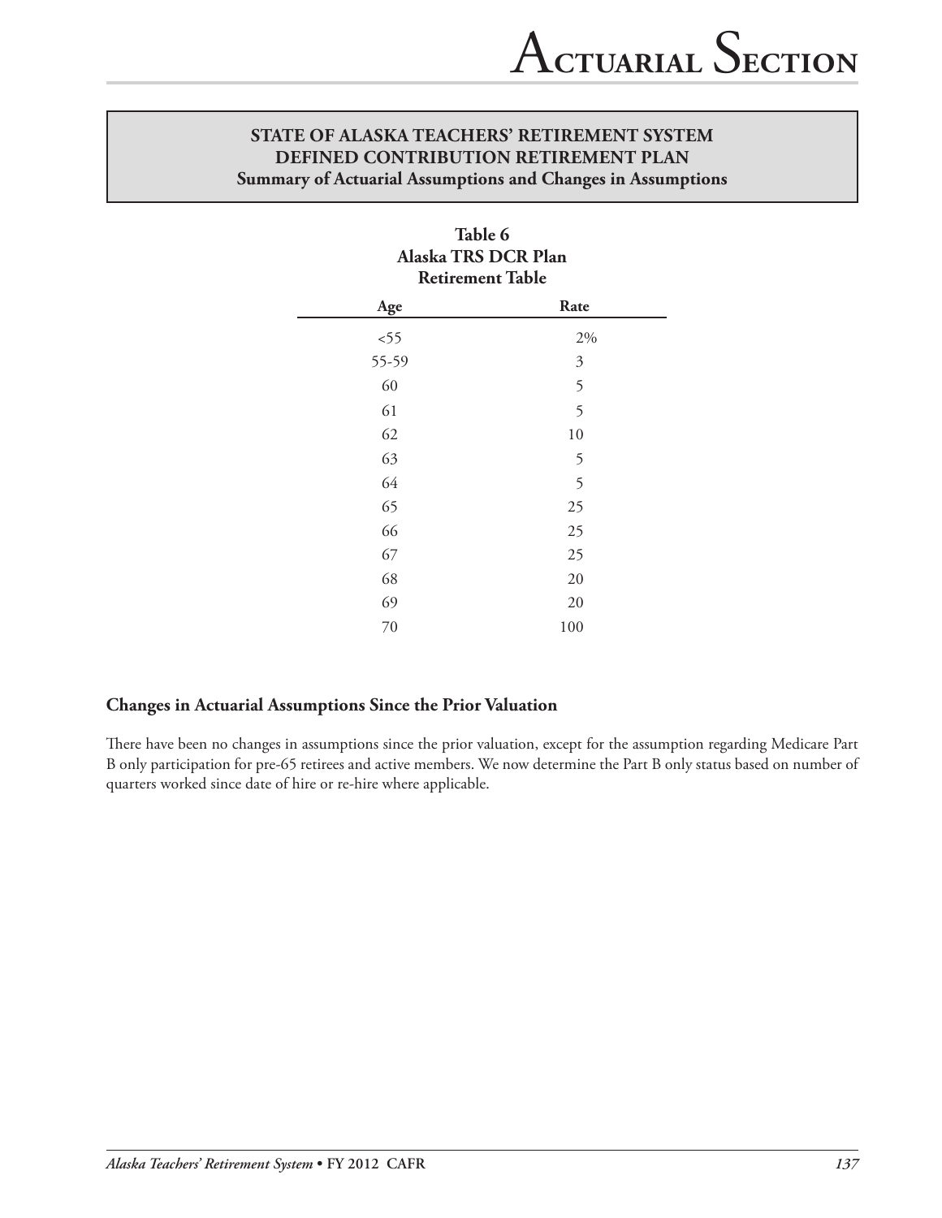**STATE OF ALASKA TEACHERS' RETIREMENT SYSTEM**
**DEFINED CONTRIBUTION RETIREMENT PLAN**
**Summary of Actuarial Assumptions and Changes in Assumptions**

**Table 6**
**Alaska TRS DCR Plan**
**Retirement Table**

| Age | Rate |
|---|---|
| <55 | 2% |
| 55-59 | 3 |
| 60 | 5 |
| 61 | 5 |
| 62 | 10 |
| 63 | 5 |
| 64 | 5 |
| 65 | 25 |
| 66 | 25 |
| 67 | 25 |
| 68 | 20 |
| 69 | 20 |
| 70 | 100 |

### Changes in Actuarial Assumptions Since the Prior Valuation

There have been no changes in assumptions since the prior valuation, except for the assumption regarding Medicare Part B only participation for pre-65 retirees and active members. We now determine the Part B only status based on number of quarters worked since date of hire or re-hire where applicable.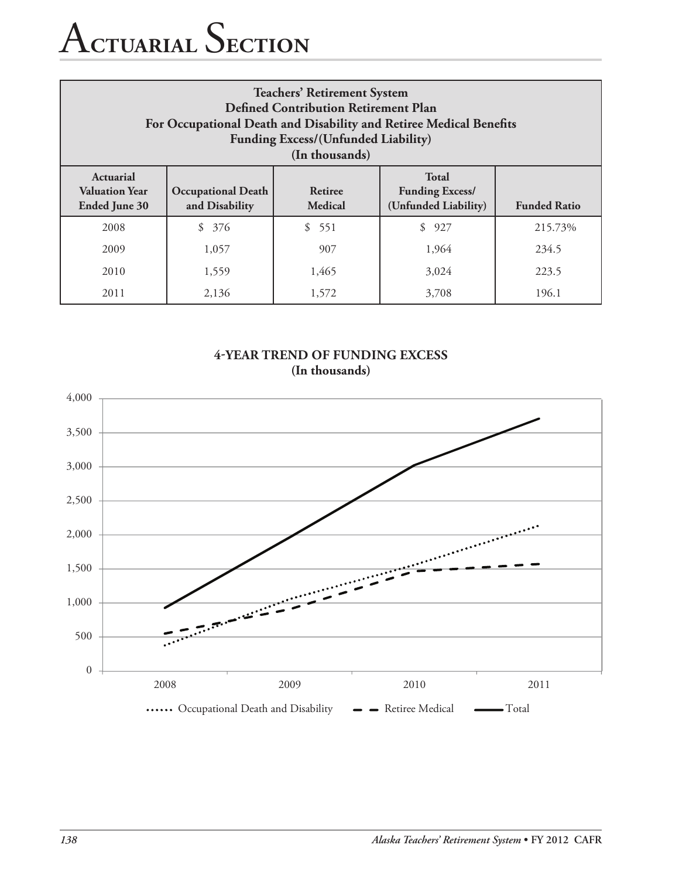# Actuarial Section

| Teachers' Retirement System<br>Defined Contribution Retirement Plan<br>For Occupational Death and Disability and Retiree Medical Benefits<br>Funding Excess/(Unfunded Liability)<br>(In thousands) | | | | |
|---|---|---|---|---|
| **Actuarial Valuation Year Ended June 30** | **Occupational Death and Disability** | **Retiree Medical** | **Total Funding Excess/ (Unfunded Liability)** | **Funded Ratio** |
| 2008 | $ 376 | $ 551 | $ 927 | 215.73% |
| 2009 | 1,057 | 907 | 1,964 | 234.5 |
| 2010 | 1,559 | 1,465 | 3,024 | 223.5 |
| 2011 | 2,136 | 1,572 | 3,708 | 196.1 |

**4-YEAR TREND OF FUNDING EXCESS**
**(In thousands)**

| Year | Occupational Death and Disability | Retiree Medical | Total |
|---|---|---|---|
| 2008 | 376 | 551 | 927 |
| 2009 | 1,057 | 907 | 1,964 |
| 2010 | 1,559 | 1,465 | 3,024 |
| 2011 | 2,136 | 1,572 | 3,708 |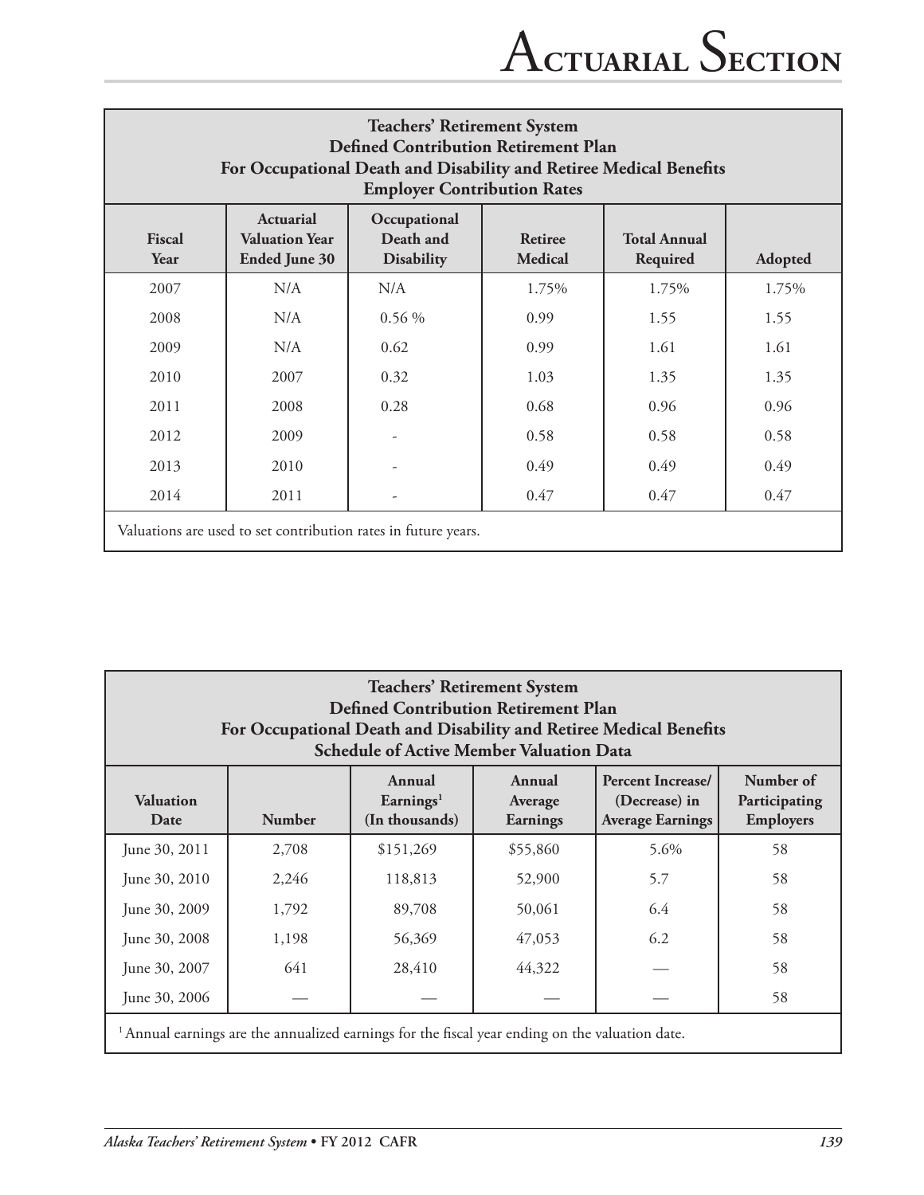## Teachers' Retirement System
## Defined Contribution Retirement Plan
## For Occupational Death and Disability and Retiree Medical Benefits
## Employer Contribution Rates

| Fiscal Year | Actuarial Valuation Year Ended June 30 | Occupational Death and Disability | Retiree Medical | Total Annual Required | Adopted |
|---|---|---|---|---|---|
| 2007 | N/A | N/A | 1.75% | 1.75% | 1.75% |
| 2008 | N/A | 0.56 % | 0.99 | 1.55 | 1.55 |
| 2009 | N/A | 0.62 | 0.99 | 1.61 | 1.61 |
| 2010 | 2007 | 0.32 | 1.03 | 1.35 | 1.35 |
| 2011 | 2008 | 0.28 | 0.68 | 0.96 | 0.96 |
| 2012 | 2009 | - | 0.58 | 0.58 | 0.58 |
| 2013 | 2010 | - | 0.49 | 0.49 | 0.49 |
| 2014 | 2011 | - | 0.47 | 0.47 | 0.47 |

Valuations are used to set contribution rates in future years.

## Teachers' Retirement System
## Defined Contribution Retirement Plan
## For Occupational Death and Disability and Retiree Medical Benefits
## Schedule of Active Member Valuation Data

| Valuation Date | Number | Annual Earnings[1] (In thousands) | Annual Average Earnings | Percent Increase/ (Decrease) in Average Earnings | Number of Participating Employers |
|---|---|---|---|---|---|
| June 30, 2011 | 2,708 | $151,269 | $55,860 | 5.6% | 58 |
| June 30, 2010 | 2,246 | 118,813 | 52,900 | 5.7 | 58 |
| June 30, 2009 | 1,792 | 89,708 | 50,061 | 6.4 | 58 |
| June 30, 2008 | 1,198 | 56,369 | 47,053 | 6.2 | 58 |
| June 30, 2007 | 641 | 28,410 | 44,322 | — | 58 |
| June 30, 2006 | — | — | — | — | 58 |

[1] Annual earnings are the annualized earnings for the fiscal year ending on the valuation date.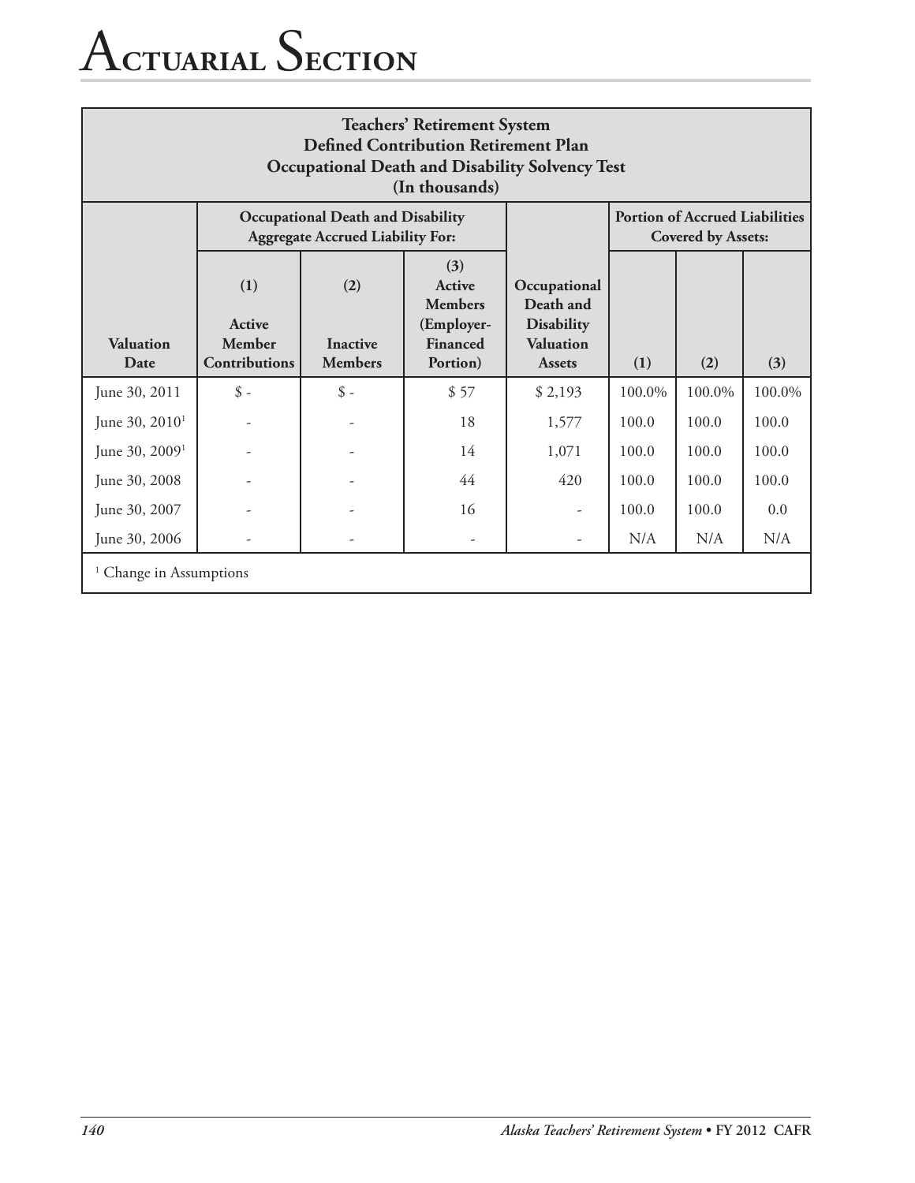# Actuarial Section

| Teachers' Retirement System Defined Contribution Retirement Plan Occupational Death and Disability Solvency Test (In thousands) | | | | | | | |
|---|---|---|---|---|---|---|---|
| | Occupational Death and Disability Aggregate Accrued Liability For: | | | | Portion of Accrued Liabilities Covered by Assets: | | |
| Valuation Date | (1) Active Member Contributions | (2) Inactive Members | (3) Active Members (Employer-Financed Portion) | Occupational Death and Disability Valuation Assets | (1) | (2) | (3) |
| June 30, 2011 | $ - | $ - | $ 57 | $ 2,193 | 100.0% | 100.0% | 100.0% |
| June 30, 2010[1] | - | - | 18 | 1,577 | 100.0 | 100.0 | 100.0 |
| June 30, 2009[1] | - | - | 14 | 1,071 | 100.0 | 100.0 | 100.0 |
| June 30, 2008 | - | - | 44 | 420 | 100.0 | 100.0 | 100.0 |
| June 30, 2007 | - | - | 16 | - | 100.0 | 100.0 | 0.0 |
| June 30, 2006 | - | - | - | - | N/A | N/A | N/A |

[1] Change in Assumptions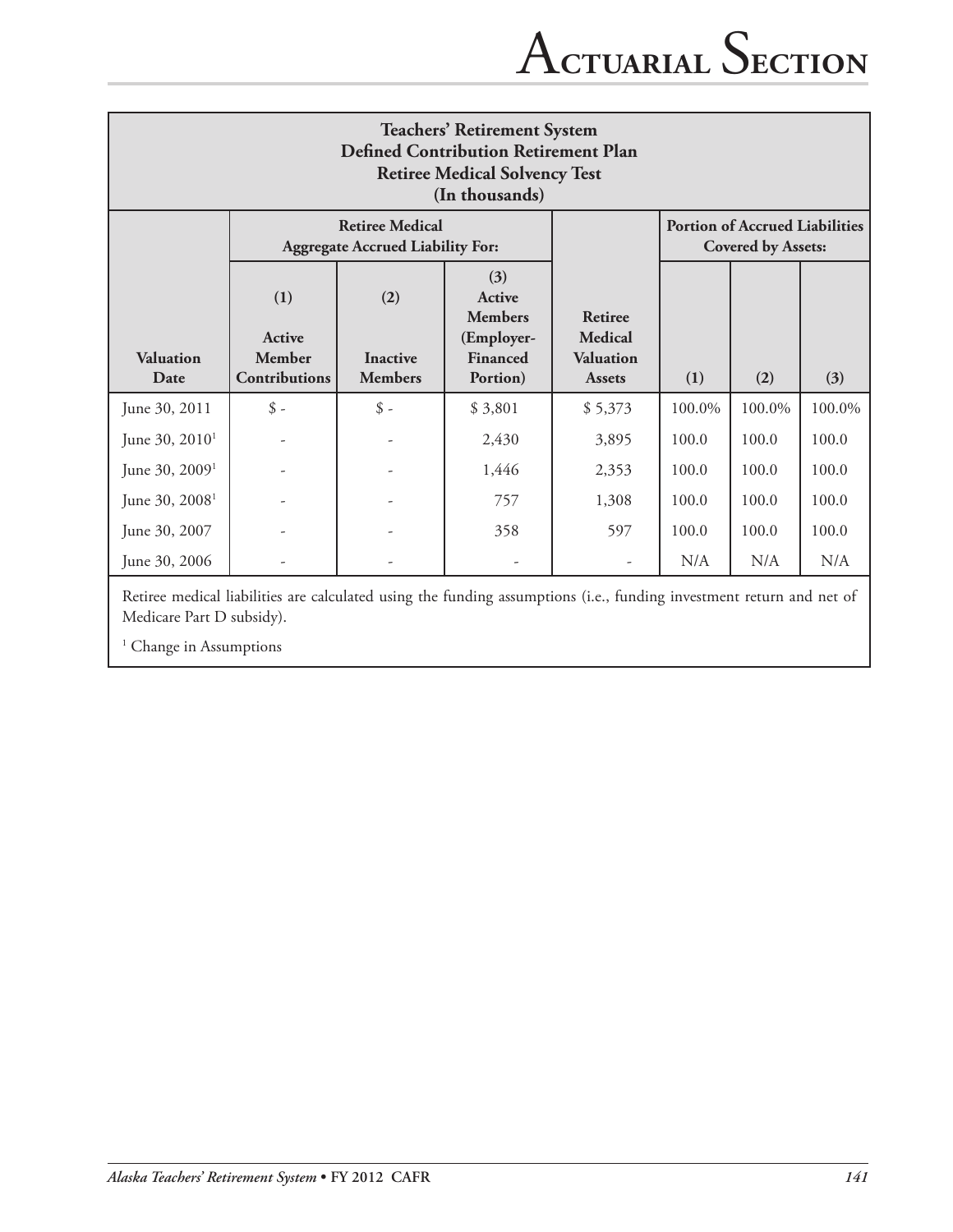| Teachers' Retirement System Defined Contribution Retirement Plan Retiree Medical Solvency Test (In thousands) | | | | | | | |
|---|---|---|---|---|---|---|---|
| | **Retiree Medical Aggregate Accrued Liability For:** | | | | **Portion of Accrued Liabilities Covered by Assets:** | | |
| **Valuation Date** | **(1) Active Member Contributions** | **(2) Inactive Members** | **(3) Active Members (Employer-Financed Portion)** | **Retiree Medical Valuation Assets** | **(1)** | **(2)** | **(3)** |
| June 30, 2011 | $ - | $ - | $ 3,801 | $ 5,373 | 100.0% | 100.0% | 100.0% |
| June 30, 2010[1] | - | - | 2,430 | 3,895 | 100.0 | 100.0 | 100.0 |
| June 30, 2009[1] | - | - | 1,446 | 2,353 | 100.0 | 100.0 | 100.0 |
| June 30, 2008[1] | - | - | 757 | 1,308 | 100.0 | 100.0 | 100.0 |
| June 30, 2007 | - | - | 358 | 597 | 100.0 | 100.0 | 100.0 |
| June 30, 2006 | - | - | - | - | N/A | N/A | N/A |

Retiree medical liabilities are calculated using the funding assumptions (i.e., funding investment return and net of Medicare Part D subsidy).

[1] Change in Assumptions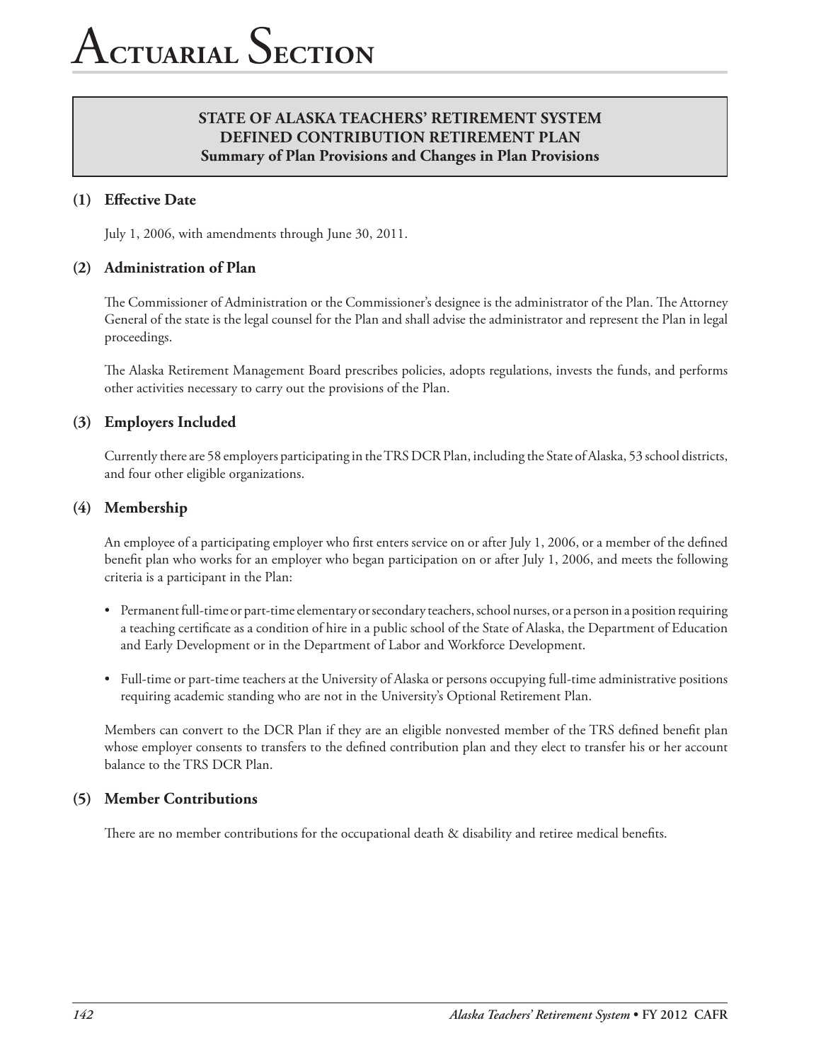# Actuarial Section

## STATE OF ALASKA TEACHERS' RETIREMENT SYSTEM
## DEFINED CONTRIBUTION RETIREMENT PLAN
### Summary of Plan Provisions and Changes in Plan Provisions

### (1) Effective Date

July 1, 2006, with amendments through June 30, 2011.

### (2) Administration of Plan

The Commissioner of Administration or the Commissioner's designee is the administrator of the Plan. The Attorney General of the state is the legal counsel for the Plan and shall advise the administrator and represent the Plan in legal proceedings.

The Alaska Retirement Management Board prescribes policies, adopts regulations, invests the funds, and performs other activities necessary to carry out the provisions of the Plan.

### (3) Employers Included

Currently there are 58 employers participating in the TRS DCR Plan, including the State of Alaska, 53 school districts, and four other eligible organizations.

### (4) Membership

An employee of a participating employer who first enters service on or after July 1, 2006, or a member of the defined benefit plan who works for an employer who began participation on or after July 1, 2006, and meets the following criteria is a participant in the Plan:

- Permanent full-time or part-time elementary or secondary teachers, school nurses, or a person in a position requiring a teaching certificate as a condition of hire in a public school of the State of Alaska, the Department of Education and Early Development or in the Department of Labor and Workforce Development.
- Full-time or part-time teachers at the University of Alaska or persons occupying full-time administrative positions requiring academic standing who are not in the University's Optional Retirement Plan.

Members can convert to the DCR Plan if they are an eligible nonvested member of the TRS defined benefit plan whose employer consents to transfers to the defined contribution plan and they elect to transfer his or her account balance to the TRS DCR Plan.

### (5) Member Contributions

There are no member contributions for the occupational death & disability and retiree medical benefits.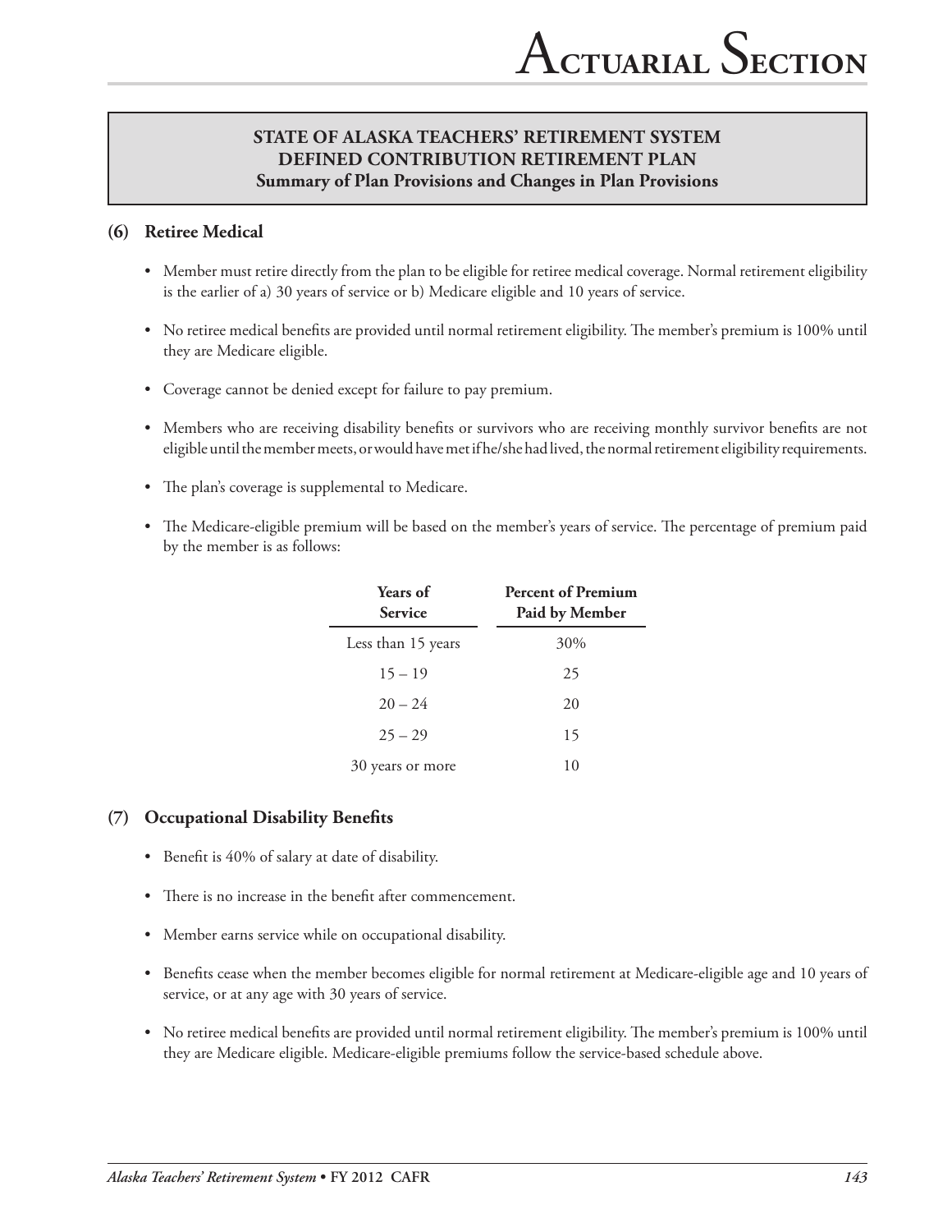**STATE OF ALASKA TEACHERS' RETIREMENT SYSTEM**
**DEFINED CONTRIBUTION RETIREMENT PLAN**
**Summary of Plan Provisions and Changes in Plan Provisions**

## (6) Retiree Medical

- Member must retire directly from the plan to be eligible for retiree medical coverage. Normal retirement eligibility is the earlier of a) 30 years of service or b) Medicare eligible and 10 years of service.
- No retiree medical benefits are provided until normal retirement eligibility. The member's premium is 100% until they are Medicare eligible.
- Coverage cannot be denied except for failure to pay premium.
- Members who are receiving disability benefits or survivors who are receiving monthly survivor benefits are not eligible until the member meets, or would have met if he/she had lived, the normal retirement eligibility requirements.
- The plan's coverage is supplemental to Medicare.
- The Medicare-eligible premium will be based on the member's years of service. The percentage of premium paid by the member is as follows:

| Years of Service | Percent of Premium Paid by Member |
|---|---|
| Less than 15 years | 30% |
| 15 – 19 | 25 |
| 20 – 24 | 20 |
| 25 – 29 | 15 |
| 30 years or more | 10 |

## (7) Occupational Disability Benefits

- Benefit is 40% of salary at date of disability.
- There is no increase in the benefit after commencement.
- Member earns service while on occupational disability.
- Benefits cease when the member becomes eligible for normal retirement at Medicare-eligible age and 10 years of service, or at any age with 30 years of service.
- No retiree medical benefits are provided until normal retirement eligibility. The member's premium is 100% until they are Medicare eligible. Medicare-eligible premiums follow the service-based schedule above.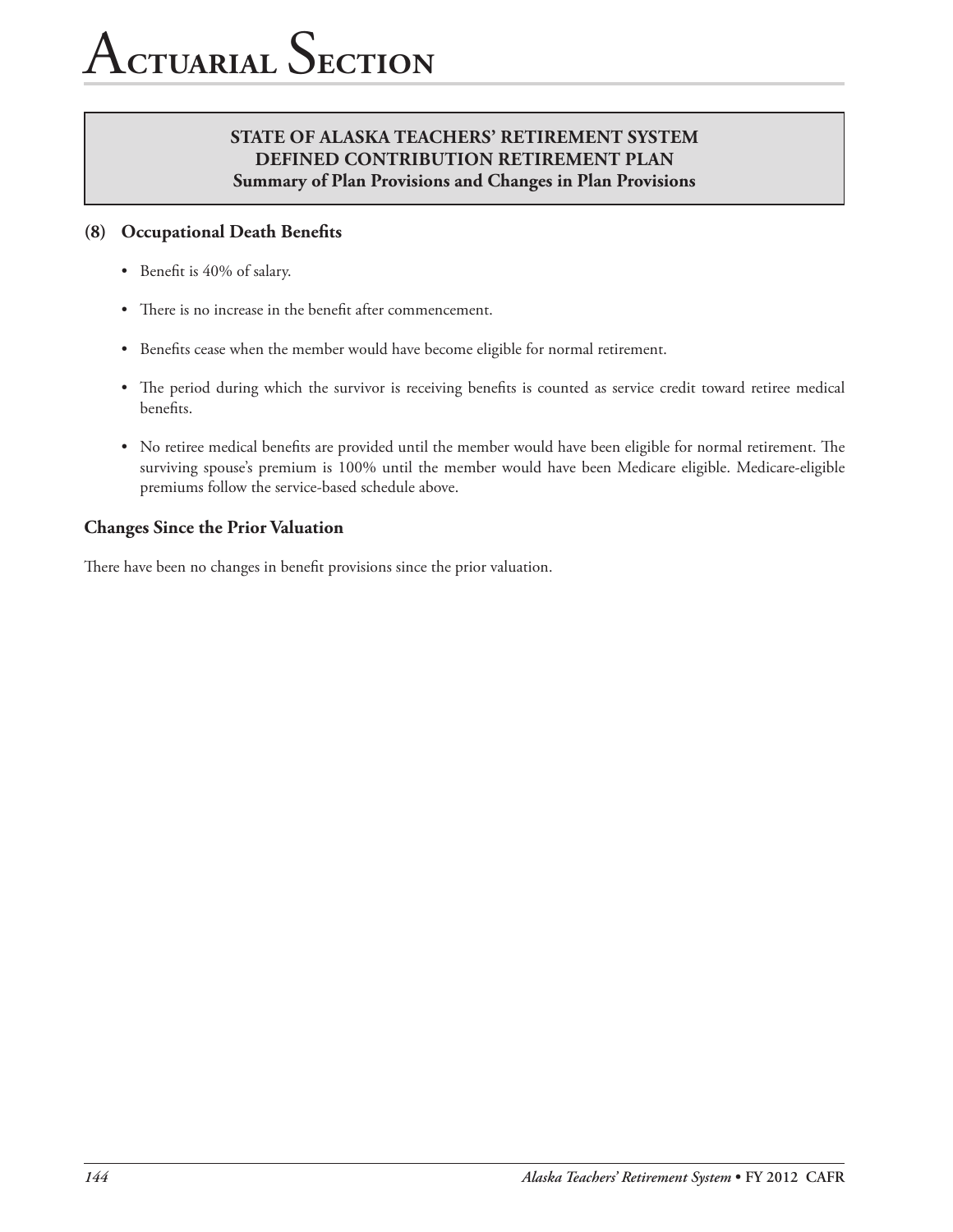**STATE OF ALASKA TEACHERS' RETIREMENT SYSTEM**
**DEFINED CONTRIBUTION RETIREMENT PLAN**
**Summary of Plan Provisions and Changes in Plan Provisions**

### (8) Occupational Death Benefits

- Benefit is 40% of salary.
- There is no increase in the benefit after commencement.
- Benefits cease when the member would have become eligible for normal retirement.
- The period during which the survivor is receiving benefits is counted as service credit toward retiree medical benefits.
- No retiree medical benefits are provided until the member would have been eligible for normal retirement. The surviving spouse's premium is 100% until the member would have been Medicare eligible. Medicare-eligible premiums follow the service-based schedule above.

### Changes Since the Prior Valuation

There have been no changes in benefit provisions since the prior valuation.